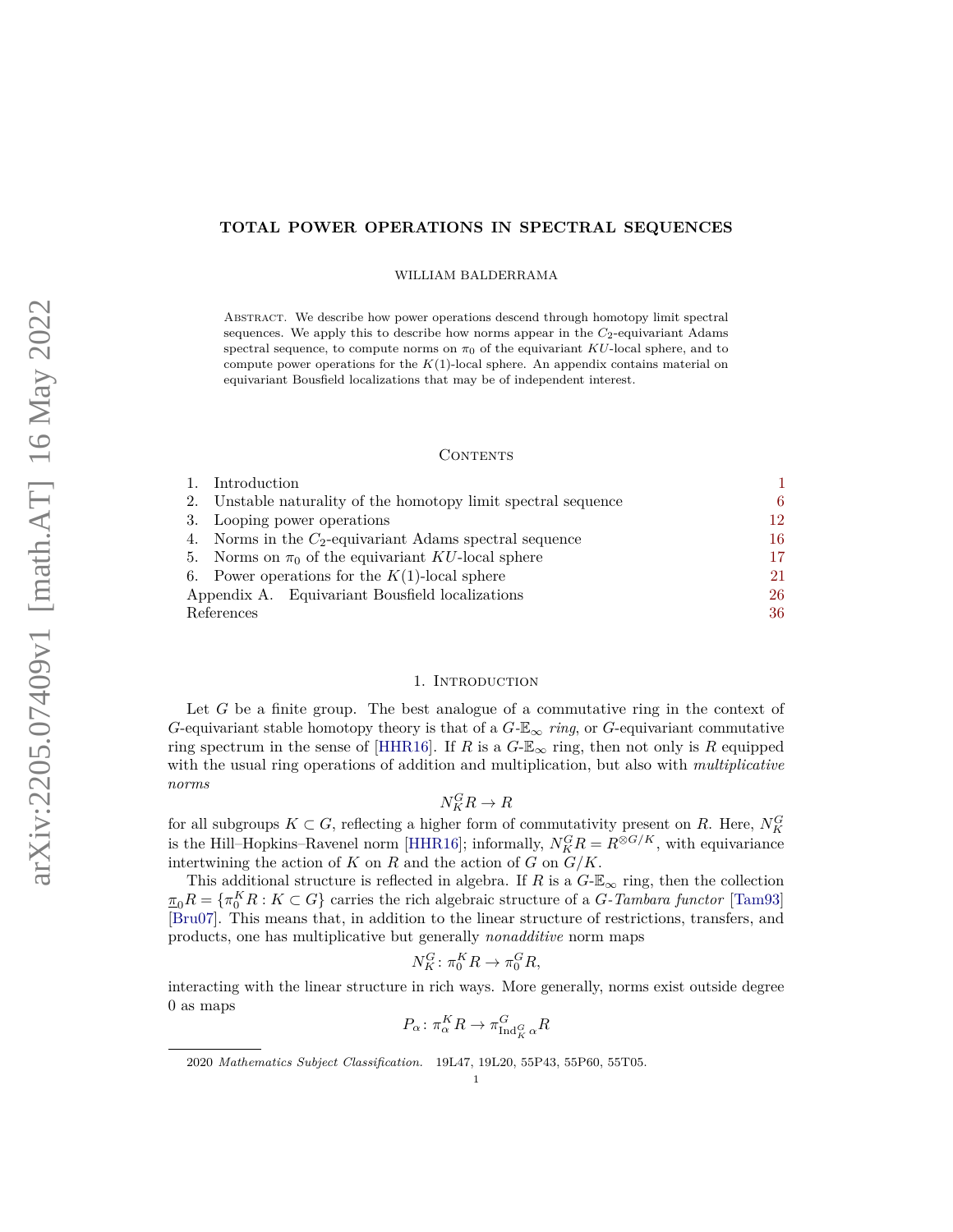# TOTAL POWER OPERATIONS IN SPECTRAL SEQUENCES

WILLIAM BALDERRAMA

Abstract. We describe how power operations descend through homotopy limit spectral sequences. We apply this to describe how norms appear in the $C_2$-equivariant Adams spectral sequence, to compute norms on $\pi_0$ of the equivariant $KU$-local sphere, and to compute power operations for the $K(1)$-local sphere. An appendix contains material on equivariant Bousfield localizations that may be of independent interest.

## Contents

1. Introduction — 1
2. Unstable naturality of the homotopy limit spectral sequence — 6
3. Looping power operations — 12
4. Norms in the $C_2$-equivariant Adams spectral sequence — 16
5. Norms on $\pi_0$ of the equivariant $KU$-local sphere — 17
6. Power operations for the $K(1)$-local sphere — 21

Appendix A. Equivariant Bousfield localizations — 26

References — 36

## 1. Introduction

Let $G$ be a finite group. The best analogue of a commutative ring in the context of $G$-equivariant stable homotopy theory is that of a $G$-$\mathbb{E}_\infty$ *ring*, or $G$-equivariant commutative ring spectrum in the sense of [HHR16]. If $R$ is a $G$-$\mathbb{E}_\infty$ ring, then not only is $R$ equipped with the usual ring operations of addition and multiplication, but also with *multiplicative norms*

$$N_K^G R \to R$$

for all subgroups $K \subset G$, reflecting a higher form of commutativity present on $R$. Here, $N_K^G$ is the Hill–Hopkins–Ravenel norm [HHR16]; informally, $N_K^G R = R^{\otimes G/K}$, with equivariance intertwining the action of $K$ on $R$ and the action of $G$ on $G/K$.

This additional structure is reflected in algebra. If $R$ is a $G$-$\mathbb{E}_\infty$ ring, then the collection $\underline{\pi}_0 R = \{\pi_0^K R : K \subset G\}$ carries the rich algebraic structure of a $G$-*Tambara functor* [Tam93] [Bru07]. This means that, in addition to the linear structure of restrictions, transfers, and products, one has multiplicative but generally *nonadditive* norm maps

$$N_K^G \colon \pi_0^K R \to \pi_0^G R,$$

interacting with the linear structure in rich ways. More generally, norms exist outside degree 0 as maps

$$P_\alpha \colon \pi_\alpha^K R \to \pi_{\mathrm{Ind}_K^G \alpha}^G R$$

2020 *Mathematics Subject Classification.* 19L47, 19L20, 55P43, 55P60, 55T05.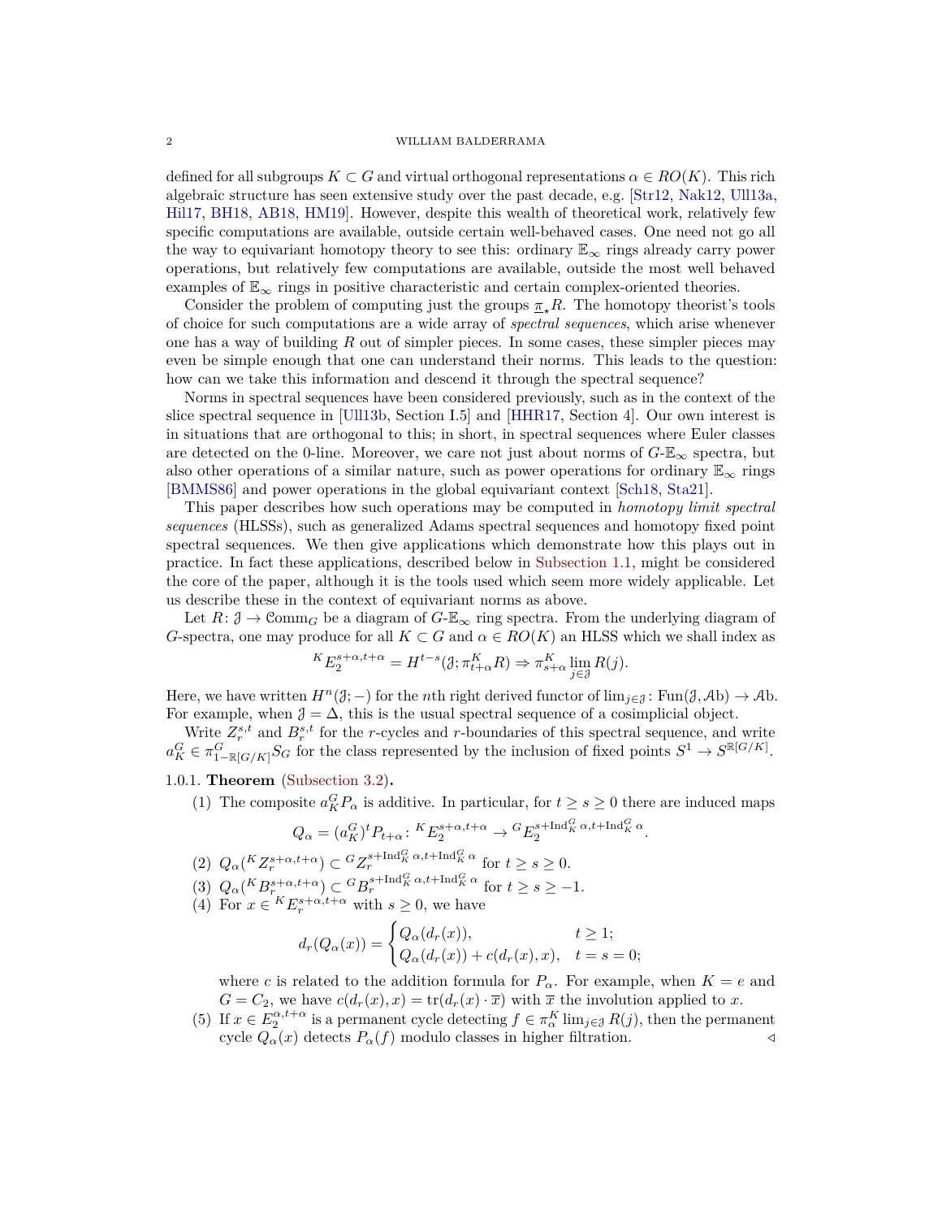defined for all subgroups $K \subset G$ and virtual orthogonal representations $\alpha \in RO(K)$. This rich algebraic structure has seen extensive study over the past decade, e.g. [Str12, Nak12, Ull13a, Hil17, BH18, AB18, HM19]. However, despite this wealth of theoretical work, relatively few specific computations are available, outside certain well-behaved cases. One need not go all the way to equivariant homotopy theory to see this: ordinary $\mathbb{E}_\infty$ rings already carry power operations, but relatively few computations are available, outside the most well behaved examples of $\mathbb{E}_\infty$ rings in positive characteristic and certain complex-oriented theories.

Consider the problem of computing just the groups $\underline{\pi}_\star R$. The homotopy theorist's tools of choice for such computations are a wide array of *spectral sequences*, which arise whenever one has a way of building $R$ out of simpler pieces. In some cases, these simpler pieces may even be simple enough that one can understand their norms. This leads to the question: how can we take this information and descend it through the spectral sequence?

Norms in spectral sequences have been considered previously, such as in the context of the slice spectral sequence in [Ull13b, Section I.5] and [HHR17, Section 4]. Our own interest is in situations that are orthogonal to this; in short, in spectral sequences where Euler classes are detected on the 0-line. Moreover, we care not just about norms of $G$-$\mathbb{E}_\infty$ spectra, but also other operations of a similar nature, such as power operations for ordinary $\mathbb{E}_\infty$ rings [BMMS86] and power operations in the global equivariant context [Sch18, Sta21].

This paper describes how such operations may be computed in *homotopy limit spectral sequences* (HLSSs), such as generalized Adams spectral sequences and homotopy fixed point spectral sequences. We then give applications which demonstrate how this plays out in practice. In fact these applications, described below in Subsection 1.1, might be considered the core of the paper, although it is the tools used which seem more widely applicable. Let us describe these in the context of equivariant norms as above.

Let $R\colon \mathcal{J} \to \mathcal{C}\mathrm{omm}_G$ be a diagram of $G$-$\mathbb{E}_\infty$ ring spectra. From the underlying diagram of $G$-spectra, one may produce for all $K \subset G$ and $\alpha \in RO(K)$ an HLSS which we shall index as

$$ {}^K E_2^{s+\alpha,t+\alpha} = H^{t-s}(\mathcal{J}; \pi^K_{t+\alpha} R) \Rightarrow \pi^K_{s+\alpha} \lim_{j\in\mathcal{J}} R(j). $$

Here, we have written $H^n(\mathcal{J};-)$ for the $n$th right derived functor of $\lim_{j\in\mathcal{J}}\colon \mathrm{Fun}(\mathcal{J},\mathcal{A}\mathrm{b}) \to \mathcal{A}\mathrm{b}$. For example, when $\mathcal{J} = \Delta$, this is the usual spectral sequence of a cosimplicial object.

Write $Z_r^{s,t}$ and $B_r^{s,t}$ for the $r$-cycles and $r$-boundaries of this spectral sequence, and write $a_K^G \in \pi^G_{1-\mathbb{R}[G/K]} S_G$ for the class represented by the inclusion of fixed points $S^1 \to S^{\mathbb{R}[G/K]}$.

1.0.1. **Theorem** (Subsection 3.2)**.**

1. The composite $a_K^G P_\alpha$ is additive. In particular, for $t \geq s \geq 0$ there are induced maps
$$ Q_\alpha = (a_K^G)^t P_{t+\alpha}\colon {}^K E_2^{s+\alpha,t+\alpha} \to {}^G E_2^{s+\mathrm{Ind}_K^G \alpha, t+\mathrm{Ind}_K^G \alpha}. $$
2. $Q_\alpha({}^K Z_r^{s+\alpha,t+\alpha}) \subset {}^G Z_r^{s+\mathrm{Ind}_K^G \alpha, t+\mathrm{Ind}_K^G \alpha}$ for $t \geq s \geq 0$.
3. $Q_\alpha({}^K B_r^{s+\alpha,t+\alpha}) \subset {}^G B_r^{s+\mathrm{Ind}_K^G \alpha, t+\mathrm{Ind}_K^G \alpha}$ for $t \geq s \geq -1$.
4. For $x \in {}^K E_r^{s+\alpha,t+\alpha}$ with $s \geq 0$, we have
$$ d_r(Q_\alpha(x)) = \begin{cases} Q_\alpha(d_r(x)), & t \geq 1; \\ Q_\alpha(d_r(x)) + c(d_r(x),x), & t = s = 0; \end{cases} $$
where $c$ is related to the addition formula for $P_\alpha$. For example, when $K = e$ and $G = C_2$, we have $c(d_r(x),x) = \mathrm{tr}(d_r(x)\cdot \overline{x})$ with $\overline{x}$ the involution applied to $x$.
5. If $x \in E_2^{\alpha,t+\alpha}$ is a permanent cycle detecting $f \in \pi^K_\alpha \lim_{j\in\mathcal{J}} R(j)$, then the permanent cycle $Q_\alpha(x)$ detects $P_\alpha(f)$ modulo classes in higher filtration. ◁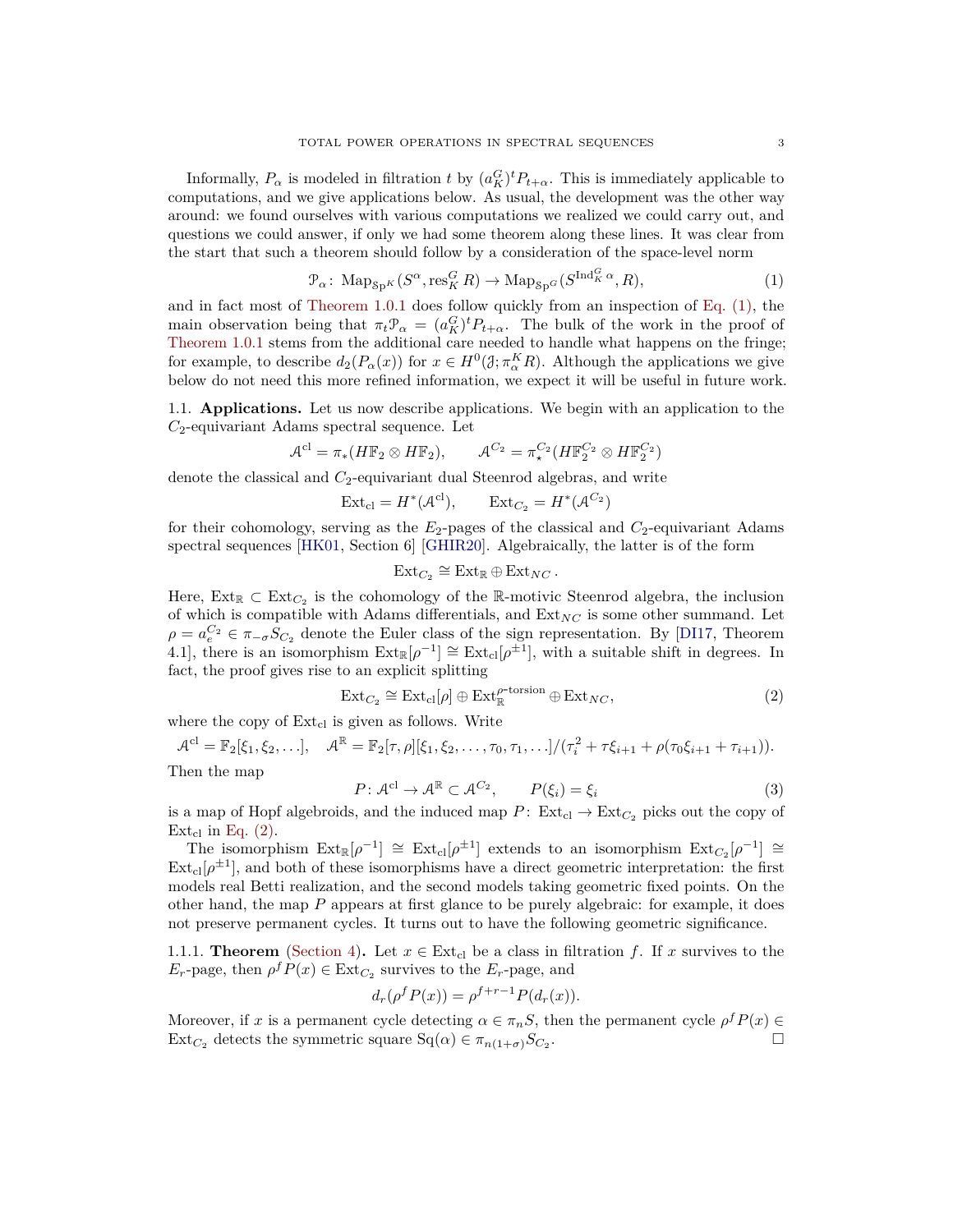Informally, $P_\alpha$ is modeled in filtration $t$ by $(a_K^G)^t P_{t+\alpha}$. This is immediately applicable to computations, and we give applications below. As usual, the development was the other way around: we found ourselves with various computations we realized we could carry out, and questions we could answer, if only we had some theorem along these lines. It was clear from the start that such a theorem should follow by a consideration of the space-level norm

$$\mathcal{P}_\alpha \colon \operatorname{Map}_{\mathrm{Sp}^K}(S^\alpha, \operatorname{res}^G_K R) \to \operatorname{Map}_{\mathrm{Sp}^G}(S^{\operatorname{Ind}_K^G \alpha}, R), \tag{1}$$

and in fact most of Theorem 1.0.1 does follow quickly from an inspection of Eq. (1), the main observation being that $\pi_t \mathcal{P}_\alpha = (a_K^G)^t P_{t+\alpha}$. The bulk of the work in the proof of Theorem 1.0.1 stems from the additional care needed to handle what happens on the fringe; for example, to describe $d_2(P_\alpha(x))$ for $x \in H^0(\mathcal{J}; \pi_\alpha^K R)$. Although the applications we give below do not need this more refined information, we expect it will be useful in future work.

## 1.1. Applications.

Let us now describe applications. We begin with an application to the $C_2$-equivariant Adams spectral sequence. Let

$$\mathcal{A}^{\mathrm{cl}} = \pi_*(H\mathbb{F}_2 \otimes H\mathbb{F}_2), \qquad \mathcal{A}^{C_2} = \pi_\star^{C_2}(H\mathbb{F}_2^{C_2} \otimes H\mathbb{F}_2^{C_2})$$

denote the classical and $C_2$-equivariant dual Steenrod algebras, and write

$$\operatorname{Ext}_{\mathrm{cl}} = H^*(\mathcal{A}^{\mathrm{cl}}), \qquad \operatorname{Ext}_{C_2} = H^*(\mathcal{A}^{C_2})$$

for their cohomology, serving as the $E_2$-pages of the classical and $C_2$-equivariant Adams spectral sequences [HK01, Section 6] [GHIR20]. Algebraically, the latter is of the form

$$\operatorname{Ext}_{C_2} \cong \operatorname{Ext}_{\mathbb{R}} \oplus \operatorname{Ext}_{NC}.$$

Here, $\operatorname{Ext}_{\mathbb{R}} \subset \operatorname{Ext}_{C_2}$ is the cohomology of the $\mathbb{R}$-motivic Steenrod algebra, the inclusion of which is compatible with Adams differentials, and $\operatorname{Ext}_{NC}$ is some other summand. Let $\rho = a_e^{C_2} \in \pi_{-\sigma} S_{C_2}$ denote the Euler class of the sign representation. By [DI17, Theorem 4.1], there is an isomorphism $\operatorname{Ext}_{\mathbb{R}}[\rho^{-1}] \cong \operatorname{Ext}_{\mathrm{cl}}[\rho^{\pm 1}]$, with a suitable shift in degrees. In fact, the proof gives rise to an explicit splitting

$$\operatorname{Ext}_{C_2} \cong \operatorname{Ext}_{\mathrm{cl}}[\rho] \oplus \operatorname{Ext}_{\mathbb{R}}^{\rho\text{-torsion}} \oplus \operatorname{Ext}_{NC}, \tag{2}$$

where the copy of $\operatorname{Ext}_{\mathrm{cl}}$ is given as follows. Write

$$\mathcal{A}^{\mathrm{cl}} = \mathbb{F}_2[\xi_1, \xi_2, \ldots], \quad \mathcal{A}^{\mathbb{R}} = \mathbb{F}_2[\tau, \rho][\xi_1, \xi_2, \ldots, \tau_0, \tau_1, \ldots]/(\tau_i^2 + \tau\xi_{i+1} + \rho(\tau_0\xi_{i+1} + \tau_{i+1})).$$

Then the map

$$P \colon \mathcal{A}^{\mathrm{cl}} \to \mathcal{A}^{\mathbb{R}} \subset \mathcal{A}^{C_2}, \qquad P(\xi_i) = \xi_i \tag{3}$$

is a map of Hopf algebroids, and the induced map $P \colon \operatorname{Ext}_{\mathrm{cl}} \to \operatorname{Ext}_{C_2}$ picks out the copy of $\operatorname{Ext}_{\mathrm{cl}}$ in Eq. (2).

The isomorphism $\operatorname{Ext}_{\mathbb{R}}[\rho^{-1}] \cong \operatorname{Ext}_{\mathrm{cl}}[\rho^{\pm 1}]$ extends to an isomorphism $\operatorname{Ext}_{C_2}[\rho^{-1}] \cong \operatorname{Ext}_{\mathrm{cl}}[\rho^{\pm 1}]$, and both of these isomorphisms have a direct geometric interpretation: the first models real Betti realization, and the second models taking geometric fixed points. On the other hand, the map $P$ appears at first glance to be purely algebraic: for example, it does not preserve permanent cycles. It turns out to have the following geometric significance.

**1.1.1. Theorem** (Section 4)**.** Let $x \in \operatorname{Ext}_{\mathrm{cl}}$ be a class in filtration $f$. If $x$ survives to the $E_r$-page, then $\rho^f P(x) \in \operatorname{Ext}_{C_2}$ survives to the $E_r$-page, and

$$d_r(\rho^f P(x)) = \rho^{f+r-1} P(d_r(x)).$$

Moreover, if $x$ is a permanent cycle detecting $\alpha \in \pi_n S$, then the permanent cycle $\rho^f P(x) \in \operatorname{Ext}_{C_2}$ detects the symmetric square $\operatorname{Sq}(\alpha) \in \pi_{n(1+\sigma)} S_{C_2}$. □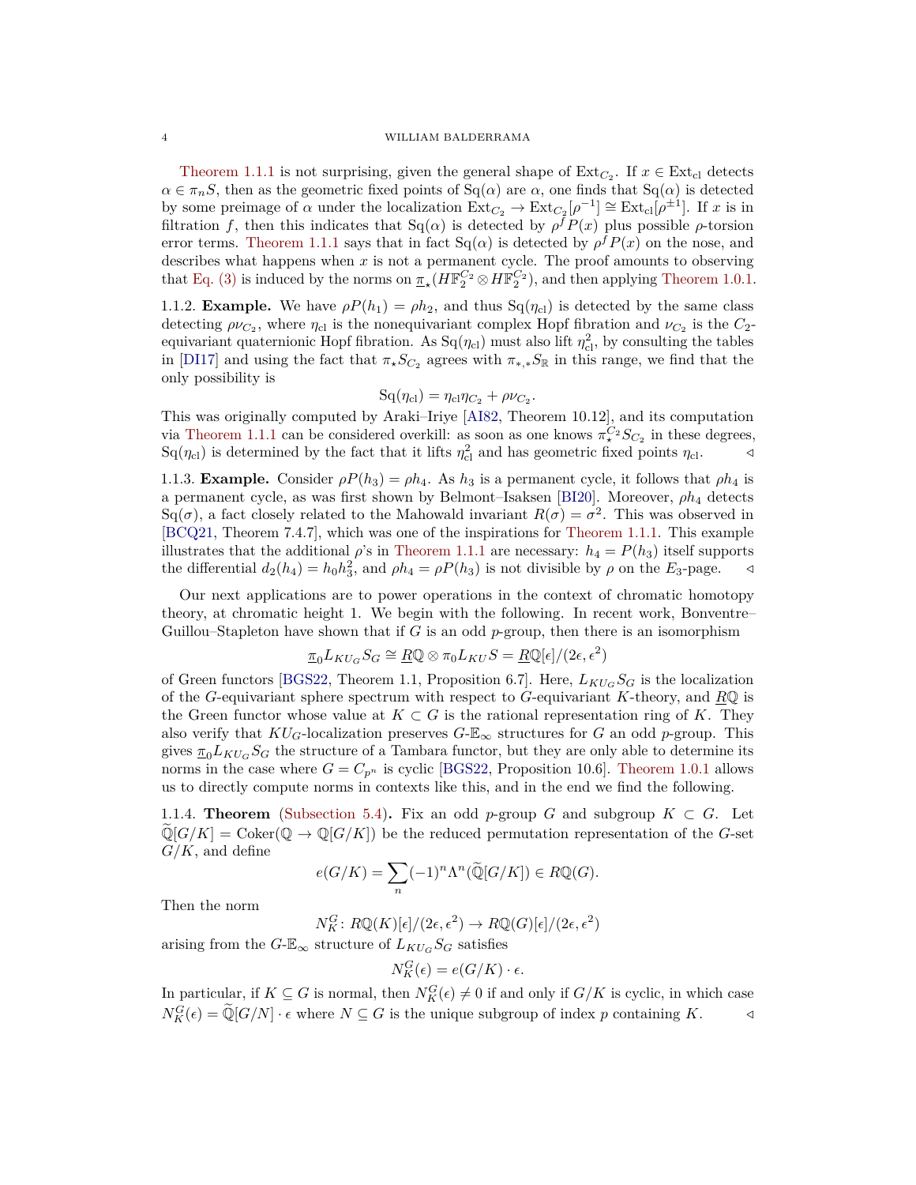Theorem 1.1.1 is not surprising, given the general shape of $\mathrm{Ext}_{C_2}$. If $x \in \mathrm{Ext}_{\mathrm{cl}}$ detects $\alpha \in \pi_n S$, then as the geometric fixed points of $\mathrm{Sq}(\alpha)$ are $\alpha$, one finds that $\mathrm{Sq}(\alpha)$ is detected by some preimage of $\alpha$ under the localization $\mathrm{Ext}_{C_2} \to \mathrm{Ext}_{C_2}[\rho^{-1}] \cong \mathrm{Ext}_{\mathrm{cl}}[\rho^{\pm 1}]$. If $x$ is in filtration $f$, then this indicates that $\mathrm{Sq}(\alpha)$ is detected by $\rho^f P(x)$ plus possible $\rho$-torsion error terms. Theorem 1.1.1 says that in fact $\mathrm{Sq}(\alpha)$ is detected by $\rho^f P(x)$ on the nose, and describes what happens when $x$ is not a permanent cycle. The proof amounts to observing that Eq. (3) is induced by the norms on $\underline{\pi}_\star(H\mathbb{F}_2^{C_2} \otimes H\mathbb{F}_2^{C_2})$, and then applying Theorem 1.0.1.

1.1.2. **Example.** We have $\rho P(h_1) = \rho h_2$, and thus $\mathrm{Sq}(\eta_{\mathrm{cl}})$ is detected by the same class detecting $\rho \nu_{C_2}$, where $\eta_{\mathrm{cl}}$ is the nonequivariant complex Hopf fibration and $\nu_{C_2}$ is the $C_2$-equivariant quaternionic Hopf fibration. As $\mathrm{Sq}(\eta_{\mathrm{cl}})$ must also lift $\eta_{\mathrm{cl}}^2$, by consulting the tables in [DI17] and using the fact that $\pi_\star S_{C_2}$ agrees with $\pi_{*,*} S_{\mathbb{R}}$ in this range, we find that the only possibility is

$$\mathrm{Sq}(\eta_{\mathrm{cl}}) = \eta_{\mathrm{cl}} \eta_{C_2} + \rho \nu_{C_2}.$$

This was originally computed by Araki–Iriye [AI82, Theorem 10.12], and its computation via Theorem 1.1.1 can be considered overkill: as soon as one knows $\pi_\star^{C_2} S_{C_2}$ in these degrees, $\mathrm{Sq}(\eta_{\mathrm{cl}})$ is determined by the fact that it lifts $\eta_{\mathrm{cl}}^2$ and has geometric fixed points $\eta_{\mathrm{cl}}$. ◁

1.1.3. **Example.** Consider $\rho P(h_3) = \rho h_4$. As $h_3$ is a permanent cycle, it follows that $\rho h_4$ is a permanent cycle, as was first shown by Belmont–Isaksen [BI20]. Moreover, $\rho h_4$ detects $\mathrm{Sq}(\sigma)$, a fact closely related to the Mahowald invariant $R(\sigma) = \sigma^2$. This was observed in [BCQ21, Theorem 7.4.7], which was one of the inspirations for Theorem 1.1.1. This example illustrates that the additional $\rho$'s in Theorem 1.1.1 are necessary: $h_4 = P(h_3)$ itself supports the differential $d_2(h_4) = h_0 h_3^2$, and $\rho h_4 = \rho P(h_3)$ is not divisible by $\rho$ on the $E_3$-page. ◁

Our next applications are to power operations in the context of chromatic homotopy theory, at chromatic height 1. We begin with the following. In recent work, Bonventre–Guillou–Stapleton have shown that if $G$ is an odd $p$-group, then there is an isomorphism

$$\underline{\pi}_0 L_{KU_G} S_G \cong \underline{R}\mathbb{Q} \otimes \pi_0 L_{KU} S = \underline{R}\mathbb{Q}[\epsilon]/(2\epsilon, \epsilon^2)$$

of Green functors [BGS22, Theorem 1.1, Proposition 6.7]. Here, $L_{KU_G} S_G$ is the localization of the $G$-equivariant sphere spectrum with respect to $G$-equivariant $K$-theory, and $\underline{R}\mathbb{Q}$ is the Green functor whose value at $K \subset G$ is the rational representation ring of $K$. They also verify that $KU_G$-localization preserves $G$-$\mathbb{E}_\infty$ structures for $G$ an odd $p$-group. This gives $\underline{\pi}_0 L_{KU_G} S_G$ the structure of a Tambara functor, but they are only able to determine its norms in the case where $G = C_{p^n}$ is cyclic [BGS22, Proposition 10.6]. Theorem 1.0.1 allows us to directly compute norms in contexts like this, and in the end we find the following.

1.1.4. **Theorem** (Subsection 5.4)**.** Fix an odd $p$-group $G$ and subgroup $K \subset G$. Let $\widetilde{\mathbb{Q}}[G/K] = \mathrm{Coker}(\mathbb{Q} \to \mathbb{Q}[G/K])$ be the reduced permutation representation of the $G$-set $G/K$, and define

$$e(G/K) = \sum_n (-1)^n \Lambda^n(\widetilde{\mathbb{Q}}[G/K]) \in R\mathbb{Q}(G).$$

Then the norm

$$N_K^G \colon R\mathbb{Q}(K)[\epsilon]/(2\epsilon, \epsilon^2) \to R\mathbb{Q}(G)[\epsilon]/(2\epsilon, \epsilon^2)$$

arising from the $G$-$\mathbb{E}_\infty$ structure of $L_{KU_G} S_G$ satisfies

$$N_K^G(\epsilon) = e(G/K) \cdot \epsilon.$$

In particular, if $K \subseteq G$ is normal, then $N_K^G(\epsilon) \neq 0$ if and only if $G/K$ is cyclic, in which case $N_K^G(\epsilon) = \widetilde{\mathbb{Q}}[G/N] \cdot \epsilon$ where $N \subseteq G$ is the unique subgroup of index $p$ containing $K$. ◁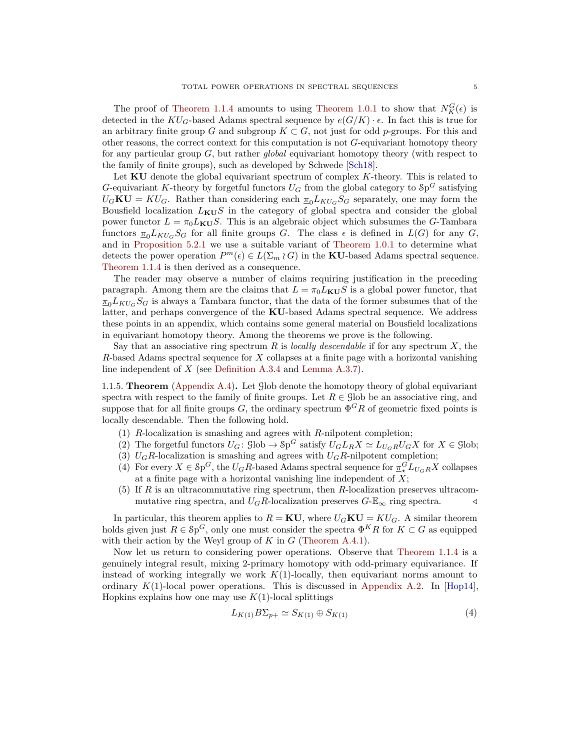The proof of Theorem 1.1.4 amounts to using Theorem 1.0.1 to show that $N_K^G(\epsilon)$ is detected in the $KU_G$-based Adams spectral sequence by $e(G/K) \cdot \epsilon$. In fact this is true for an arbitrary finite group $G$ and subgroup $K \subset G$, not just for odd $p$-groups. For this and other reasons, the correct context for this computation is not $G$-equivariant homotopy theory for any particular group $G$, but rather *global* equivariant homotopy theory (with respect to the family of finite groups), such as developed by Schwede [Sch18].

Let $\mathbf{KU}$ denote the global equivariant spectrum of complex $K$-theory. This is related to $G$-equivariant $K$-theory by forgetful functors $U_G$ from the global category to $\mathcal{S}\mathrm{p}^G$ satisfying $U_G\mathbf{KU} = KU_G$. Rather than considering each $\underline{\pi}_0 L_{KU_G} S_G$ separately, one may form the Bousfield localization $L_{\mathbf{KU}}S$ in the category of global spectra and consider the global power functor $L = \pi_0 L_{\mathbf{KU}} S$. This is an algebraic object which subsumes the $G$-Tambara functors $\underline{\pi}_0 L_{KU_G} S_G$ for all finite groups $G$. The class $\epsilon$ is defined in $L(G)$ for any $G$, and in Proposition 5.2.1 we use a suitable variant of Theorem 1.0.1 to determine what detects the power operation $P^m(\epsilon) \in L(\Sigma_m \wr G)$ in the $\mathbf{KU}$-based Adams spectral sequence. Theorem 1.1.4 is then derived as a consequence.

The reader may observe a number of claims requiring justification in the preceding paragraph. Among them are the claims that $L = \pi_0 L_{\mathbf{KU}} S$ is a global power functor, that $\underline{\pi}_0 L_{KU_G} S_G$ is always a Tambara functor, that the data of the former subsumes that of the latter, and perhaps convergence of the $\mathbf{KU}$-based Adams spectral sequence. We address these points in an appendix, which contains some general material on Bousfield localizations in equivariant homotopy theory. Among the theorems we prove is the following.

Say that an associative ring spectrum $R$ is *locally descendable* if for any spectrum $X$, the $R$-based Adams spectral sequence for $X$ collapses at a finite page with a horizontal vanishing line independent of $X$ (see Definition A.3.4 and Lemma A.3.7).

1.1.5. **Theorem** (Appendix A.4)**.** Let $\mathcal{G}\mathrm{lob}$ denote the homotopy theory of global equivariant spectra with respect to the family of finite groups. Let $R \in \mathcal{G}\mathrm{lob}$ be an associative ring, and suppose that for all finite groups $G$, the ordinary spectrum $\Phi^G R$ of geometric fixed points is locally descendable. Then the following hold.

1. $R$-localization is smashing and agrees with $R$-nilpotent completion;
2. The forgetful functors $U_G \colon \mathcal{G}\mathrm{lob} \to \mathcal{S}\mathrm{p}^G$ satisfy $U_G L_R X \simeq L_{U_G R} U_G X$ for $X \in \mathcal{G}\mathrm{lob}$;
3. $U_G R$-localization is smashing and agrees with $U_G R$-nilpotent completion;
4. For every $X \in \mathcal{S}\mathrm{p}^G$, the $U_G R$-based Adams spectral sequence for $\underline{\pi}_\star^G L_{U_G R} X$ collapses at a finite page with a horizontal vanishing line independent of $X$;
5. If $R$ is an ultracommutative ring spectrum, then $R$-localization preserves ultracommutative ring spectra, and $U_G R$-localization preserves $G$-$\mathbb{E}_\infty$ ring spectra. $\triangleleft$

In particular, this theorem applies to $R = \mathbf{KU}$, where $U_G \mathbf{KU} = KU_G$. A similar theorem holds given just $R \in \mathcal{S}\mathrm{p}^G$, only one must consider the spectra $\Phi^K R$ for $K \subset G$ as equipped with their action by the Weyl group of $K$ in $G$ (Theorem A.4.1).

Now let us return to considering power operations. Observe that Theorem 1.1.4 is a genuinely integral result, mixing 2-primary homotopy with odd-primary equivariance. If instead of working integrally we work $K(1)$-locally, then equivariant norms amount to ordinary $K(1)$-local power operations. This is discussed in Appendix A.2. In [Hop14], Hopkins explains how one may use $K(1)$-local splittings

$$L_{K(1)} B\Sigma_{p+} \simeq S_{K(1)} \oplus S_{K(1)} \tag{4}$$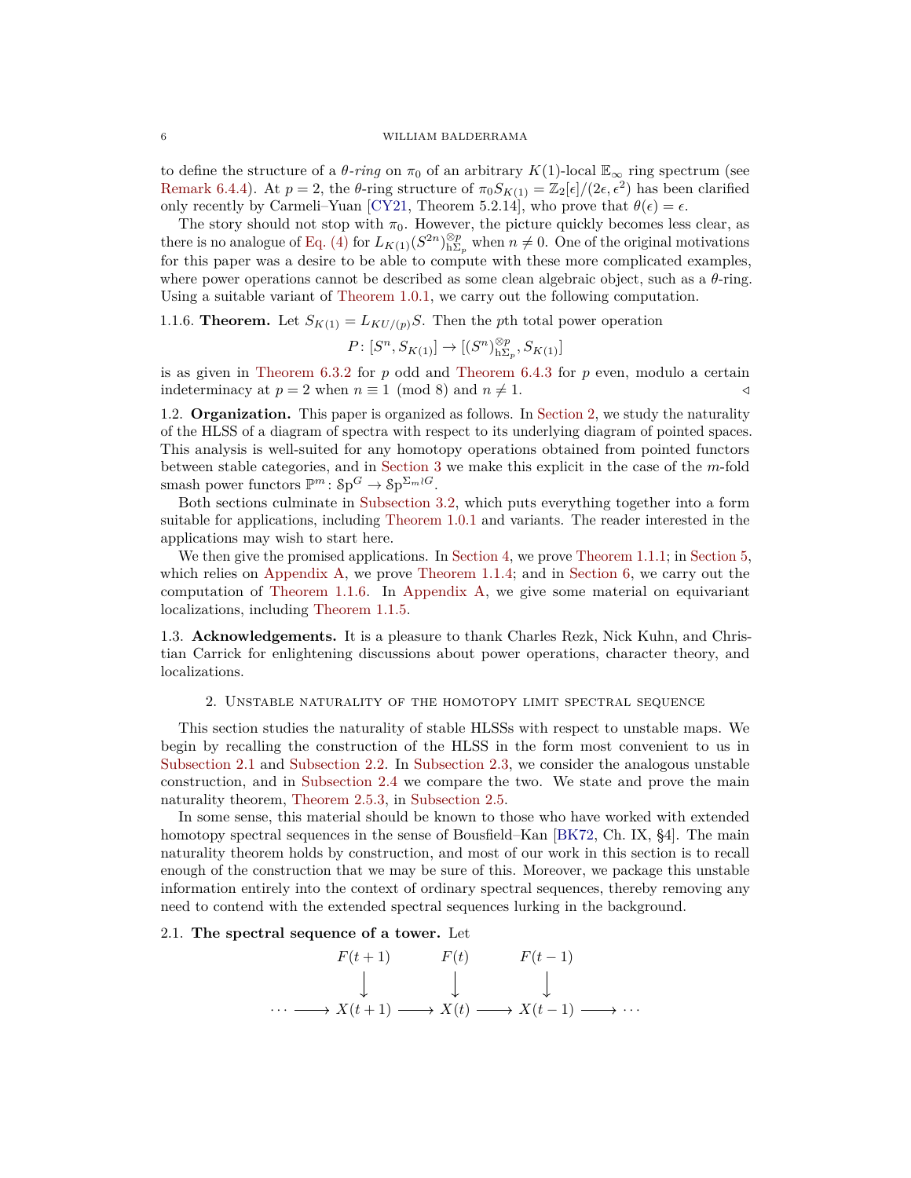to define the structure of a *θ-ring* on $\pi_0$ of an arbitrary $K(1)$-local $\mathbb{E}_\infty$ ring spectrum (see Remark 6.4.4). At $p = 2$, the θ-ring structure of $\pi_0 S_{K(1)} = \mathbb{Z}_2[\epsilon]/(2\epsilon, \epsilon^2)$ has been clarified only recently by Carmeli–Yuan [CY21, Theorem 5.2.14], who prove that $\theta(\epsilon) = \epsilon$.

The story should not stop with $\pi_0$. However, the picture quickly becomes less clear, as there is no analogue of Eq. (4) for $L_{K(1)}(S^{2n})^{\otimes p}_{h\Sigma_p}$ when $n \neq 0$. One of the original motivations for this paper was a desire to be able to compute with these more complicated examples, where power operations cannot be described as some clean algebraic object, such as a θ-ring. Using a suitable variant of Theorem 1.0.1, we carry out the following computation.

1.1.6. **Theorem.** Let $S_{K(1)} = L_{KU/(p)}S$. Then the $p$th total power operation

$$P\colon [S^n, S_{K(1)}] \to [(S^n)^{\otimes p}_{h\Sigma_p}, S_{K(1)}]$$

is as given in Theorem 6.3.2 for $p$ odd and Theorem 6.4.3 for $p$ even, modulo a certain indeterminacy at $p = 2$ when $n \equiv 1 \pmod 8$ and $n \neq 1$. ◁

## 1.2. Organization.

This paper is organized as follows. In Section 2, we study the naturality of the HLSS of a diagram of spectra with respect to its underlying diagram of pointed spaces. This analysis is well-suited for any homotopy operations obtained from pointed functors between stable categories, and in Section 3 we make this explicit in the case of the $m$-fold smash power functors $\mathbb{P}^m\colon \mathcal{S}\mathrm{p}^G \to \mathcal{S}\mathrm{p}^{\Sigma_m \wr G}$.

Both sections culminate in Subsection 3.2, which puts everything together into a form suitable for applications, including Theorem 1.0.1 and variants. The reader interested in the applications may wish to start here.

We then give the promised applications. In Section 4, we prove Theorem 1.1.1; in Section 5, which relies on Appendix A, we prove Theorem 1.1.4; and in Section 6, we carry out the computation of Theorem 1.1.6. In Appendix A, we give some material on equivariant localizations, including Theorem 1.1.5.

## 1.3. Acknowledgements.

It is a pleasure to thank Charles Rezk, Nick Kuhn, and Christian Carrick for enlightening discussions about power operations, character theory, and localizations.

# 2. Unstable naturality of the homotopy limit spectral sequence

This section studies the naturality of stable HLSSs with respect to unstable maps. We begin by recalling the construction of the HLSS in the form most convenient to us in Subsection 2.1 and Subsection 2.2. In Subsection 2.3, we consider the analogous unstable construction, and in Subsection 2.4 we compare the two. We state and prove the main naturality theorem, Theorem 2.5.3, in Subsection 2.5.

In some sense, this material should be known to those who have worked with extended homotopy spectral sequences in the sense of Bousfield–Kan [BK72, Ch. IX, §4]. The main naturality theorem holds by construction, and most of our work in this section is to recall enough of the construction that we may be sure of this. Moreover, we package this unstable information entirely into the context of ordinary spectral sequences, thereby removing any need to contend with the extended spectral sequences lurking in the background.

## 2.1. The spectral sequence of a tower.

Let

$$\begin{array}{ccccccc} & F(t+1) & & F(t) & & F(t-1) & \\ & \downarrow & & \downarrow & & \downarrow & \\ \cdots \longrightarrow & X(t+1) & \longrightarrow & X(t) & \longrightarrow & X(t-1) & \longrightarrow \cdots \end{array}$$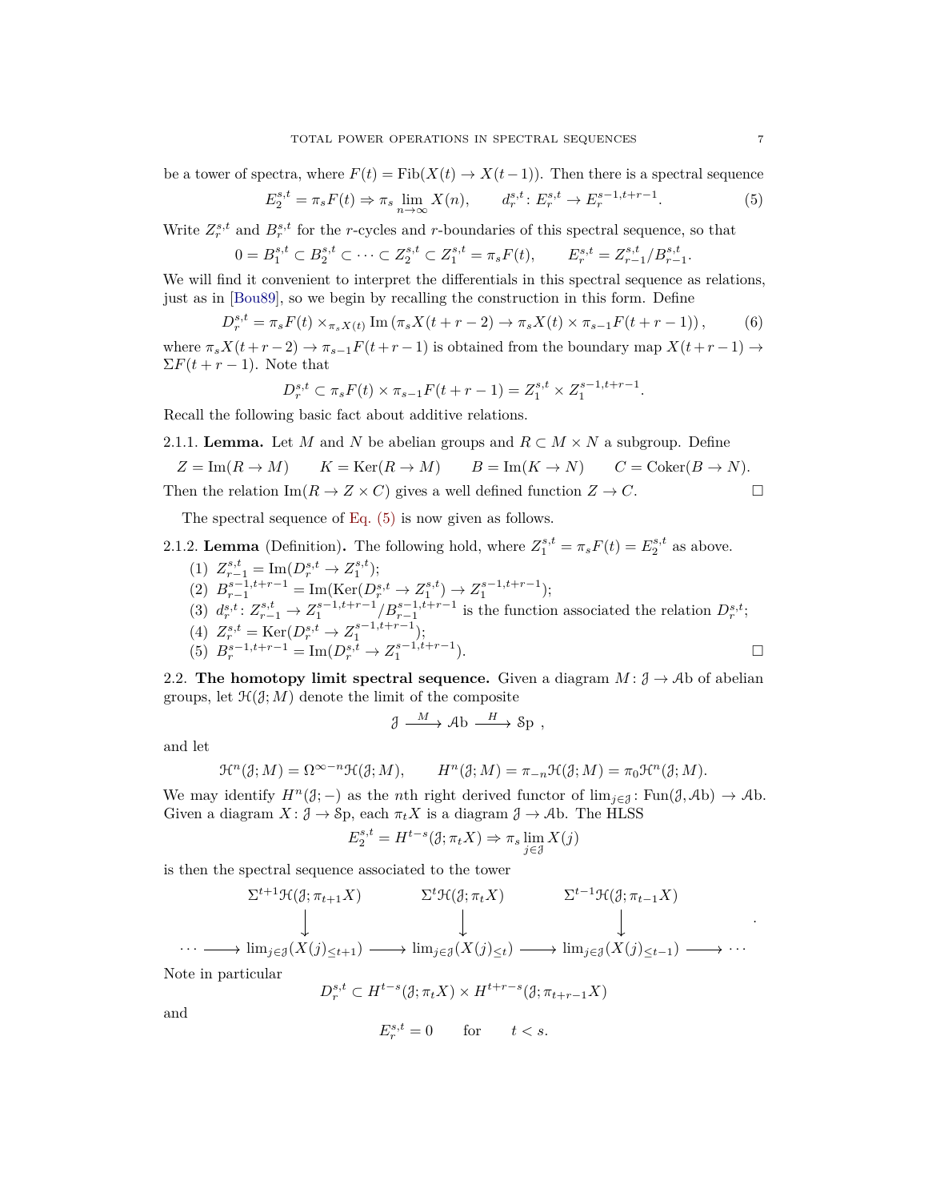be a tower of spectra, where $F(t) = \mathrm{Fib}(X(t) \to X(t-1))$. Then there is a spectral sequence

$$E_2^{s,t} = \pi_s F(t) \Rightarrow \pi_s \lim_{n\to\infty} X(n), \qquad d_r^{s,t}\colon E_r^{s,t} \to E_r^{s-1,t+r-1}. \tag{5}$$

Write $Z_r^{s,t}$ and $B_r^{s,t}$ for the $r$-cycles and $r$-boundaries of this spectral sequence, so that

$$0 = B_1^{s,t} \subset B_2^{s,t} \subset \cdots \subset Z_2^{s,t} \subset Z_1^{s,t} = \pi_s F(t), \qquad E_r^{s,t} = Z_{r-1}^{s,t}/B_{r-1}^{s,t}.$$

We will find it convenient to interpret the differentials in this spectral sequence as relations, just as in [Bou89], so we begin by recalling the construction in this form. Define

$$D_r^{s,t} = \pi_s F(t) \times_{\pi_s X(t)} \mathrm{Im}\left(\pi_s X(t+r-2) \to \pi_s X(t) \times \pi_{s-1} F(t+r-1)\right), \tag{6}$$

where $\pi_s X(t+r-2) \to \pi_{s-1}F(t+r-1)$ is obtained from the boundary map $X(t+r-1) \to \Sigma F(t+r-1)$. Note that

$$D_r^{s,t} \subset \pi_s F(t) \times \pi_{s-1} F(t+r-1) = Z_1^{s,t} \times Z_1^{s-1,t+r-1}.$$

Recall the following basic fact about additive relations.

2.1.1. **Lemma.** Let $M$ and $N$ be abelian groups and $R \subset M \times N$ a subgroup. Define

$$Z = \mathrm{Im}(R \to M) \qquad K = \mathrm{Ker}(R \to M) \qquad B = \mathrm{Im}(K \to N) \qquad C = \mathrm{Coker}(B \to N).$$

Then the relation $\mathrm{Im}(R \to Z \times C)$ gives a well defined function $Z \to C$. □

The spectral sequence of Eq. (5) is now given as follows.

2.1.2. **Lemma** (Definition)**.** The following hold, where $Z_1^{s,t} = \pi_s F(t) = E_2^{s,t}$ as above.

1. $Z_{r-1}^{s,t} = \mathrm{Im}(D_r^{s,t} \to Z_1^{s,t})$;
2. $B_{r-1}^{s-1,t+r-1} = \mathrm{Im}(\mathrm{Ker}(D_r^{s,t} \to Z_1^{s,t}) \to Z_1^{s-1,t+r-1})$;
3. $d_r^{s,t}\colon Z_{r-1}^{s,t} \to Z_1^{s-1,t+r-1}/B_{r-1}^{s-1,t+r-1}$ is the function associated the relation $D_r^{s,t}$;
4. $Z_r^{s,t} = \mathrm{Ker}(D_r^{s,t} \to Z_1^{s-1,t+r-1})$;
5. $B_r^{s-1,t+r-1} = \mathrm{Im}(D_r^{s,t} \to Z_1^{s-1,t+r-1})$. □

2.2. **The homotopy limit spectral sequence.** Given a diagram $M\colon \mathcal{J} \to \mathcal{A}\mathrm{b}$ of abelian groups, let $\mathcal{H}(\mathcal{J}; M)$ denote the limit of the composite

$$\mathcal{J} \xrightarrow{M} \mathcal{A}\mathrm{b} \xrightarrow{H} \mathcal{S}\mathrm{p}\ ,$$

and let

$$\mathcal{H}^n(\mathcal{J}; M) = \Omega^{\infty-n}\mathcal{H}(\mathcal{J}; M), \qquad H^n(\mathcal{J}; M) = \pi_{-n}\mathcal{H}(\mathcal{J}; M) = \pi_0 \mathcal{H}^n(\mathcal{J}; M).$$

We may identify $H^n(\mathcal{J}; -)$ as the $n$th right derived functor of $\lim_{j\in\mathcal{J}}\colon \mathrm{Fun}(\mathcal{J}, \mathcal{A}\mathrm{b}) \to \mathcal{A}\mathrm{b}$. Given a diagram $X\colon \mathcal{J} \to \mathcal{S}\mathrm{p}$, each $\pi_t X$ is a diagram $\mathcal{J} \to \mathcal{A}\mathrm{b}$. The HLSS

$$E_2^{s,t} = H^{t-s}(\mathcal{J}; \pi_t X) \Rightarrow \pi_s \lim_{j\in\mathcal{J}} X(j)$$

is then the spectral sequence associated to the tower

$$\begin{array}{ccccccc}
 & \Sigma^{t+1}\mathcal{H}(\mathcal{J}; \pi_{t+1}X) & & \Sigma^{t}\mathcal{H}(\mathcal{J}; \pi_{t}X) & & \Sigma^{t-1}\mathcal{H}(\mathcal{J}; \pi_{t-1}X) & \\
 & \downarrow & & \downarrow & & \downarrow & \\
\cdots \longrightarrow & \lim_{j\in\mathcal{J}}(X(j)_{\le t+1}) & \longrightarrow & \lim_{j\in\mathcal{J}}(X(j)_{\le t}) & \longrightarrow & \lim_{j\in\mathcal{J}}(X(j)_{\le t-1}) & \longrightarrow \cdots
\end{array}$$

Note in particular

$$D_r^{s,t} \subset H^{t-s}(\mathcal{J}; \pi_t X) \times H^{t+r-s}(\mathcal{J}; \pi_{t+r-1}X)$$

and

$$E_r^{s,t} = 0 \qquad \text{for} \qquad t < s.$$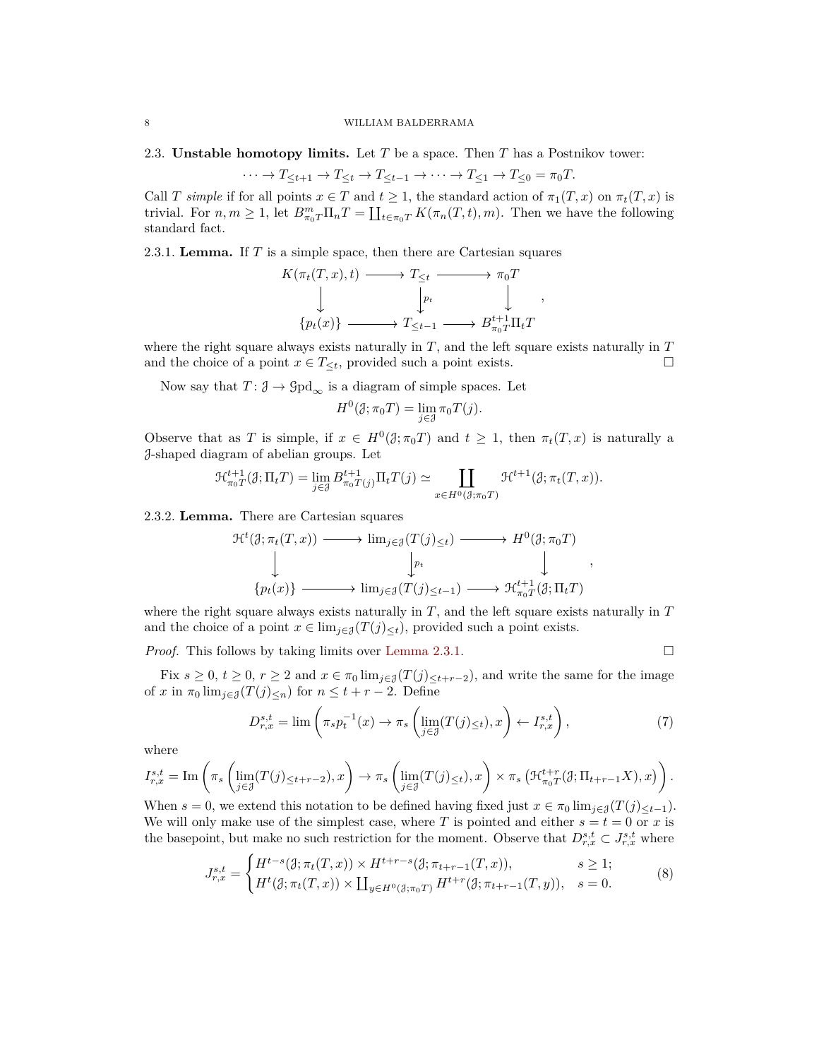2.3. **Unstable homotopy limits.** Let $T$ be a space. Then $T$ has a Postnikov tower:

$$\cdots \to T_{\leq t+1} \to T_{\leq t} \to T_{\leq t-1} \to \cdots \to T_{\leq 1} \to T_{\leq 0} = \pi_0 T.$$

Call $T$ *simple* if for all points $x \in T$ and $t \geq 1$, the standard action of $\pi_1(T,x)$ on $\pi_t(T,x)$ is trivial. For $n, m \geq 1$, let $B^m_{\pi_0 T}\Pi_n T = \coprod_{t \in \pi_0 T} K(\pi_n(T,t), m)$. Then we have the following standard fact.

2.3.1. **Lemma.** If $T$ is a simple space, then there are Cartesian squares

$$\begin{array}{ccccc}
K(\pi_t(T,x),t) & \longrightarrow & T_{\leq t} & \longrightarrow & \pi_0 T \\
\downarrow & & \downarrow{\scriptstyle p_t} & & \downarrow \\
\{p_t(x)\} & \longrightarrow & T_{\leq t-1} & \longrightarrow & B^{t+1}_{\pi_0 T}\Pi_t T
\end{array},$$

where the right square always exists naturally in $T$, and the left square exists naturally in $T$ and the choice of a point $x \in T_{\leq t}$, provided such a point exists. □

Now say that $T \colon \mathcal{J} \to \mathcal{G}\mathrm{pd}_\infty$ is a diagram of simple spaces. Let

$$H^0(\mathcal{J}; \pi_0 T) = \lim_{j \in \mathcal{J}} \pi_0 T(j).$$

Observe that as $T$ is simple, if $x \in H^0(\mathcal{J};\pi_0 T)$ and $t \geq 1$, then $\pi_t(T,x)$ is naturally a $\mathcal{J}$-shaped diagram of abelian groups. Let

$$\mathcal{H}^{t+1}_{\pi_0 T}(\mathcal{J}; \Pi_t T) = \lim_{j \in \mathcal{J}} B^{t+1}_{\pi_0 T(j)} \Pi_t T(j) \simeq \coprod_{x \in H^0(\mathcal{J};\pi_0 T)} \mathcal{H}^{t+1}(\mathcal{J}; \pi_t(T,x)).$$

2.3.2. **Lemma.** There are Cartesian squares

$$\begin{array}{ccccc}
\mathcal{H}^t(\mathcal{J};\pi_t(T,x)) & \longrightarrow & \lim_{j\in\mathcal{J}}(T(j)_{\leq t}) & \longrightarrow & H^0(\mathcal{J};\pi_0 T) \\
\downarrow & & \downarrow{\scriptstyle p_t} & & \downarrow \\
\{p_t(x)\} & \longrightarrow & \lim_{j\in\mathcal{J}}(T(j)_{\leq t-1}) & \longrightarrow & \mathcal{H}^{t+1}_{\pi_0 T}(\mathcal{J};\Pi_t T)
\end{array},$$

where the right square always exists naturally in $T$, and the left square exists naturally in $T$ and the choice of a point $x \in \lim_{j\in\mathcal{J}}(T(j)_{\leq t})$, provided such a point exists.

*Proof.* This follows by taking limits over Lemma 2.3.1. □

Fix $s \geq 0$, $t \geq 0$, $r \geq 2$ and $x \in \pi_0 \lim_{j\in\mathcal{J}}(T(j)_{\leq t+r-2})$, and write the same for the image of $x$ in $\pi_0 \lim_{j\in\mathcal{J}}(T(j)_{\leq n})$ for $n \leq t+r-2$. Define

$$D^{s,t}_{r,x} = \lim\left(\pi_s p_t^{-1}(x) \to \pi_s\left(\lim_{j\in\mathcal{J}}(T(j)_{\leq t}), x\right) \leftarrow I^{s,t}_{r,x}\right), \tag{7}$$

where

$$I^{s,t}_{r,x} = \mathrm{Im}\left(\pi_s\left(\lim_{j\in\mathcal{J}}(T(j)_{\leq t+r-2}), x\right) \to \pi_s\left(\lim_{j\in\mathcal{J}}(T(j)_{\leq t}), x\right) \times \pi_s\left(\mathcal{H}^{t+r}_{\pi_0 T}(\mathcal{J};\Pi_{t+r-1}X), x\right)\right).$$

When $s = 0$, we extend this notation to be defined having fixed just $x \in \pi_0 \lim_{j\in\mathcal{J}}(T(j)_{\leq t-1})$. We will only make use of the simplest case, where $T$ is pointed and either $s = t = 0$ or $x$ is the basepoint, but make no such restriction for the moment. Observe that $D^{s,t}_{r,x} \subset J^{s,t}_{r,x}$ where

$$J^{s,t}_{r,x} = \begin{cases} H^{t-s}(\mathcal{J};\pi_t(T,x)) \times H^{t+r-s}(\mathcal{J};\pi_{t+r-1}(T,x)), & s \geq 1; \\ H^t(\mathcal{J};\pi_t(T,x)) \times \coprod_{y \in H^0(\mathcal{J};\pi_0 T)} H^{t+r}(\mathcal{J};\pi_{t+r-1}(T,y)), & s = 0. \end{cases} \tag{8}$$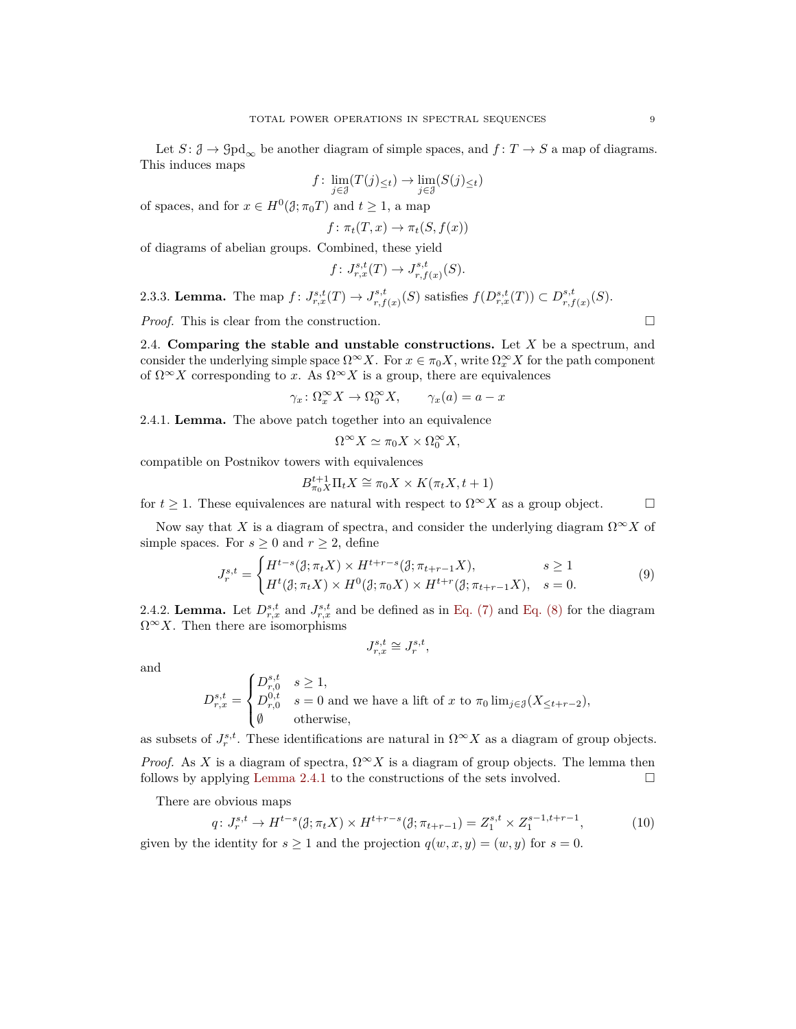Let $S\colon \mathcal{J} \to \mathcal{G}\mathrm{pd}_\infty$ be another diagram of simple spaces, and $f\colon T \to S$ a map of diagrams. This induces maps

$$f\colon \lim_{j\in\mathcal{J}}(T(j)_{\leq t}) \to \lim_{j\in\mathcal{J}}(S(j)_{\leq t})$$

of spaces, and for $x \in H^0(\mathcal{J};\pi_0 T)$ and $t \geq 1$, a map

$$f\colon \pi_t(T,x) \to \pi_t(S,f(x))$$

of diagrams of abelian groups. Combined, these yield

$$f\colon J^{s,t}_{r,x}(T) \to J^{s,t}_{r,f(x)}(S).$$

2.3.3. **Lemma.** The map $f\colon J^{s,t}_{r,x}(T) \to J^{s,t}_{r,f(x)}(S)$ satisfies $f(D^{s,t}_{r,x}(T)) \subset D^{s,t}_{r,f(x)}(S)$.

*Proof.* This is clear from the construction. □

2.4. **Comparing the stable and unstable constructions.** Let $X$ be a spectrum, and consider the underlying simple space $\Omega^\infty X$. For $x \in \pi_0 X$, write $\Omega^\infty_x X$ for the path component of $\Omega^\infty X$ corresponding to $x$. As $\Omega^\infty X$ is a group, there are equivalences

$$\gamma_x\colon \Omega^\infty_x X \to \Omega^\infty_0 X, \qquad \gamma_x(a) = a - x$$

2.4.1. **Lemma.** The above patch together into an equivalence

$$\Omega^\infty X \simeq \pi_0 X \times \Omega^\infty_0 X,$$

compatible on Postnikov towers with equivalences

$$B^{t+1}_{\pi_0 X}\Pi_t X \cong \pi_0 X \times K(\pi_t X, t+1)$$

for $t \geq 1$. These equivalences are natural with respect to $\Omega^\infty X$ as a group object. □

Now say that $X$ is a diagram of spectra, and consider the underlying diagram $\Omega^\infty X$ of simple spaces. For $s \geq 0$ and $r \geq 2$, define

$$J^{s,t}_r = \begin{cases} H^{t-s}(\mathcal{J};\pi_t X) \times H^{t+r-s}(\mathcal{J};\pi_{t+r-1}X), & s \geq 1 \\ H^t(\mathcal{J};\pi_t X) \times H^0(\mathcal{J};\pi_0 X) \times H^{t+r}(\mathcal{J};\pi_{t+r-1}X), & s = 0. \end{cases} \tag{9}$$

2.4.2. **Lemma.** Let $D^{s,t}_{r,x}$ and $J^{s,t}_{r,x}$ and be defined as in Eq. (7) and Eq. (8) for the diagram $\Omega^\infty X$. Then there are isomorphisms

$$J^{s,t}_{r,x} \cong J^{s,t}_r,$$

and

$$D^{s,t}_{r,x} = \begin{cases} D^{s,t}_{r,0} & s \geq 1, \\ D^{0,t}_{r,0} & s = 0 \text{ and we have a lift of } x \text{ to } \pi_0 \lim_{j\in\mathcal{J}}(X_{\leq t+r-2}), \\ \emptyset & \text{otherwise,} \end{cases}$$

as subsets of $J^{s,t}_r$. These identifications are natural in $\Omega^\infty X$ as a diagram of group objects.

*Proof.* As $X$ is a diagram of spectra, $\Omega^\infty X$ is a diagram of group objects. The lemma then follows by applying Lemma 2.4.1 to the constructions of the sets involved. □

There are obvious maps

$$q\colon J^{s,t}_r \to H^{t-s}(\mathcal{J};\pi_t X) \times H^{t+r-s}(\mathcal{J};\pi_{t+r-1}) = Z^{s,t}_1 \times Z^{s-1,t+r-1}_1, \tag{10}$$

given by the identity for $s \geq 1$ and the projection $q(w,x,y) = (w,y)$ for $s = 0$.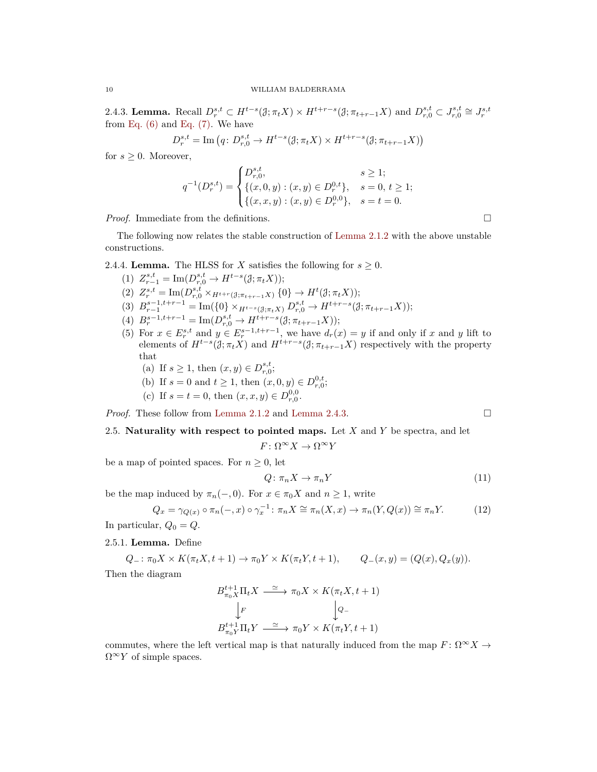2.4.3. **Lemma.** Recall $D_r^{s,t} \subset H^{t-s}(\mathcal{J};\pi_t X) \times H^{t+r-s}(\mathcal{J};\pi_{t+r-1}X)$ and $D_{r,0}^{s,t} \subset J_{r,0}^{s,t} \cong J_r^{s,t}$ from Eq. (6) and Eq. (7). We have

$$D_r^{s,t} = \operatorname{Im}\left(q\colon D_{r,0}^{s,t} \to H^{t-s}(\mathcal{J};\pi_t X) \times H^{t+r-s}(\mathcal{J};\pi_{t+r-1}X)\right)$$

for $s \geq 0$. Moreover,

$$q^{-1}(D_r^{s,t}) = \begin{cases} D_{r,0}^{s,t}, & s \geq 1; \\ \{(x,0,y) : (x,y) \in D_r^{0,t}\}, & s = 0,\ t \geq 1; \\ \{(x,x,y) : (x,y) \in D_r^{0,0}\}, & s = t = 0. \end{cases}$$

*Proof.* Immediate from the definitions. □

The following now relates the stable construction of Lemma 2.1.2 with the above unstable constructions.

2.4.4. **Lemma.** The HLSS for $X$ satisfies the following for $s \geq 0$.

1. $Z_{r-1}^{s,t} = \operatorname{Im}(D_{r,0}^{s,t} \to H^{t-s}(\mathcal{J};\pi_t X))$;
2. $Z_r^{s,t} = \operatorname{Im}(D_{r,0}^{s,t} \times_{H^{t+r}(\mathcal{J};\pi_{t+r-1}X)} \{0\} \to H^t(\mathcal{J};\pi_t X))$;
3. $B_{r-1}^{s-1,t+r-1} = \operatorname{Im}(\{0\} \times_{H^{t-s}(\mathcal{J};\pi_t X)} D_{r,0}^{s,t} \to H^{t+r-s}(\mathcal{J};\pi_{t+r-1}X))$;
4. $B_r^{s-1,t+r-1} = \operatorname{Im}(D_{r,0}^{s,t} \to H^{t+r-s}(\mathcal{J};\pi_{t+r-1}X))$;
5. For $x \in E_r^{s,t}$ and $y \in E_r^{s-1,t+r-1}$, we have $d_r(x) = y$ if and only if $x$ and $y$ lift to elements of $H^{t-s}(\mathcal{J};\pi_t X)$ and $H^{t+r-s}(\mathcal{J};\pi_{t+r-1}X)$ respectively with the property that
   (a) If $s \geq 1$, then $(x,y) \in D_{r,0}^{s,t}$;
   (b) If $s = 0$ and $t \geq 1$, then $(x,0,y) \in D_{r,0}^{0,t}$;
   (c) If $s = t = 0$, then $(x,x,y) \in D_{r,0}^{0,0}$.

*Proof.* These follow from Lemma 2.1.2 and Lemma 2.4.3. □

2.5. **Naturality with respect to pointed maps.** Let $X$ and $Y$ be spectra, and let

$$F\colon \Omega^\infty X \to \Omega^\infty Y$$

be a map of pointed spaces. For $n \geq 0$, let

$$Q\colon \pi_n X \to \pi_n Y \tag{11}$$

be the map induced by $\pi_n(-,0)$. For $x \in \pi_0 X$ and $n \geq 1$, write

$$Q_x = \gamma_{Q(x)} \circ \pi_n(-,x) \circ \gamma_x^{-1}\colon \pi_n X \cong \pi_n(X,x) \to \pi_n(Y,Q(x)) \cong \pi_n Y. \tag{12}$$

In particular, $Q_0 = Q$.

2.5.1. **Lemma.** Define

$$Q_-\colon \pi_0 X \times K(\pi_t X, t+1) \to \pi_0 Y \times K(\pi_t Y, t+1), \qquad Q_-(x,y) = (Q(x), Q_x(y)).$$

Then the diagram

$$\begin{array}{ccc} B_{\pi_0 X}^{t+1}\Pi_t X & \xrightarrow{\ \simeq\ } & \pi_0 X \times K(\pi_t X, t+1) \\ \Big\downarrow F & & \Big\downarrow Q_- \\ B_{\pi_0 Y}^{t+1}\Pi_t Y & \xrightarrow{\ \simeq\ } & \pi_0 Y \times K(\pi_t Y, t+1) \end{array}$$

commutes, where the left vertical map is that naturally induced from the map $F\colon \Omega^\infty X \to \Omega^\infty Y$ of simple spaces.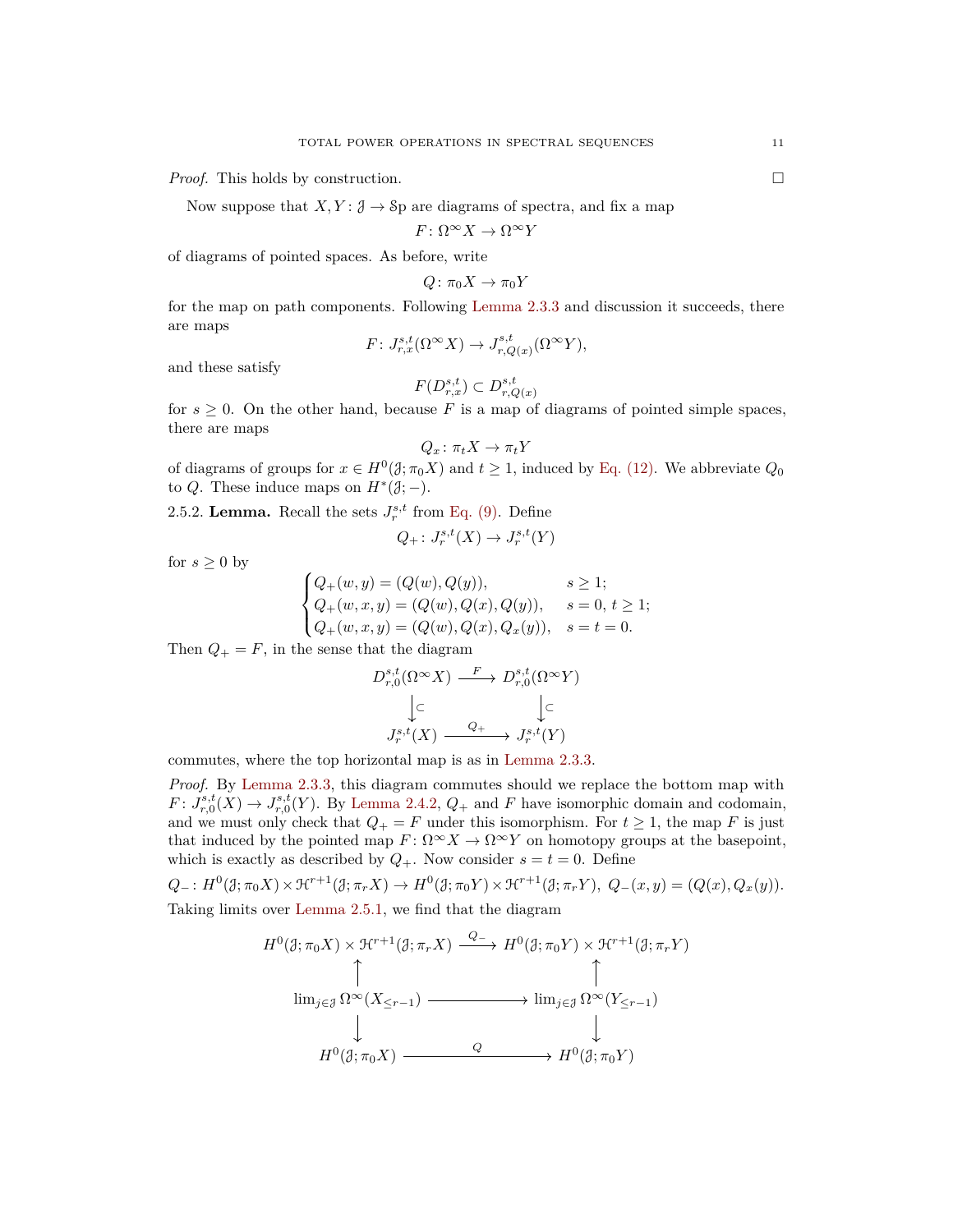*Proof.* This holds by construction. □

Now suppose that $X, Y \colon \mathcal{J} \to \mathcal{S}\mathrm{p}$ are diagrams of spectra, and fix a map

$$F \colon \Omega^\infty X \to \Omega^\infty Y$$

of diagrams of pointed spaces. As before, write

$$Q \colon \pi_0 X \to \pi_0 Y$$

for the map on path components. Following Lemma 2.3.3 and discussion it succeeds, there are maps

$$F \colon J^{s,t}_{r,x}(\Omega^\infty X) \to J^{s,t}_{r,Q(x)}(\Omega^\infty Y),$$

and these satisfy

$$F(D^{s,t}_{r,x}) \subset D^{s,t}_{r,Q(x)}$$

for $s \geq 0$. On the other hand, because $F$ is a map of diagrams of pointed simple spaces, there are maps

$$Q_x \colon \pi_t X \to \pi_t Y$$

of diagrams of groups for $x \in H^0(\mathcal{J}; \pi_0 X)$ and $t \geq 1$, induced by Eq. (12). We abbreviate $Q_0$ to $Q$. These induce maps on $H^*(\mathcal{J}; -)$.

2.5.2. **Lemma.** Recall the sets $J^{s,t}_r$ from Eq. (9). Define

$$Q_+ \colon J^{s,t}_r(X) \to J^{s,t}_r(Y)$$

for $s \geq 0$ by

$$\begin{cases} Q_+(w,y) = (Q(w), Q(y)), & s \geq 1; \\ Q_+(w,x,y) = (Q(w), Q(x), Q(y)), & s = 0,\ t \geq 1; \\ Q_+(w,x,y) = (Q(w), Q(x), Q_x(y)), & s = t = 0. \end{cases}$$

Then $Q_+ = F$, in the sense that the diagram

$$\begin{array}{ccc} D^{s,t}_{r,0}(\Omega^\infty X) & \xrightarrow{F} & D^{s,t}_{r,0}(\Omega^\infty Y) \\ \downarrow \subset & & \downarrow \subset \\ J^{s,t}_r(X) & \xrightarrow{Q_+} & J^{s,t}_r(Y) \end{array}$$

commutes, where the top horizontal map is as in Lemma 2.3.3.

*Proof.* By Lemma 2.3.3, this diagram commutes should we replace the bottom map with $F \colon J^{s,t}_{r,0}(X) \to J^{s,t}_{r,0}(Y)$. By Lemma 2.4.2, $Q_+$ and $F$ have isomorphic domain and codomain, and we must only check that $Q_+ = F$ under this isomorphism. For $t \geq 1$, the map $F$ is just that induced by the pointed map $F \colon \Omega^\infty X \to \Omega^\infty Y$ on homotopy groups at the basepoint, which is exactly as described by $Q_+$. Now consider $s = t = 0$. Define

$$Q_- \colon H^0(\mathcal{J}; \pi_0 X) \times \mathcal{H}^{r+1}(\mathcal{J}; \pi_r X) \to H^0(\mathcal{J}; \pi_0 Y) \times \mathcal{H}^{r+1}(\mathcal{J}; \pi_r Y),\ Q_-(x,y) = (Q(x), Q_x(y)).$$

Taking limits over Lemma 2.5.1, we find that the diagram

$$\begin{array}{ccc} H^0(\mathcal{J}; \pi_0 X) \times \mathcal{H}^{r+1}(\mathcal{J}; \pi_r X) & \xrightarrow{Q_-} & H^0(\mathcal{J}; \pi_0 Y) \times \mathcal{H}^{r+1}(\mathcal{J}; \pi_r Y) \\ \uparrow & & \uparrow \\ \lim_{j \in \mathcal{J}} \Omega^\infty(X_{\leq r-1}) & \longrightarrow & \lim_{j \in \mathcal{J}} \Omega^\infty(Y_{\leq r-1}) \\ \downarrow & & \downarrow \\ H^0(\mathcal{J}; \pi_0 X) & \xrightarrow{Q} & H^0(\mathcal{J}; \pi_0 Y) \end{array}$$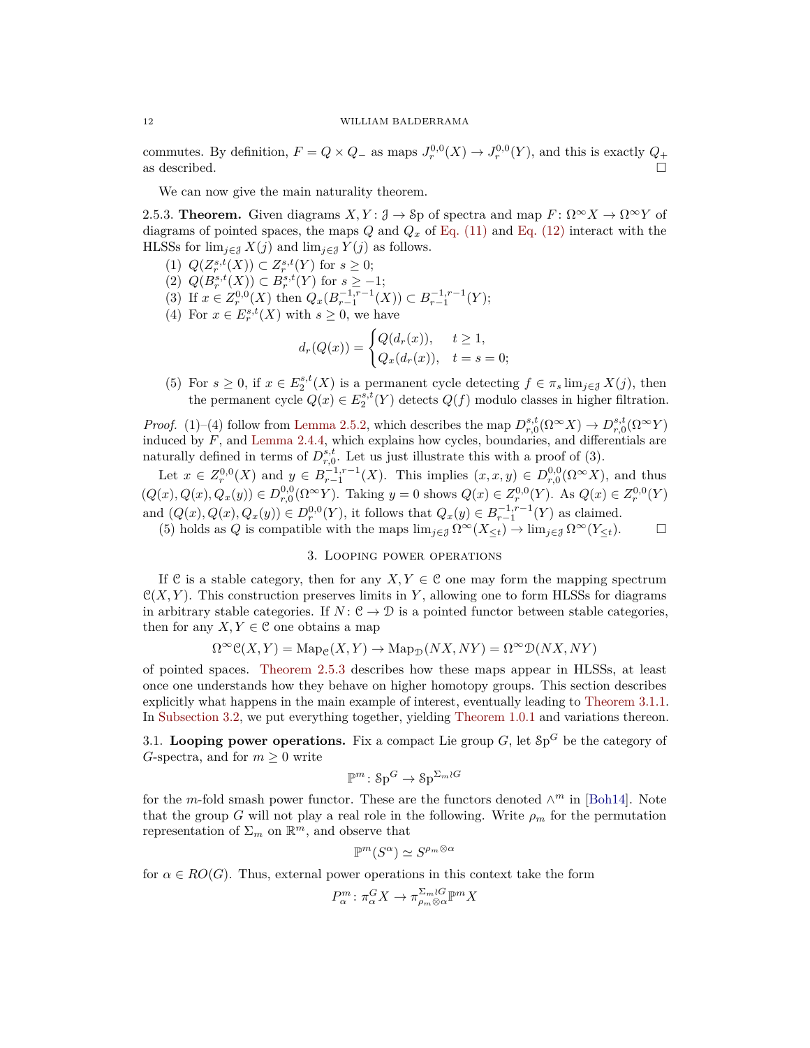commutes. By definition, $F = Q \times Q_-$ as maps $J_r^{0,0}(X) \to J_r^{0,0}(Y)$, and this is exactly $Q_+$ as described. □

We can now give the main naturality theorem.

**2.5.3. Theorem.** Given diagrams $X, Y \colon \mathcal{J} \to \mathcal{S}\mathrm{p}$ of spectra and map $F \colon \Omega^\infty X \to \Omega^\infty Y$ of diagrams of pointed spaces, the maps $Q$ and $Q_x$ of Eq. (11) and Eq. (12) interact with the HLSSs for $\lim_{j \in \mathcal{J}} X(j)$ and $\lim_{j\in\mathcal{J}} Y(j)$ as follows.

1. $Q(Z_r^{s,t}(X)) \subset Z_r^{s,t}(Y)$ for $s \geq 0$;
2. $Q(B_r^{s,t}(X)) \subset B_r^{s,t}(Y)$ for $s \geq -1$;
3. If $x \in Z_r^{0,0}(X)$ then $Q_x(B_{r-1}^{-1,r-1}(X)) \subset B_{r-1}^{-1,r-1}(Y)$;
4. For $x \in E_r^{s,t}(X)$ with $s \geq 0$, we have
$$d_r(Q(x)) = \begin{cases} Q(d_r(x)), & t \geq 1, \\ Q_x(d_r(x)), & t = s = 0; \end{cases}$$
5. For $s \geq 0$, if $x \in E_2^{s,t}(X)$ is a permanent cycle detecting $f \in \pi_s \lim_{j \in \mathcal{J}} X(j)$, then the permanent cycle $Q(x) \in E_2^{s,t}(Y)$ detects $Q(f)$ modulo classes in higher filtration.

*Proof.* (1)–(4) follow from Lemma 2.5.2, which describes the map $D_{r,0}^{s,t}(\Omega^\infty X) \to D_{r,0}^{s,t}(\Omega^\infty Y)$ induced by $F$, and Lemma 2.4.4, which explains how cycles, boundaries, and differentials are naturally defined in terms of $D_{r,0}^{s,t}$. Let us just illustrate this with a proof of (3).

Let $x \in Z_r^{0,0}(X)$ and $y \in B_{r-1}^{-1,r-1}(X)$. This implies $(x,x,y) \in D_{r,0}^{0,0}(\Omega^\infty X)$, and thus $(Q(x), Q(x), Q_x(y)) \in D_{r,0}^{0,0}(\Omega^\infty Y)$. Taking $y = 0$ shows $Q(x) \in Z_r^{0,0}(Y)$. As $Q(x) \in Z_r^{0,0}(Y)$ and $(Q(x), Q(x), Q_x(y)) \in D_r^{0,0}(Y)$, it follows that $Q_x(y) \in B_{r-1}^{-1,r-1}(Y)$ as claimed.

(5) holds as $Q$ is compatible with the maps $\lim_{j\in\mathcal{J}} \Omega^\infty(X_{\leq t}) \to \lim_{j \in \mathcal{J}} \Omega^\infty(Y_{\leq t})$. □

## 3. Looping power operations

If $\mathcal{C}$ is a stable category, then for any $X, Y \in \mathcal{C}$ one may form the mapping spectrum $\mathcal{C}(X,Y)$. This construction preserves limits in $Y$, allowing one to form HLSSs for diagrams in arbitrary stable categories. If $N \colon \mathcal{C} \to \mathcal{D}$ is a pointed functor between stable categories, then for any $X, Y \in \mathcal{C}$ one obtains a map

$$\Omega^\infty \mathcal{C}(X,Y) = \mathrm{Map}_{\mathcal{C}}(X,Y) \to \mathrm{Map}_{\mathcal{D}}(NX, NY) = \Omega^\infty \mathcal{D}(NX, NY)$$

of pointed spaces. Theorem 2.5.3 describes how these maps appear in HLSSs, at least once one understands how they behave on higher homotopy groups. This section describes explicitly what happens in the main example of interest, eventually leading to Theorem 3.1.1. In Subsection 3.2, we put everything together, yielding Theorem 1.0.1 and variations thereon.

**3.1. Looping power operations.** Fix a compact Lie group $G$, let $\mathcal{S}\mathrm{p}^G$ be the category of $G$-spectra, and for $m \geq 0$ write

$$\mathbb{P}^m \colon \mathcal{S}\mathrm{p}^G \to \mathcal{S}\mathrm{p}^{\Sigma_m \wr G}$$

for the $m$-fold smash power functor. These are the functors denoted $\wedge^m$ in [Boh14]. Note that the group $G$ will not play a real role in the following. Write $\rho_m$ for the permutation representation of $\Sigma_m$ on $\mathbb{R}^m$, and observe that

$$\mathbb{P}^m(S^\alpha) \simeq S^{\rho_m \otimes \alpha}$$

for $\alpha \in RO(G)$. Thus, external power operations in this context take the form

$$P_\alpha^m \colon \pi_\alpha^G X \to \pi_{\rho_m \otimes \alpha}^{\Sigma_m \wr G} \mathbb{P}^m X$$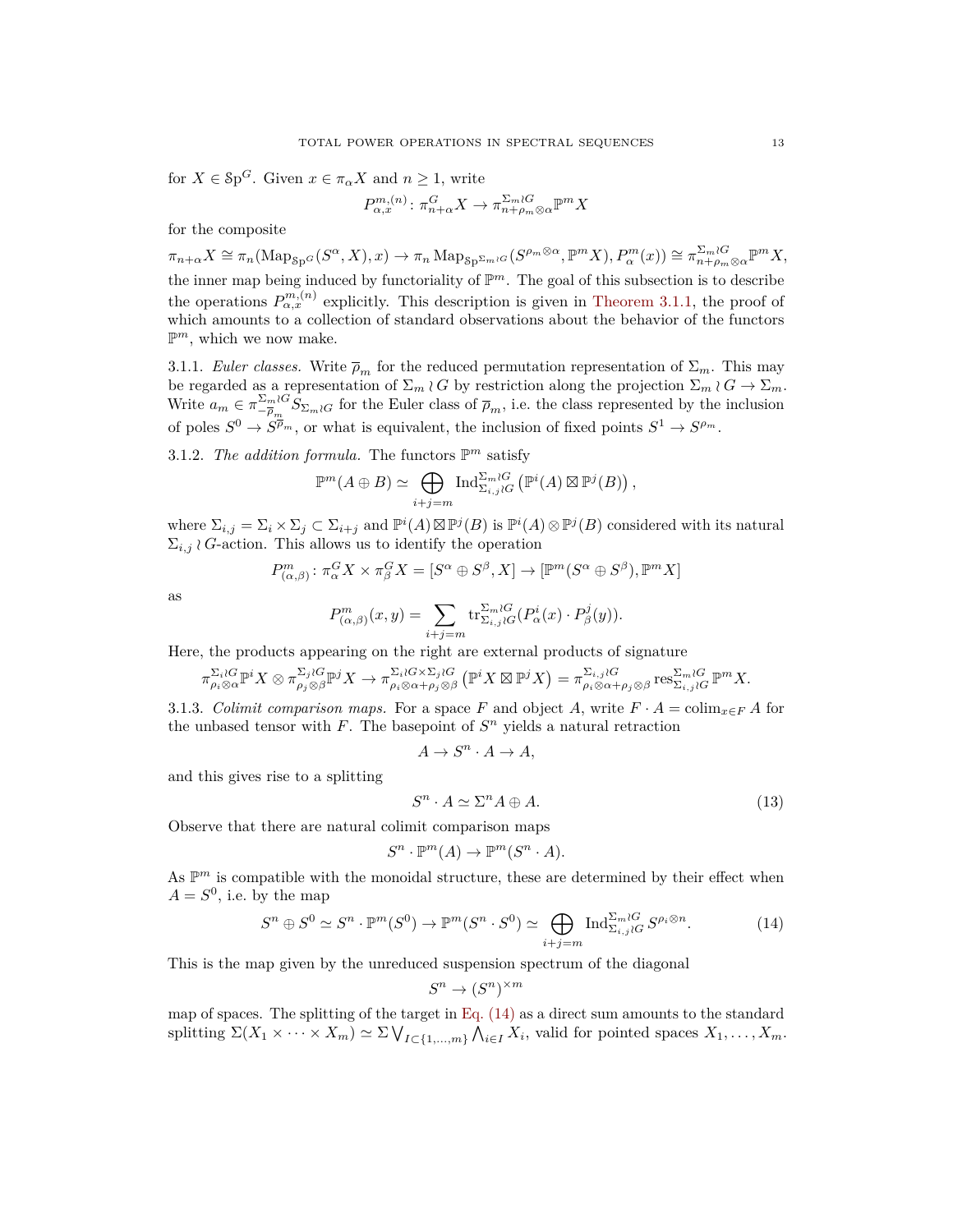for $X \in \mathcal{S}\mathrm{p}^G$. Given $x \in \pi_\alpha X$ and $n \geq 1$, write

$$P^{m,(n)}_{\alpha,x} \colon \pi^G_{n+\alpha} X \to \pi^{\Sigma_m \wr G}_{n+\rho_m \otimes \alpha} \mathbb{P}^m X$$

for the composite

$$\pi_{n+\alpha} X \cong \pi_n(\mathrm{Map}_{\mathcal{S}\mathrm{p}^G}(S^\alpha, X), x) \to \pi_n \mathrm{Map}_{\mathcal{S}\mathrm{p}^{\Sigma_m \wr G}}(S^{\rho_m \otimes \alpha}, \mathbb{P}^m X), P^m_\alpha(x)) \cong \pi^{\Sigma_m \wr G}_{n+\rho_m \otimes \alpha} \mathbb{P}^m X,$$

the inner map being induced by functoriality of $\mathbb{P}^m$. The goal of this subsection is to describe the operations $P^{m,(n)}_{\alpha,x}$ explicitly. This description is given in Theorem 3.1.1, the proof of which amounts to a collection of standard observations about the behavior of the functors $\mathbb{P}^m$, which we now make.

3.1.1. *Euler classes.* Write $\overline{\rho}_m$ for the reduced permutation representation of $\Sigma_m$. This may be regarded as a representation of $\Sigma_m \wr G$ by restriction along the projection $\Sigma_m \wr G \to \Sigma_m$. Write $a_m \in \pi^{\Sigma_m \wr G}_{-\overline{\rho}_m} S_{\Sigma_m \wr G}$ for the Euler class of $\overline{\rho}_m$, i.e. the class represented by the inclusion of poles $S^0 \to S^{\overline{\rho}_m}$, or what is equivalent, the inclusion of fixed points $S^1 \to S^{\rho_m}$.

3.1.2. *The addition formula.* The functors $\mathbb{P}^m$ satisfy

$$\mathbb{P}^m(A \oplus B) \simeq \bigoplus_{i+j=m} \mathrm{Ind}^{\Sigma_m \wr G}_{\Sigma_{i,j} \wr G}\left(\mathbb{P}^i(A) \boxtimes \mathbb{P}^j(B)\right),$$

where $\Sigma_{i,j} = \Sigma_i \times \Sigma_j \subset \Sigma_{i+j}$ and $\mathbb{P}^i(A) \boxtimes \mathbb{P}^j(B)$ is $\mathbb{P}^i(A) \otimes \mathbb{P}^j(B)$ considered with its natural $\Sigma_{i,j} \wr G$-action. This allows us to identify the operation

$$P^m_{(\alpha,\beta)} \colon \pi^G_\alpha X \times \pi^G_\beta X = [S^\alpha \oplus S^\beta, X] \to [\mathbb{P}^m(S^\alpha \oplus S^\beta), \mathbb{P}^m X]$$

as

$$P^m_{(\alpha,\beta)}(x,y) = \sum_{i+j=m} \mathrm{tr}^{\Sigma_m \wr G}_{\Sigma_{i,j} \wr G}(P^i_\alpha(x) \cdot P^j_\beta(y)).$$

Here, the products appearing on the right are external products of signature

$$\pi^{\Sigma_i \wr G}_{\rho_i \otimes \alpha} \mathbb{P}^i X \otimes \pi^{\Sigma_j \wr G}_{\rho_j \otimes \beta} \mathbb{P}^j X \to \pi^{\Sigma_i \wr G \times \Sigma_j \wr G}_{\rho_i \otimes \alpha + \rho_j \otimes \beta}\left(\mathbb{P}^i X \boxtimes \mathbb{P}^j X\right) = \pi^{\Sigma_{i,j} \wr G}_{\rho_i \otimes \alpha + \rho_j \otimes \beta} \mathrm{res}^{\Sigma_m \wr G}_{\Sigma_{i,j} \wr G} \mathbb{P}^m X.$$

3.1.3. *Colimit comparison maps.* For a space $F$ and object $A$, write $F \cdot A = \mathrm{colim}_{x \in F} A$ for the unbased tensor with $F$. The basepoint of $S^n$ yields a natural retraction

$$A \to S^n \cdot A \to A,$$

and this gives rise to a splitting

$$S^n \cdot A \simeq \Sigma^n A \oplus A. \tag{13}$$

Observe that there are natural colimit comparison maps

$$S^n \cdot \mathbb{P}^m(A) \to \mathbb{P}^m(S^n \cdot A).$$

As $\mathbb{P}^m$ is compatible with the monoidal structure, these are determined by their effect when $A = S^0$, i.e. by the map

$$S^n \oplus S^0 \simeq S^n \cdot \mathbb{P}^m(S^0) \to \mathbb{P}^m(S^n \cdot S^0) \simeq \bigoplus_{i+j=m} \mathrm{Ind}^{\Sigma_m \wr G}_{\Sigma_{i,j} \wr G} S^{\rho_i \otimes n}. \tag{14}$$

This is the map given by the unreduced suspension spectrum of the diagonal

$$S^n \to (S^n)^{\times m}$$

map of spaces. The splitting of the target in Eq. (14) as a direct sum amounts to the standard splitting $\Sigma(X_1 \times \cdots \times X_m) \simeq \Sigma \bigvee_{I \subset \{1,\ldots,m\}} \bigwedge_{i \in I} X_i$, valid for pointed spaces $X_1, \ldots, X_m$.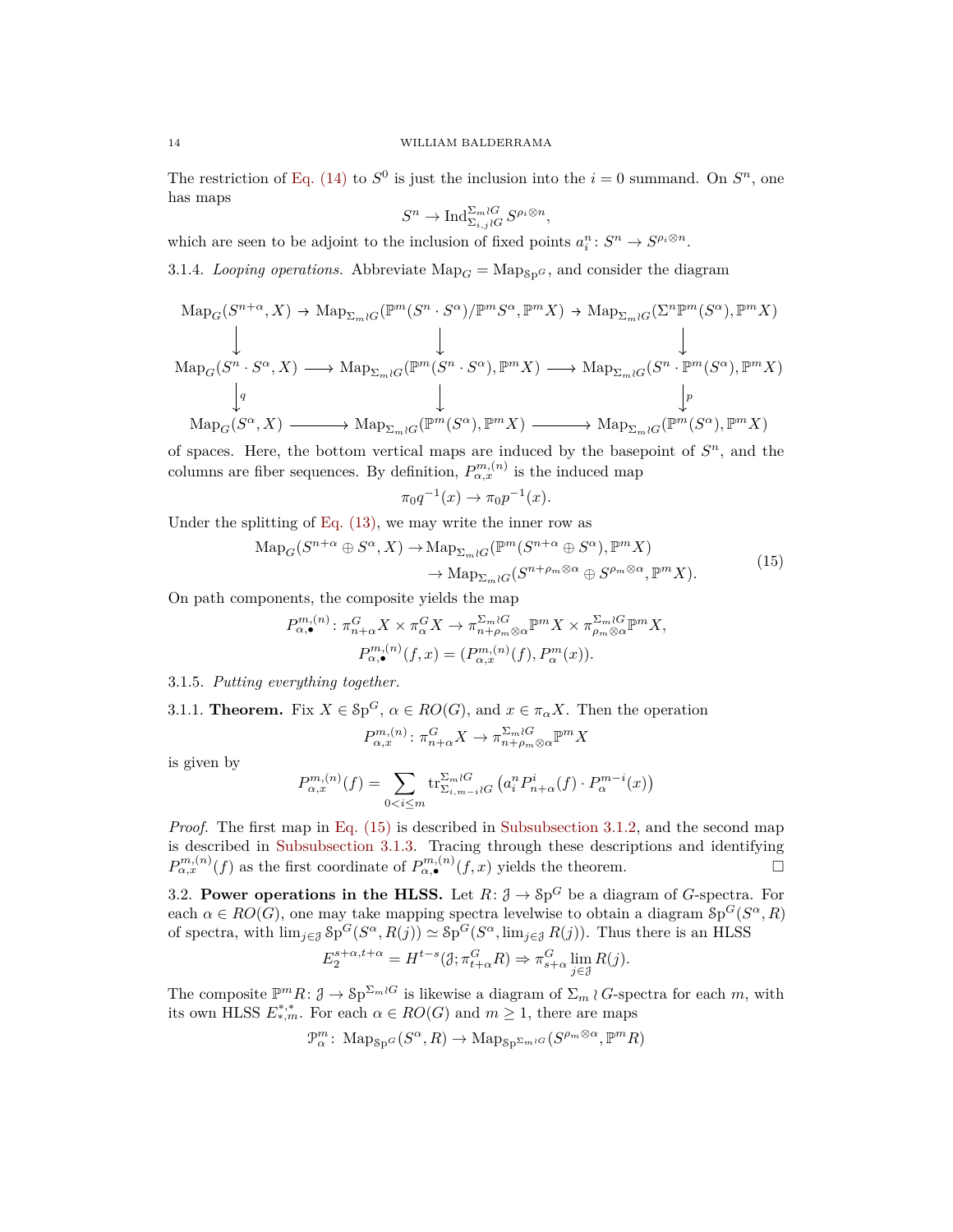The restriction of Eq. (14) to $S^0$ is just the inclusion into the $i = 0$ summand. On $S^n$, one has maps

$$S^n \to \operatorname{Ind}_{\Sigma_{i,j} \wr G}^{\Sigma_m \wr G} S^{\rho_i \otimes n},$$

which are seen to be adjoint to the inclusion of fixed points $a_i^n \colon S^n \to S^{\rho_i \otimes n}$.

3.1.4. *Looping operations.* Abbreviate $\operatorname{Map}_G = \operatorname{Map}_{\mathcal{S}\mathrm{p}^G}$, and consider the diagram

$$\begin{array}{ccccc}
\operatorname{Map}_G(S^{n+\alpha}, X) & \to & \operatorname{Map}_{\Sigma_m \wr G}(\mathbb{P}^m(S^n \cdot S^\alpha)/\mathbb{P}^m S^\alpha, \mathbb{P}^m X) & \to & \operatorname{Map}_{\Sigma_m \wr G}(\Sigma^n \mathbb{P}^m(S^\alpha), \mathbb{P}^m X) \\
\downarrow & & \downarrow & & \downarrow \\
\operatorname{Map}_G(S^n \cdot S^\alpha, X) & \longrightarrow & \operatorname{Map}_{\Sigma_m \wr G}(\mathbb{P}^m(S^n \cdot S^\alpha), \mathbb{P}^m X) & \longrightarrow & \operatorname{Map}_{\Sigma_m \wr G}(S^n \cdot \mathbb{P}^m(S^\alpha), \mathbb{P}^m X) \\
\downarrow{\scriptstyle q} & & \downarrow & & \downarrow{\scriptstyle p} \\
\operatorname{Map}_G(S^\alpha, X) & \longrightarrow & \operatorname{Map}_{\Sigma_m \wr G}(\mathbb{P}^m(S^\alpha), \mathbb{P}^m X) & \longrightarrow & \operatorname{Map}_{\Sigma_m \wr G}(\mathbb{P}^m(S^\alpha), \mathbb{P}^m X)
\end{array}$$

of spaces. Here, the bottom vertical maps are induced by the basepoint of $S^n$, and the columns are fiber sequences. By definition, $P_{\alpha,x}^{m,(n)}$ is the induced map

$$\pi_0 q^{-1}(x) \to \pi_0 p^{-1}(x).$$

Under the splitting of Eq. (13), we may write the inner row as

$$\begin{aligned}
\operatorname{Map}_G(S^{n+\alpha} \oplus S^\alpha, X) &\to \operatorname{Map}_{\Sigma_m \wr G}(\mathbb{P}^m(S^{n+\alpha} \oplus S^\alpha), \mathbb{P}^m X) \\
&\to \operatorname{Map}_{\Sigma_m \wr G}(S^{n+\rho_m \otimes \alpha} \oplus S^{\rho_m \otimes \alpha}, \mathbb{P}^m X).
\end{aligned} \tag{15}$$

On path components, the composite yields the map

$$\begin{gathered}
P_{\alpha,\bullet}^{m,(n)} \colon \pi_{n+\alpha}^G X \times \pi_\alpha^G X \to \pi_{n+\rho_m \otimes \alpha}^{\Sigma_m \wr G} \mathbb{P}^m X \times \pi_{\rho_m \otimes \alpha}^{\Sigma_m \wr G} \mathbb{P}^m X, \\
P_{\alpha,\bullet}^{m,(n)}(f, x) = (P_{\alpha,x}^{m,(n)}(f), P_\alpha^m(x)).
\end{gathered}$$

3.1.5. *Putting everything together.*

3.1.1. **Theorem.** Fix $X \in \mathcal{S}\mathrm{p}^G$, $\alpha \in RO(G)$, and $x \in \pi_\alpha X$. Then the operation

$$P_{\alpha,x}^{m,(n)} \colon \pi_{n+\alpha}^G X \to \pi_{n+\rho_m \otimes \alpha}^{\Sigma_m \wr G} \mathbb{P}^m X$$

is given by

$$P_{\alpha,x}^{m,(n)}(f) = \sum_{0 < i \leq m} \operatorname{tr}_{\Sigma_{i,m-i} \wr G}^{\Sigma_m \wr G} \left( a_i^n P_{n+\alpha}^i(f) \cdot P_\alpha^{m-i}(x) \right)$$

*Proof.* The first map in Eq. (15) is described in Subsubsection 3.1.2, and the second map is described in Subsubsection 3.1.3. Tracing through these descriptions and identifying $P_{\alpha,x}^{m,(n)}(f)$ as the first coordinate of $P_{\alpha,\bullet}^{m,(n)}(f, x)$ yields the theorem. $\square$

3.2. **Power operations in the HLSS.** Let $R \colon \mathcal{J} \to \mathcal{S}\mathrm{p}^G$ be a diagram of $G$-spectra. For each $\alpha \in RO(G)$, one may take mapping spectra levelwise to obtain a diagram $\mathcal{S}\mathrm{p}^G(S^\alpha, R)$ of spectra, with $\lim_{j \in \mathcal{J}} \mathcal{S}\mathrm{p}^G(S^\alpha, R(j)) \simeq \mathcal{S}\mathrm{p}^G(S^\alpha, \lim_{j \in \mathcal{J}} R(j))$. Thus there is an HLSS

$$E_2^{s+\alpha, t+\alpha} = H^{t-s}(\mathcal{J}; \pi_{t+\alpha}^G R) \Rightarrow \pi_{s+\alpha}^G \lim_{j \in \mathcal{J}} R(j).$$

The composite $\mathbb{P}^m R \colon \mathcal{J} \to \mathcal{S}\mathrm{p}^{\Sigma_m \wr G}$ is likewise a diagram of $\Sigma_m \wr G$-spectra for each $m$, with its own HLSS $E_{*,m}^{*,*}$. For each $\alpha \in RO(G)$ and $m \geq 1$, there are maps

$$\mathcal{P}_\alpha^m \colon \operatorname{Map}_{\mathcal{S}\mathrm{p}^G}(S^\alpha, R) \to \operatorname{Map}_{\mathcal{S}\mathrm{p}^{\Sigma_m \wr G}}(S^{\rho_m \otimes \alpha}, \mathbb{P}^m R)$$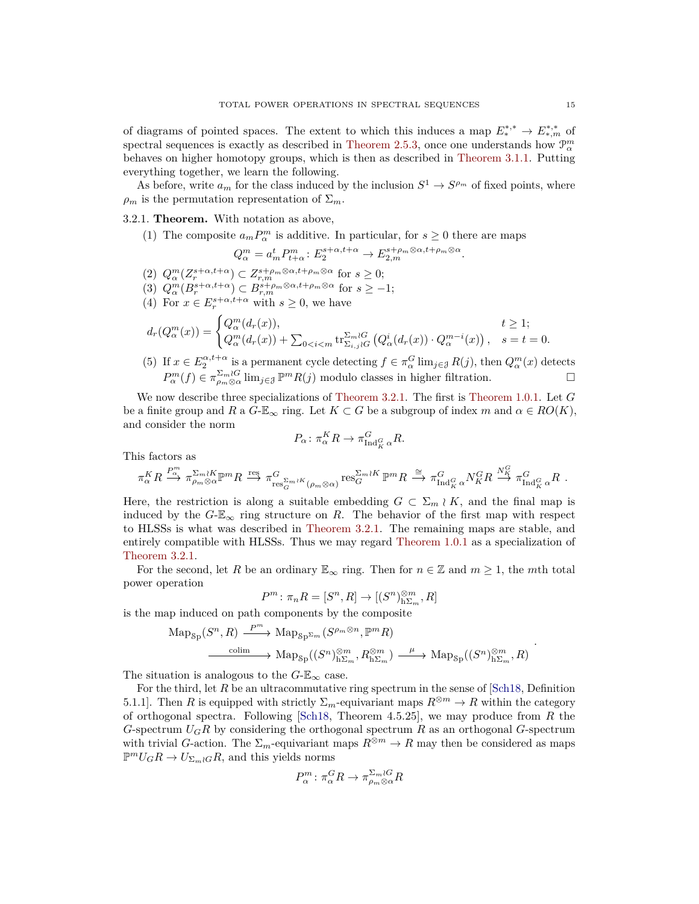of diagrams of pointed spaces. The extent to which this induces a map $E_*^{*,*} \to E_{*,m}^{*,*}$ of spectral sequences is exactly as described in Theorem 2.5.3, once one understands how $\mathcal{P}_\alpha^m$ behaves on higher homotopy groups, which is then as described in Theorem 3.1.1. Putting everything together, we learn the following.

As before, write $a_m$ for the class induced by the inclusion $S^1 \to S^{\rho_m}$ of fixed points, where $\rho_m$ is the permutation representation of $\Sigma_m$.

3.2.1. **Theorem.** With notation as above,

(1) The composite $a_m P_\alpha^m$ is additive. In particular, for $s \geq 0$ there are maps

$$Q_\alpha^m = a_m^t P_{t+\alpha}^m \colon E_2^{s+\alpha,t+\alpha} \to E_{2,m}^{s+\rho_m\otimes\alpha,t+\rho_m\otimes\alpha}.$$

(2) $Q_\alpha^m(Z_r^{s+\alpha,t+\alpha}) \subset Z_{r,m}^{s+\rho_m\otimes\alpha,t+\rho_m\otimes\alpha}$ for $s \geq 0$;

(3) $Q_\alpha^m(B_r^{s+\alpha,t+\alpha}) \subset B_{r,m}^{s+\rho_m\otimes\alpha,t+\rho_m\otimes\alpha}$ for $s \geq -1$;

(4) For $x \in E_r^{s+\alpha,t+\alpha}$ with $s \geq 0$, we have

$$d_r(Q_\alpha^m(x)) = \begin{cases} Q_\alpha^m(d_r(x)), & t \geq 1; \\ Q_\alpha^m(d_r(x)) + \sum_{0<i<m} \mathrm{tr}_{\Sigma_{i,j}\wr G}^{\Sigma_m\wr G}\left(Q_\alpha^i(d_r(x)) \cdot Q_\alpha^{m-i}(x)\right), & s = t = 0. \end{cases}$$

(5) If $x \in E_2^{\alpha,t+\alpha}$ is a permanent cycle detecting $f \in \pi_\alpha^G \lim_{j\in\mathcal{J}} R(j)$, then $Q_\alpha^m(x)$ detects $P_\alpha^m(f) \in \pi_{\rho_m\otimes\alpha}^{\Sigma_m\wr G} \lim_{j\in\mathcal{J}} \mathbb{P}^m R(j)$ modulo classes in higher filtration. □

We now describe three specializations of Theorem 3.2.1. The first is Theorem 1.0.1. Let $G$ be a finite group and $R$ a $G$-$\mathbb{E}_\infty$ ring. Let $K \subset G$ be a subgroup of index $m$ and $\alpha \in RO(K)$, and consider the norm

$$P_\alpha \colon \pi_\alpha^K R \to \pi_{\mathrm{Ind}_K^G \alpha}^G R.$$

This factors as

$$\pi_\alpha^K R \xrightarrow{P_\alpha^m} \pi_{\rho_m\otimes\alpha}^{\Sigma_m\wr K}\mathbb{P}^m R \xrightarrow{\mathrm{res}} \pi^G_{\mathrm{res}_G^{\Sigma_m\wr K}(\rho_m\otimes\alpha)} \mathrm{res}_G^{\Sigma_m\wr K}\mathbb{P}^m R \xrightarrow{\cong} \pi^G_{\mathrm{Ind}_K^G\alpha} N_K^G R \xrightarrow{N_K^G} \pi^G_{\mathrm{Ind}_K^G\alpha} R\ .$$

Here, the restriction is along a suitable embedding $G \subset \Sigma_m \wr K$, and the final map is induced by the $G$-$\mathbb{E}_\infty$ ring structure on $R$. The behavior of the first map with respect to HLSSs is what was described in Theorem 3.2.1. The remaining maps are stable, and entirely compatible with HLSSs. Thus we may regard Theorem 1.0.1 as a specialization of Theorem 3.2.1.

For the second, let $R$ be an ordinary $\mathbb{E}_\infty$ ring. Then for $n \in \mathbb{Z}$ and $m \geq 1$, the $m$th total power operation

$$P^m \colon \pi_n R = [S^n, R] \to [(S^n)^{\otimes m}_{\mathrm{h}\Sigma_m}, R]$$

is the map induced on path components by the composite

$$\begin{aligned} &\mathrm{Map}_{\mathcal{S}\mathrm{p}}(S^n, R) \xrightarrow{P^m} \mathrm{Map}_{\mathcal{S}\mathrm{p}^{\Sigma_m}}(S^{\rho_m\otimes n}, \mathbb{P}^m R) \\ &\qquad\xrightarrow{\mathrm{colim}} \mathrm{Map}_{\mathcal{S}\mathrm{p}}((S^n)^{\otimes m}_{\mathrm{h}\Sigma_m}, R^{\otimes m}_{\mathrm{h}\Sigma_m}) \xrightarrow{\mu} \mathrm{Map}_{\mathcal{S}\mathrm{p}}((S^n)^{\otimes m}_{\mathrm{h}\Sigma_m}, R) \end{aligned}.$$

The situation is analogous to the $G$-$\mathbb{E}_\infty$ case.

For the third, let $R$ be an ultracommutative ring spectrum in the sense of [Sch18, Definition 5.1.1]. Then $R$ is equipped with strictly $\Sigma_m$-equivariant maps $R^{\otimes m} \to R$ within the category of orthogonal spectra. Following [Sch18, Theorem 4.5.25], we may produce from $R$ the $G$-spectrum $U_G R$ by considering the orthogonal spectrum $R$ as an orthogonal $G$-spectrum with trivial $G$-action. The $\Sigma_m$-equivariant maps $R^{\otimes m} \to R$ may then be considered as maps $\mathbb{P}^m U_G R \to U_{\Sigma_m\wr G} R$, and this yields norms

$$P_\alpha^m \colon \pi_\alpha^G R \to \pi_{\rho_m\otimes\alpha}^{\Sigma_m\wr G} R$$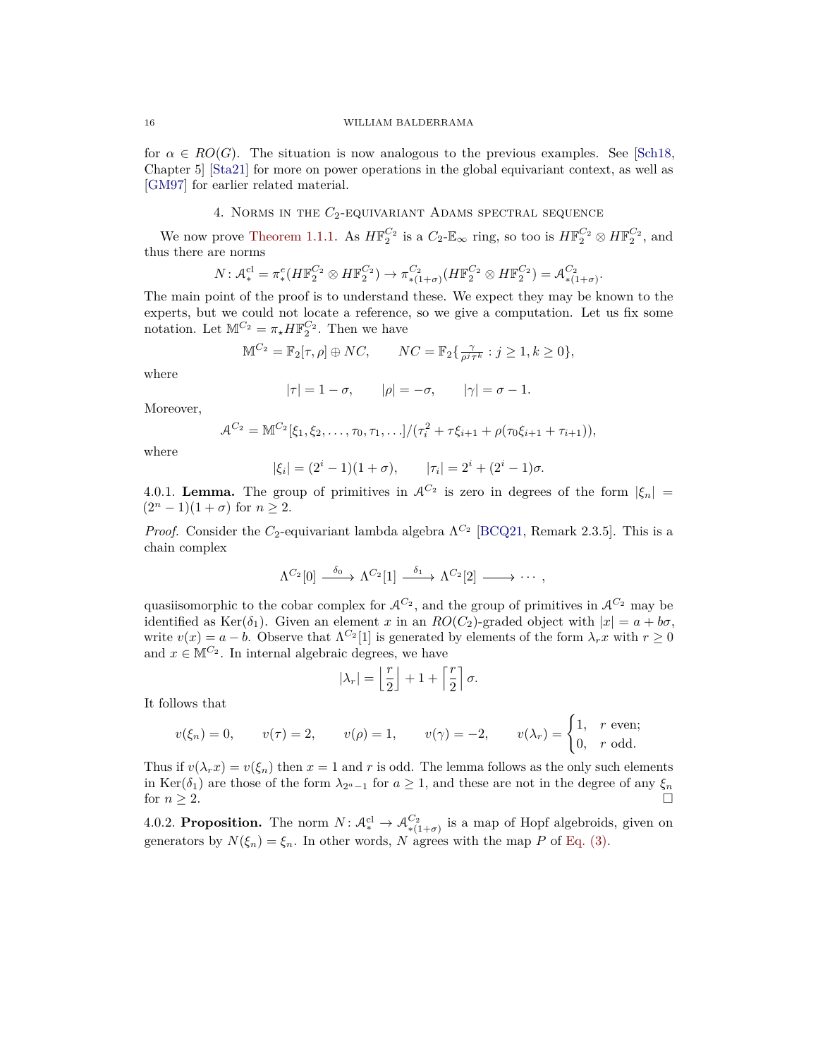for $\alpha \in RO(G)$. The situation is now analogous to the previous examples. See [Sch18, Chapter 5] [Sta21] for more on power operations in the global equivariant context, as well as [GM97] for earlier related material.

## 4. Norms in the $C_2$-equivariant Adams spectral sequence

We now prove Theorem 1.1.1. As $H\mathbb{F}_2^{C_2}$ is a $C_2$-$\mathbb{E}_\infty$ ring, so too is $H\mathbb{F}_2^{C_2} \otimes H\mathbb{F}_2^{C_2}$, and thus there are norms

$$N\colon \mathcal{A}^{\mathrm{cl}}_* = \pi^e_*(H\mathbb{F}_2^{C_2} \otimes H\mathbb{F}_2^{C_2}) \to \pi^{C_2}_{*(1+\sigma)}(H\mathbb{F}_2^{C_2} \otimes H\mathbb{F}_2^{C_2}) = \mathcal{A}^{C_2}_{*(1+\sigma)}.$$

The main point of the proof is to understand these. We expect they may be known to the experts, but we could not locate a reference, so we give a computation. Let us fix some notation. Let $\mathbb{M}^{C_2} = \pi_\star H\mathbb{F}_2^{C_2}$. Then we have

$$\mathbb{M}^{C_2} = \mathbb{F}_2[\tau,\rho] \oplus NC, \qquad NC = \mathbb{F}_2\{\tfrac{\gamma}{\rho^j\tau^k} : j \geq 1, k \geq 0\},$$

where

$$|\tau| = 1-\sigma, \qquad |\rho| = -\sigma, \qquad |\gamma| = \sigma - 1.$$

Moreover,

$$\mathcal{A}^{C_2} = \mathbb{M}^{C_2}[\xi_1,\xi_2,\ldots,\tau_0,\tau_1,\ldots]/(\tau_i^2 + \tau\xi_{i+1} + \rho(\tau_0\xi_{i+1} + \tau_{i+1})),$$

where

$$|\xi_i| = (2^i-1)(1+\sigma), \qquad |\tau_i| = 2^i + (2^i-1)\sigma.$$

4.0.1. **Lemma.** The group of primitives in $\mathcal{A}^{C_2}$ is zero in degrees of the form $|\xi_n| = (2^n-1)(1+\sigma)$ for $n \geq 2$.

*Proof.* Consider the $C_2$-equivariant lambda algebra $\Lambda^{C_2}$ [BCQ21, Remark 2.3.5]. This is a chain complex

$$\Lambda^{C_2}[0] \xrightarrow{\delta_0} \Lambda^{C_2}[1] \xrightarrow{\delta_1} \Lambda^{C_2}[2] \longrightarrow \cdots,$$

quasiisomorphic to the cobar complex for $\mathcal{A}^{C_2}$, and the group of primitives in $\mathcal{A}^{C_2}$ may be identified as $\mathrm{Ker}(\delta_1)$. Given an element $x$ in an $RO(C_2)$-graded object with $|x| = a + b\sigma$, write $v(x) = a - b$. Observe that $\Lambda^{C_2}[1]$ is generated by elements of the form $\lambda_r x$ with $r \geq 0$ and $x \in \mathbb{M}^{C_2}$. In internal algebraic degrees, we have

$$|\lambda_r| = \left\lfloor \frac{r}{2} \right\rfloor + 1 + \left\lceil \frac{r}{2} \right\rceil \sigma.$$

It follows that

$$v(\xi_n) = 0, \qquad v(\tau) = 2, \qquad v(\rho) = 1, \qquad v(\gamma) = -2, \qquad v(\lambda_r) = \begin{cases} 1, & r \text{ even;} \\ 0, & r \text{ odd.} \end{cases}$$

Thus if $v(\lambda_r x) = v(\xi_n)$ then $x = 1$ and $r$ is odd. The lemma follows as the only such elements in $\mathrm{Ker}(\delta_1)$ are those of the form $\lambda_{2^a-1}$ for $a \geq 1$, and these are not in the degree of any $\xi_n$ for $n \geq 2$. $\square$

4.0.2. **Proposition.** The norm $N\colon \mathcal{A}^{\mathrm{cl}}_* \to \mathcal{A}^{C_2}_{*(1+\sigma)}$ is a map of Hopf algebroids, given on generators by $N(\xi_n) = \xi_n$. In other words, $N$ agrees with the map $P$ of Eq. (3).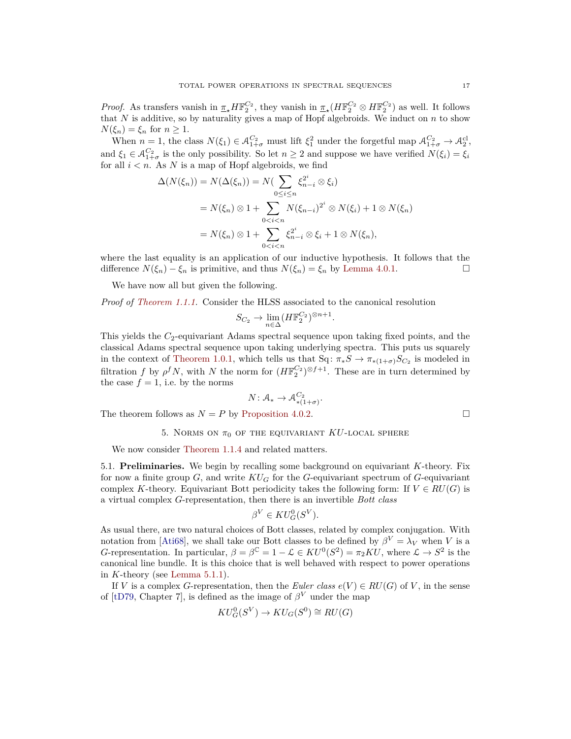*Proof.* As transfers vanish in $\underline{\pi}_\star H\mathbb{F}_2^{C_2}$, they vanish in $\underline{\pi}_\star(H\mathbb{F}_2^{C_2} \otimes H\mathbb{F}_2^{C_2})$ as well. It follows that $N$ is additive, so by naturality gives a map of Hopf algebroids. We induct on $n$ to show $N(\xi_n) = \xi_n$ for $n \geq 1$.

When $n = 1$, the class $N(\xi_1) \in \mathcal{A}^{C_2}_{1+\sigma}$ must lift $\xi_1^2$ under the forgetful map $\mathcal{A}^{C_2}_{1+\sigma} \to \mathcal{A}^{\mathrm{cl}}_2$, and $\xi_1 \in \mathcal{A}^{C_2}_{1+\sigma}$ is the only possibility. So let $n \geq 2$ and suppose we have verified $N(\xi_i) = \xi_i$ for all $i < n$. As $N$ is a map of Hopf algebroids, we find

$$
\begin{aligned}
\Delta(N(\xi_n)) = N(\Delta(\xi_n)) &= N\Big(\sum_{0 \leq i \leq n} \xi_{n-i}^{2^i} \otimes \xi_i\Big) \\
&= N(\xi_n) \otimes 1 + \sum_{0<i<n} N(\xi_{n-i})^{2^i} \otimes N(\xi_i) + 1 \otimes N(\xi_n) \\
&= N(\xi_n) \otimes 1 + \sum_{0<i<n} \xi_{n-i}^{2^i} \otimes \xi_i + 1 \otimes N(\xi_n),
\end{aligned}
$$

where the last equality is an application of our inductive hypothesis. It follows that the difference $N(\xi_n) - \xi_n$ is primitive, and thus $N(\xi_n) = \xi_n$ by Lemma 4.0.1. ☐

We have now all but given the following.

*Proof of Theorem 1.1.1.* Consider the HLSS associated to the canonical resolution

$$
S_{C_2} \to \lim_{n \in \Delta} (H\mathbb{F}_2^{C_2})^{\otimes n+1}.
$$

This yields the $C_2$-equivariant Adams spectral sequence upon taking fixed points, and the classical Adams spectral sequence upon taking underlying spectra. This puts us squarely in the context of Theorem 1.0.1, which tells us that $\mathrm{Sq}\colon \pi_* S \to \pi_{*(1+\sigma)} S_{C_2}$ is modeled in filtration $f$ by $\rho^f N$, with $N$ the norm for $(H\mathbb{F}_2^{C_2})^{\otimes f+1}$. These are in turn determined by the case $f = 1$, i.e. by the norms

$$
N\colon \mathcal{A}_* \to \mathcal{A}^{C_2}_{*(1+\sigma)}.
$$

The theorem follows as $N = P$ by Proposition 4.0.2. ☐

## 5. Norms on $\pi_0$ of the equivariant $KU$-local sphere

We now consider Theorem 1.1.4 and related matters.

### 5.1. Preliminaries.

We begin by recalling some background on equivariant $K$-theory. Fix for now a finite group $G$, and write $KU_G$ for the $G$-equivariant spectrum of $G$-equivariant complex $K$-theory. Equivariant Bott periodicity takes the following form: If $V \in RU(G)$ is a virtual complex $G$-representation, then there is an invertible *Bott class*

$$
\beta^V \in KU^0_G(S^V).
$$

As usual there, are two natural choices of Bott classes, related by complex conjugation. With notation from [Ati68], we shall take our Bott classes to be defined by $\beta^V = \lambda_V$ when $V$ is a $G$-representation. In particular, $\beta = \beta^{\mathbb{C}} = 1 - \mathcal{L} \in KU^0(S^2) = \pi_2 KU$, where $\mathcal{L} \to S^2$ is the canonical line bundle. It is this choice that is well behaved with respect to power operations in $K$-theory (see Lemma 5.1.1).

If $V$ is a complex $G$-representation, then the *Euler class* $e(V) \in RU(G)$ of $V$, in the sense of [tD79, Chapter 7], is defined as the image of $\beta^V$ under the map

$$
KU^0_G(S^V) \to KU_G(S^0) \cong RU(G)
$$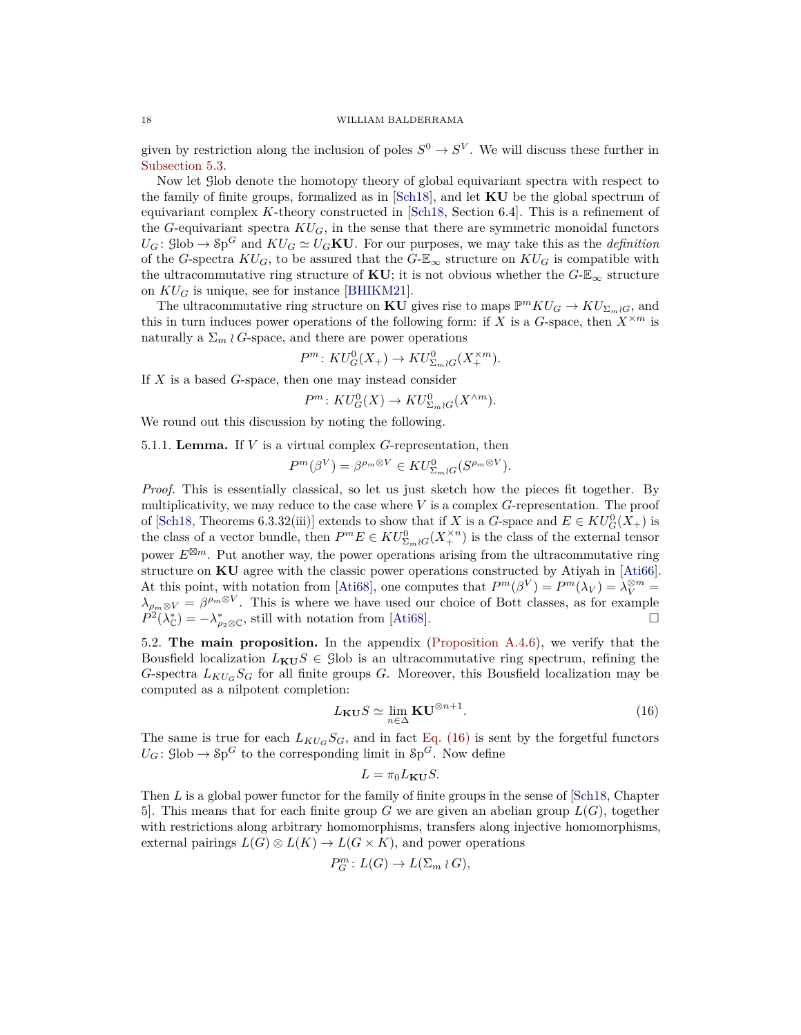given by restriction along the inclusion of poles $S^0 \to S^V$. We will discuss these further in Subsection 5.3.

Now let $\mathcal{G}\mathrm{lob}$ denote the homotopy theory of global equivariant spectra with respect to the family of finite groups, formalized as in [Sch18], and let $\mathbf{KU}$ be the global spectrum of equivariant complex $K$-theory constructed in [Sch18, Section 6.4]. This is a refinement of the $G$-equivariant spectra $KU_G$, in the sense that there are symmetric monoidal functors $U_G\colon \mathcal{G}\mathrm{lob} \to \mathcal{S}\mathrm{p}^G$ and $KU_G \simeq U_G\mathbf{KU}$. For our purposes, we may take this as the *definition* of the $G$-spectra $KU_G$, to be assured that the $G$-$\mathbb{E}_\infty$ structure on $KU_G$ is compatible with the ultracommutative ring structure of $\mathbf{KU}$; it is not obvious whether the $G$-$\mathbb{E}_\infty$ structure on $KU_G$ is unique, see for instance [BHIKM21].

The ultracommutative ring structure on $\mathbf{KU}$ gives rise to maps $\mathbb{P}^m KU_G \to KU_{\Sigma_m \wr G}$, and this in turn induces power operations of the following form: if $X$ is a $G$-space, then $X^{\times m}$ is naturally a $\Sigma_m \wr G$-space, and there are power operations

$$P^m\colon KU_G^0(X_+) \to KU^0_{\Sigma_m \wr G}(X_+^{\times m}).$$

If $X$ is a based $G$-space, then one may instead consider

$$P^m\colon KU_G^0(X) \to KU^0_{\Sigma_m \wr G}(X^{\wedge m}).$$

We round out this discussion by noting the following.

5.1.1. **Lemma.** If $V$ is a virtual complex $G$-representation, then

$$P^m(\beta^V) = \beta^{\rho_m \otimes V} \in KU^0_{\Sigma_m \wr G}(S^{\rho_m \otimes V}).$$

*Proof.* This is essentially classical, so let us just sketch how the pieces fit together. By multiplicativity, we may reduce to the case where $V$ is a complex $G$-representation. The proof of [Sch18, Theorems 6.3.32(iii)] extends to show that if $X$ is a $G$-space and $E \in KU_G^0(X_+)$ is the class of a vector bundle, then $P^m E \in KU^0_{\Sigma_m \wr G}(X_+^{\times n})$ is the class of the external tensor power $E^{\boxtimes m}$. Put another way, the power operations arising from the ultracommutative ring structure on $\mathbf{KU}$ agree with the classic power operations constructed by Atiyah in [Ati66]. At this point, with notation from [Ati68], one computes that $P^m(\beta^V) = P^m(\lambda_V) = \lambda_V^{\otimes m} = \lambda_{\rho_m \otimes V} = \beta^{\rho_m \otimes V}$. This is where we have used our choice of Bott classes, as for example $P^2(\lambda_{\mathbb{C}}^*) = -\lambda^*_{\rho_2 \otimes \mathbb{C}}$, still with notation from [Ati68]. □

5.2. **The main proposition.** In the appendix (Proposition A.4.6), we verify that the Bousfield localization $L_{\mathbf{KU}}S \in \mathcal{G}\mathrm{lob}$ is an ultracommutative ring spectrum, refining the $G$-spectra $L_{KU_G}S_G$ for all finite groups $G$. Moreover, this Bousfield localization may be computed as a nilpotent completion:

$$L_{\mathbf{KU}}S \simeq \lim_{n \in \Delta} \mathbf{KU}^{\otimes n+1}. \tag{16}$$

The same is true for each $L_{KU_G}S_G$, and in fact Eq. (16) is sent by the forgetful functors $U_G\colon \mathcal{G}\mathrm{lob} \to \mathcal{S}\mathrm{p}^G$ to the corresponding limit in $\mathcal{S}\mathrm{p}^G$. Now define

$$L = \pi_0 L_{\mathbf{KU}}S.$$

Then $L$ is a global power functor for the family of finite groups in the sense of [Sch18, Chapter 5]. This means that for each finite group $G$ we are given an abelian group $L(G)$, together with restrictions along arbitrary homomorphisms, transfers along injective homomorphisms, external pairings $L(G) \otimes L(K) \to L(G \times K)$, and power operations

$$P^m_G\colon L(G) \to L(\Sigma_m \wr G),$$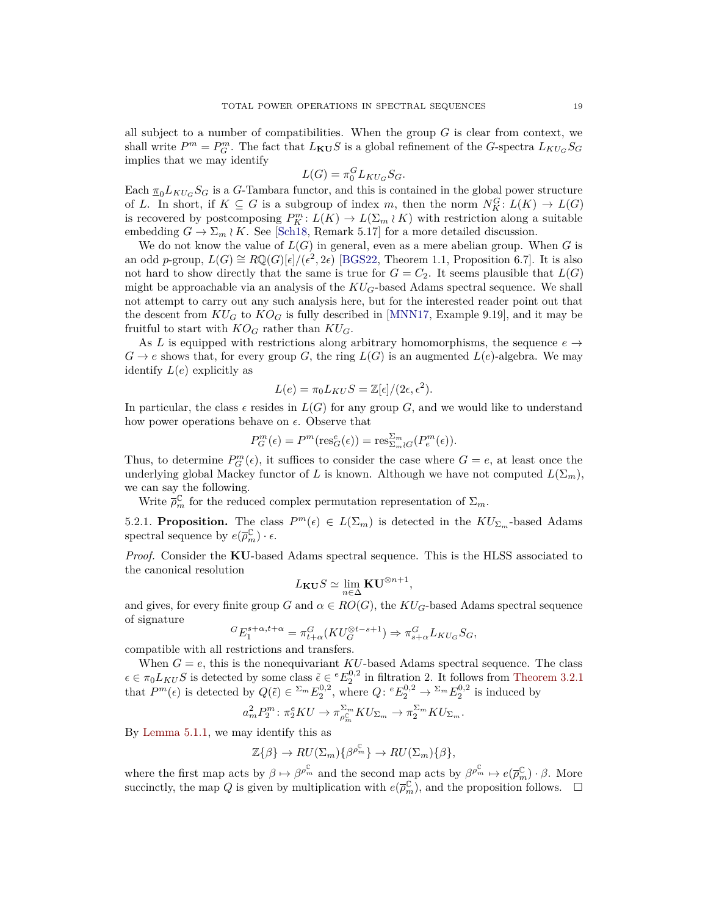all subject to a number of compatibilities. When the group $G$ is clear from context, we shall write $P^m = P^m_G$. The fact that $L_{\mathbf{KU}}S$ is a global refinement of the $G$-spectra $L_{KU_G}S_G$ implies that we may identify

$$L(G) = \pi_0^G L_{KU_G} S_G.$$

Each $\underline{\pi}_0 L_{KU_G} S_G$ is a $G$-Tambara functor, and this is contained in the global power structure of $L$. In short, if $K \subseteq G$ is a subgroup of index $m$, then the norm $N_K^G \colon L(K) \to L(G)$ is recovered by postcomposing $P^m_K \colon L(K) \to L(\Sigma_m \wr K)$ with restriction along a suitable embedding $G \to \Sigma_m \wr K$. See [Sch18, Remark 5.17] for a more detailed discussion.

We do not know the value of $L(G)$ in general, even as a mere abelian group. When $G$ is an odd $p$-group, $L(G) \cong R\mathbb{Q}(G)[\epsilon]/(\epsilon^2, 2\epsilon)$ [BGS22, Theorem 1.1, Proposition 6.7]. It is also not hard to show directly that the same is true for $G = C_2$. It seems plausible that $L(G)$ might be approachable via an analysis of the $KU_G$-based Adams spectral sequence. We shall not attempt to carry out any such analysis here, but for the interested reader point out that the descent from $KU_G$ to $KO_G$ is fully described in [MNN17, Example 9.19], and it may be fruitful to start with $KO_G$ rather than $KU_G$.

As $L$ is equipped with restrictions along arbitrary homomorphisms, the sequence $e \to G \to e$ shows that, for every group $G$, the ring $L(G)$ is an augmented $L(e)$-algebra. We may identify $L(e)$ explicitly as

$$L(e) = \pi_0 L_{KU} S = \mathbb{Z}[\epsilon]/(2\epsilon, \epsilon^2).$$

In particular, the class $\epsilon$ resides in $L(G)$ for any group $G$, and we would like to understand how power operations behave on $\epsilon$. Observe that

$$P^m_G(\epsilon) = P^m(\mathrm{res}^e_G(\epsilon)) = \mathrm{res}^{\Sigma_m}_{\Sigma_m \wr G}(P^m_e(\epsilon)).$$

Thus, to determine $P^m_G(\epsilon)$, it suffices to consider the case where $G = e$, at least once the underlying global Mackey functor of $L$ is known. Although we have not computed $L(\Sigma_m)$, we can say the following.

Write $\overline{\rho}^{\mathbb{C}}_m$ for the reduced complex permutation representation of $\Sigma_m$.

5.2.1. **Proposition.** The class $P^m(\epsilon) \in L(\Sigma_m)$ is detected in the $KU_{\Sigma_m}$-based Adams spectral sequence by $e(\overline{\rho}^{\mathbb{C}}_m) \cdot \epsilon$.

*Proof.* Consider the $\mathbf{KU}$-based Adams spectral sequence. This is the HLSS associated to the canonical resolution

$$L_{\mathbf{KU}} S \simeq \lim_{n \in \Delta} \mathbf{KU}^{\otimes n+1},$$

and gives, for every finite group $G$ and $\alpha \in RO(G)$, the $KU_G$-based Adams spectral sequence of signature

$${}^G E_1^{s+\alpha, t+\alpha} = \pi^G_{t+\alpha}(KU_G^{\otimes t-s+1}) \Rightarrow \pi^G_{s+\alpha} L_{KU_G} S_G,$$

compatible with all restrictions and transfers.

When $G = e$, this is the nonequivariant $KU$-based Adams spectral sequence. The class $\epsilon \in \pi_0 L_{KU} S$ is detected by some class $\tilde{\epsilon} \in {}^e E_2^{0,2}$ in filtration 2. It follows from Theorem 3.2.1 that $P^m(\epsilon)$ is detected by $Q(\tilde{\epsilon}) \in {}^{\Sigma_m} E_2^{0,2}$, where $Q \colon {}^e E_2^{0,2} \to {}^{\Sigma_m} E_2^{0,2}$ is induced by

$$a^2_m P^m_2 \colon \pi^e_2 KU \to \pi^{\Sigma_m}_{\rho^{\mathbb{C}}_m} KU_{\Sigma_m} \to \pi^{\Sigma_m}_2 KU_{\Sigma_m}.$$

By Lemma 5.1.1, we may identify this as

$$\mathbb{Z}\{\beta\} \to RU(\Sigma_m)\{\beta^{\rho^{\mathbb{C}}_m}\} \to RU(\Sigma_m)\{\beta\},$$

where the first map acts by $\beta \mapsto \beta^{\rho^{\mathbb{C}}_m}$ and the second map acts by $\beta^{\rho^{\mathbb{C}}_m} \mapsto e(\overline{\rho}^{\mathbb{C}}_m) \cdot \beta$. More succinctly, the map $Q$ is given by multiplication with $e(\overline{\rho}^{\mathbb{C}}_m)$, and the proposition follows. $\square$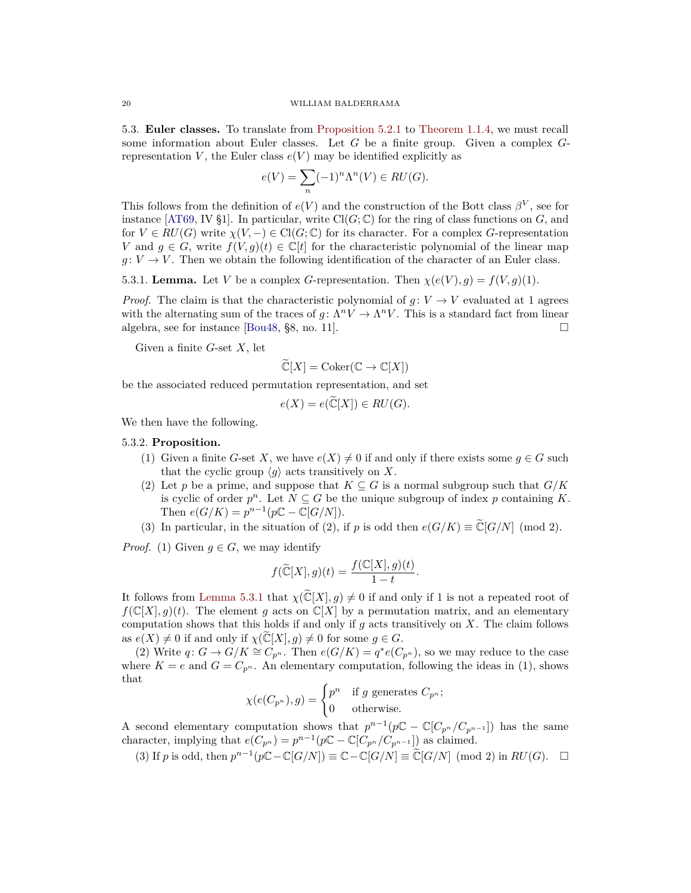5.3. **Euler classes.** To translate from Proposition 5.2.1 to Theorem 1.1.4, we must recall some information about Euler classes. Let $G$ be a finite group. Given a complex $G$-representation $V$, the Euler class $e(V)$ may be identified explicitly as

$$e(V) = \sum_n (-1)^n \Lambda^n(V) \in RU(G).$$

This follows from the definition of $e(V)$ and the construction of the Bott class $\beta^V$, see for instance [AT69, IV §1]. In particular, write $\mathrm{Cl}(G;\mathbb{C})$ for the ring of class functions on $G$, and for $V \in RU(G)$ write $\chi(V,-) \in \mathrm{Cl}(G;\mathbb{C})$ for its character. For a complex $G$-representation $V$ and $g \in G$, write $f(V,g)(t) \in \mathbb{C}[t]$ for the characteristic polynomial of the linear map $g\colon V \to V$. Then we obtain the following identification of the character of an Euler class.

5.3.1. **Lemma.** Let $V$ be a complex $G$-representation. Then $\chi(e(V),g) = f(V,g)(1)$.

*Proof.* The claim is that the characteristic polynomial of $g\colon V \to V$ evaluated at 1 agrees with the alternating sum of the traces of $g\colon \Lambda^n V \to \Lambda^n V$. This is a standard fact from linear algebra, see for instance [Bou48, §8, no. 11]. □

Given a finite $G$-set $X$, let

$$\widetilde{\mathbb{C}}[X] = \mathrm{Coker}(\mathbb{C} \to \mathbb{C}[X])$$

be the associated reduced permutation representation, and set

$$e(X) = e(\widetilde{\mathbb{C}}[X]) \in RU(G).$$

We then have the following.

5.3.2. **Proposition.**

1. Given a finite $G$-set $X$, we have $e(X) \neq 0$ if and only if there exists some $g \in G$ such that the cyclic group $\langle g \rangle$ acts transitively on $X$.
2. Let $p$ be a prime, and suppose that $K \subseteq G$ is a normal subgroup such that $G/K$ is cyclic of order $p^n$. Let $N \subseteq G$ be the unique subgroup of index $p$ containing $K$. Then $e(G/K) = p^{n-1}(p\mathbb{C} - \mathbb{C}[G/N])$.
3. In particular, in the situation of (2), if $p$ is odd then $e(G/K) \equiv \widetilde{\mathbb{C}}[G/N] \pmod 2$.

*Proof.* (1) Given $g \in G$, we may identify

$$f(\widetilde{\mathbb{C}}[X],g)(t) = \frac{f(\mathbb{C}[X],g)(t)}{1-t}.$$

It follows from Lemma 5.3.1 that $\chi(\widetilde{\mathbb{C}}[X],g) \neq 0$ if and only if 1 is not a repeated root of $f(\mathbb{C}[X],g)(t)$. The element $g$ acts on $\mathbb{C}[X]$ by a permutation matrix, and an elementary computation shows that this holds if and only if $g$ acts transitively on $X$. The claim follows as $e(X) \neq 0$ if and only if $\chi(\widetilde{\mathbb{C}}[X],g) \neq 0$ for some $g \in G$.

(2) Write $q\colon G \to G/K \cong C_{p^n}$. Then $e(G/K) = q^* e(C_{p^n})$, so we may reduce to the case where $K = e$ and $G = C_{p^n}$. An elementary computation, following the ideas in (1), shows that

$$\chi(e(C_{p^n}),g) = \begin{cases} p^n & \text{if } g \text{ generates } C_{p^n}; \\ 0 & \text{otherwise.} \end{cases}$$

A second elementary computation shows that $p^{n-1}(p\mathbb{C} - \mathbb{C}[C_{p^n}/C_{p^{n-1}}])$ has the same character, implying that $e(C_{p^n}) = p^{n-1}(p\mathbb{C} - \mathbb{C}[C_{p^n}/C_{p^{n-1}}])$ as claimed.

(3) If $p$ is odd, then $p^{n-1}(p\mathbb{C} - \mathbb{C}[G/N]) \equiv \mathbb{C} - \mathbb{C}[G/N] \equiv \widetilde{\mathbb{C}}[G/N] \pmod 2$ in $RU(G)$. □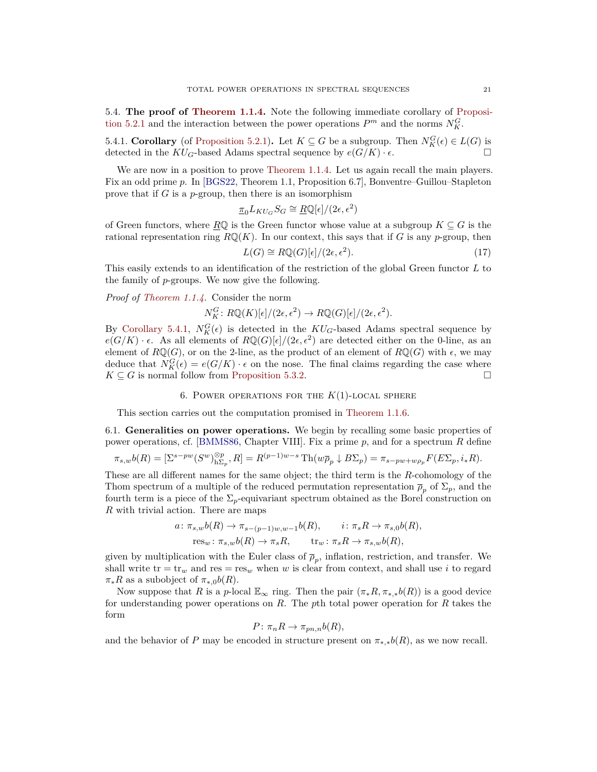### 5.4. The proof of Theorem 1.1.4.

Note the following immediate corollary of Proposition 5.2.1 and the interaction between the power operations $P^m$ and the norms $N_K^G$.

**5.4.1. Corollary** (of Proposition 5.2.1)**.** Let $K \subseteq G$ be a subgroup. Then $N_K^G(\epsilon) \in L(G)$ is detected in the $KU_G$-based Adams spectral sequence by $e(G/K) \cdot \epsilon$. □

We are now in a position to prove Theorem 1.1.4. Let us again recall the main players. Fix an odd prime $p$. In [BGS22, Theorem 1.1, Proposition 6.7], Bonventre–Guillou–Stapleton prove that if $G$ is a $p$-group, then there is an isomorphism

$$\underline{\pi}_0 L_{KU_G} S_G \cong \underline{R}\mathbb{Q}[\epsilon]/(2\epsilon, \epsilon^2)$$

of Green functors, where $\underline{R}\mathbb{Q}$ is the Green functor whose value at a subgroup $K \subseteq G$ is the rational representation ring $R\mathbb{Q}(K)$. In our context, this says that if $G$ is any $p$-group, then

$$L(G) \cong R\mathbb{Q}(G)[\epsilon]/(2\epsilon, \epsilon^2). \tag{17}$$

This easily extends to an identification of the restriction of the global Green functor $L$ to the family of $p$-groups. We now give the following.

*Proof of Theorem 1.1.4.* Consider the norm

$$N_K^G \colon R\mathbb{Q}(K)[\epsilon]/(2\epsilon, \epsilon^2) \to R\mathbb{Q}(G)[\epsilon]/(2\epsilon, \epsilon^2).$$

By Corollary 5.4.1, $N_K^G(\epsilon)$ is detected in the $KU_G$-based Adams spectral sequence by $e(G/K) \cdot \epsilon$. As all elements of $R\mathbb{Q}(G)[\epsilon]/(2\epsilon, \epsilon^2)$ are detected either on the 0-line, as an element of $R\mathbb{Q}(G)$, or on the 2-line, as the product of an element of $R\mathbb{Q}(G)$ with $\epsilon$, we may deduce that $N_K^G(\epsilon) = e(G/K) \cdot \epsilon$ on the nose. The final claims regarding the case where $K \subseteq G$ is normal follow from Proposition 5.3.2. □

## 6. Power operations for the $K(1)$-local sphere

This section carries out the computation promised in Theorem 1.1.6.

### 6.1. Generalities on power operations.

We begin by recalling some basic properties of power operations, cf. [BMMS86, Chapter VIII]. Fix a prime $p$, and for a spectrum $R$ define

$$\pi_{s,w} b(R) = [\Sigma^{s-pw} (S^w)^{\otimes p}_{\mathrm{h}\Sigma_p}, R] = R^{(p-1)w-s} \operatorname{Th}(w\overline{\rho}_p \downarrow B\Sigma_p) = \pi_{s-pw+w\rho_p} F(E\Sigma_p, i_* R).$$

These are all different names for the same object; the third term is the $R$-cohomology of the Thom spectrum of a multiple of the reduced permutation representation $\overline{\rho}_p$ of $\Sigma_p$, and the fourth term is a piece of the $\Sigma_p$-equivariant spectrum obtained as the Borel construction on $R$ with trivial action. There are maps

$$a \colon \pi_{s,w} b(R) \to \pi_{s-(p-1)w, w-1} b(R), \qquad i \colon \pi_s R \to \pi_{s,0} b(R),$$
$$\mathrm{res}_w \colon \pi_{s,w} b(R) \to \pi_s R, \qquad \mathrm{tr}_w \colon \pi_s R \to \pi_{s,w} b(R),$$

given by multiplication with the Euler class of $\overline{\rho}_p$, inflation, restriction, and transfer. We shall write $\mathrm{tr} = \mathrm{tr}_w$ and $\mathrm{res} = \mathrm{res}_w$ when $w$ is clear from context, and shall use $i$ to regard $\pi_* R$ as a subobject of $\pi_{*,0} b(R)$.

Now suppose that $R$ is a $p$-local $\mathbb{E}_\infty$ ring. Then the pair $(\pi_* R, \pi_{*,*} b(R))$ is a good device for understanding power operations on $R$. The $p$th total power operation for $R$ takes the form

$$P \colon \pi_n R \to \pi_{pn,n} b(R),$$

and the behavior of $P$ may be encoded in structure present on $\pi_{*,*} b(R)$, as we now recall.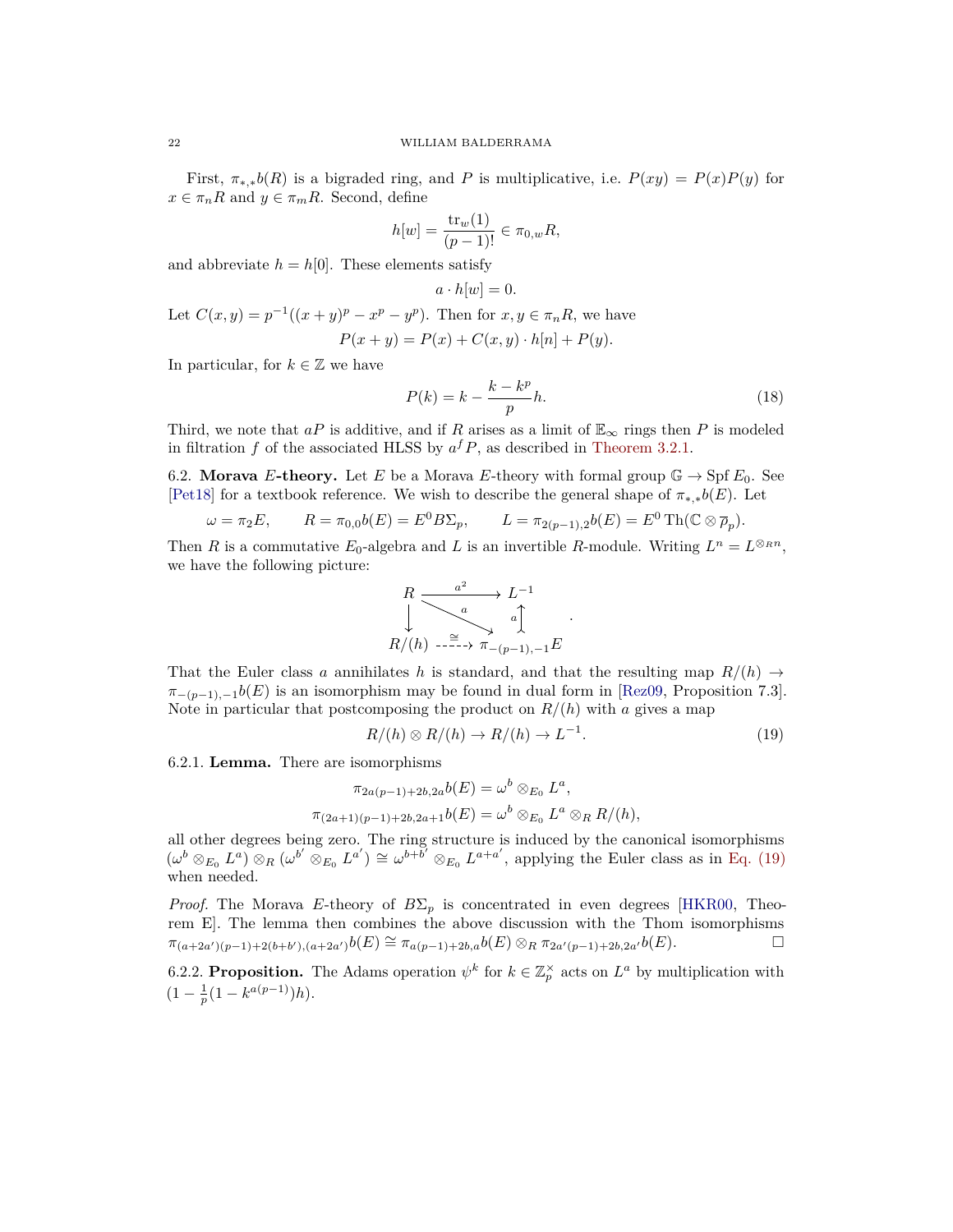First, $\pi_{*,*}b(R)$ is a bigraded ring, and $P$ is multiplicative, i.e. $P(xy) = P(x)P(y)$ for $x \in \pi_n R$ and $y \in \pi_m R$. Second, define

$$h[w] = \frac{\mathrm{tr}_w(1)}{(p-1)!} \in \pi_{0,w}R,$$

and abbreviate $h = h[0]$. These elements satisfy

$$a \cdot h[w] = 0.$$

Let $C(x,y) = p^{-1}((x+y)^p - x^p - y^p)$. Then for $x, y \in \pi_n R$, we have

$$P(x+y) = P(x) + C(x,y) \cdot h[n] + P(y).$$

In particular, for $k \in \mathbb{Z}$ we have

$$P(k) = k - \frac{k - k^p}{p} h. \tag{18}$$

Third, we note that $aP$ is additive, and if $R$ arises as a limit of $\mathbb{E}_\infty$ rings then $P$ is modeled in filtration $f$ of the associated HLSS by $a^f P$, as described in Theorem 3.2.1.

6.2. **Morava $E$-theory.** Let $E$ be a Morava $E$-theory with formal group $\mathbb{G} \to \operatorname{Spf} E_0$. See [Pet18] for a textbook reference. We wish to describe the general shape of $\pi_{*,*}b(E)$. Let

$$\omega = \pi_2 E, \qquad R = \pi_{0,0}b(E) = E^0 B\Sigma_p, \qquad L = \pi_{2(p-1),2}b(E) = E^0\,\mathrm{Th}(\mathbb{C} \otimes \overline{\rho}_p).$$

Then $R$ is a commutative $E_0$-algebra and $L$ is an invertible $R$-module. Writing $L^n = L^{\otimes_R n}$, we have the following picture:

$$\begin{array}{ccc} R & \xrightarrow{\quad a^2 \quad} & L^{-1} \\ \downarrow & \overset{a}{\searrow} & \uparrow a \\ R/(h) & \overset{\cong}{\dashrightarrow} & \pi_{-(p-1),-1}E \end{array}.$$

That the Euler class $a$ annihilates $h$ is standard, and that the resulting map $R/(h) \to \pi_{-(p-1),-1}b(E)$ is an isomorphism may be found in dual form in [Rez09, Proposition 7.3]. Note in particular that postcomposing the product on $R/(h)$ with $a$ gives a map

$$R/(h) \otimes R/(h) \to R/(h) \to L^{-1}. \tag{19}$$

6.2.1. **Lemma.** There are isomorphisms

$$\pi_{2a(p-1)+2b,2a}b(E) = \omega^b \otimes_{E_0} L^a,$$
$$\pi_{(2a+1)(p-1)+2b,2a+1}b(E) = \omega^b \otimes_{E_0} L^a \otimes_R R/(h),$$

all other degrees being zero. The ring structure is induced by the canonical isomorphisms $(\omega^b \otimes_{E_0} L^a) \otimes_R (\omega^{b'} \otimes_{E_0} L^{a'}) \cong \omega^{b+b'} \otimes_{E_0} L^{a+a'}$, applying the Euler class as in Eq. (19) when needed.

*Proof.* The Morava $E$-theory of $B\Sigma_p$ is concentrated in even degrees [HKR00, Theorem E]. The lemma then combines the above discussion with the Thom isomorphisms $\pi_{(a+2a')(p-1)+2(b+b'),(a+2a')}b(E) \cong \pi_{a(p-1)+2b,a}b(E) \otimes_R \pi_{2a'(p-1)+2b,2a'}b(E)$. $\square$

6.2.2. **Proposition.** The Adams operation $\psi^k$ for $k \in \mathbb{Z}_p^\times$ acts on $L^a$ by multiplication with $(1 - \frac{1}{p}(1 - k^{a(p-1)})h)$.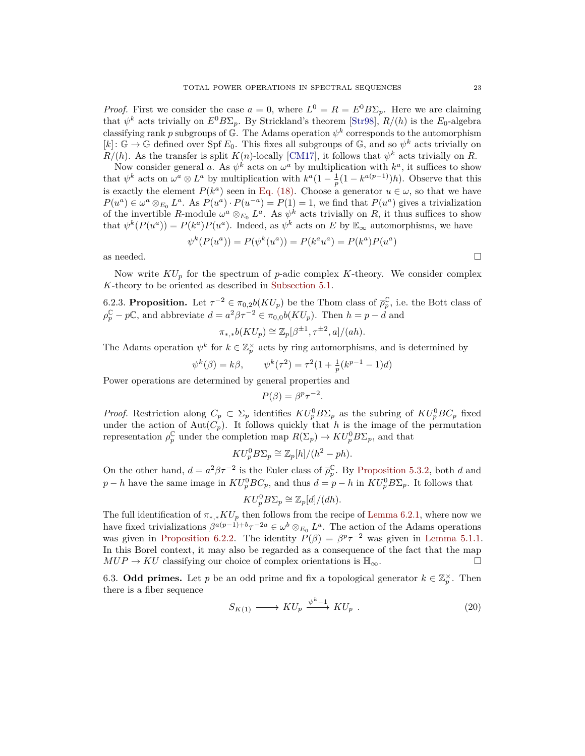*Proof.* First we consider the case $a = 0$, where $L^0 = R = E^0 B\Sigma_p$. Here we are claiming that $\psi^k$ acts trivially on $E^0 B\Sigma_p$. By Strickland's theorem [Str98], $R/(h)$ is the $E_0$-algebra classifying rank $p$ subgroups of $\mathbb{G}$. The Adams operation $\psi^k$ corresponds to the automorphism $[k]\colon \mathbb{G} \to \mathbb{G}$ defined over $\operatorname{Spf} E_0$. This fixes all subgroups of $\mathbb{G}$, and so $\psi^k$ acts trivially on $R/(h)$. As the transfer is split $K(n)$-locally [CM17], it follows that $\psi^k$ acts trivially on $R$.

Now consider general $a$. As $\psi^k$ acts on $\omega^a$ by multiplication with $k^a$, it suffices to show that $\psi^k$ acts on $\omega^a \otimes L^a$ by multiplication with $k^a(1 - \frac{1}{p}(1 - k^{a(p-1)})h)$. Observe that this is exactly the element $P(k^a)$ seen in Eq. (18). Choose a generator $u \in \omega$, so that we have $P(u^a) \in \omega^a \otimes_{E_0} L^a$. As $P(u^a) \cdot P(u^{-a}) = P(1) = 1$, we find that $P(u^a)$ gives a trivialization of the invertible $R$-module $\omega^a \otimes_{E_0} L^a$. As $\psi^k$ acts trivially on $R$, it thus suffices to show that $\psi^k(P(u^a)) = P(k^a)P(u^a)$. Indeed, as $\psi^k$ acts on $E$ by $\mathbb{E}_\infty$ automorphisms, we have

$$\psi^k(P(u^a)) = P(\psi^k(u^a)) = P(k^a u^a) = P(k^a)P(u^a)$$

as needed. □

Now write $KU_p$ for the spectrum of $p$-adic complex $K$-theory. We consider complex $K$-theory to be oriented as described in Subsection 5.1.

6.2.3. **Proposition.** Let $\tau^{-2} \in \pi_{0,2} b(KU_p)$ be the Thom class of $\overline{\rho}_p^{\mathbb{C}}$, i.e. the Bott class of $\rho_p^{\mathbb{C}} - p\mathbb{C}$, and abbreviate $d = a^2\beta\tau^{-2} \in \pi_{0,0} b(KU_p)$. Then $h = p - d$ and

$$\pi_{*,*} b(KU_p) \cong \mathbb{Z}_p[\beta^{\pm 1}, \tau^{\pm 2}, a]/(ah).$$

The Adams operation $\psi^k$ for $k \in \mathbb{Z}_p^\times$ acts by ring automorphisms, and is determined by

$$\psi^k(\beta) = k\beta, \qquad \psi^k(\tau^2) = \tau^2(1 + \tfrac{1}{p}(k^{p-1} - 1)d)$$

Power operations are determined by general properties and

$$P(\beta) = \beta^p \tau^{-2}.$$

*Proof.* Restriction along $C_p \subset \Sigma_p$ identifies $KU_p^0 B\Sigma_p$ as the subring of $KU_p^0 BC_p$ fixed under the action of $\operatorname{Aut}(C_p)$. It follows quickly that $h$ is the image of the permutation representation $\rho_p^{\mathbb{C}}$ under the completion map $R(\Sigma_p) \to KU_p^0 B\Sigma_p$, and that

$$KU_p^0 B\Sigma_p \cong \mathbb{Z}_p[h]/(h^2 - ph).$$

On the other hand, $d = a^2\beta\tau^{-2}$ is the Euler class of $\overline{\rho}_p^{\mathbb{C}}$. By Proposition 5.3.2, both $d$ and $p - h$ have the same image in $KU_p^0 BC_p$, and thus $d = p - h$ in $KU_p^0 B\Sigma_p$. It follows that

$$KU_p^0 B\Sigma_p \cong \mathbb{Z}_p[d]/(dh).$$

The full identification of $\pi_{*,*} KU_p$ then follows from the recipe of Lemma 6.2.1, where now we have fixed trivializations $\beta^{a(p-1)+b}\tau^{-2a} \in \omega^b \otimes_{E_0} L^a$. The action of the Adams operations was given in Proposition 6.2.2. The identity $P(\beta) = \beta^p\tau^{-2}$ was given in Lemma 5.1.1. In this Borel context, it may also be regarded as a consequence of the fact that the map $MUP \to KU$ classifying our choice of complex orientations is $\mathbb{H}_\infty$. □

6.3. **Odd primes.** Let $p$ be an odd prime and fix a topological generator $k \in \mathbb{Z}_p^\times$. Then there is a fiber sequence

$$S_{K(1)} \longrightarrow KU_p \xrightarrow{\psi^k - 1} KU_p \ . \tag{20}$$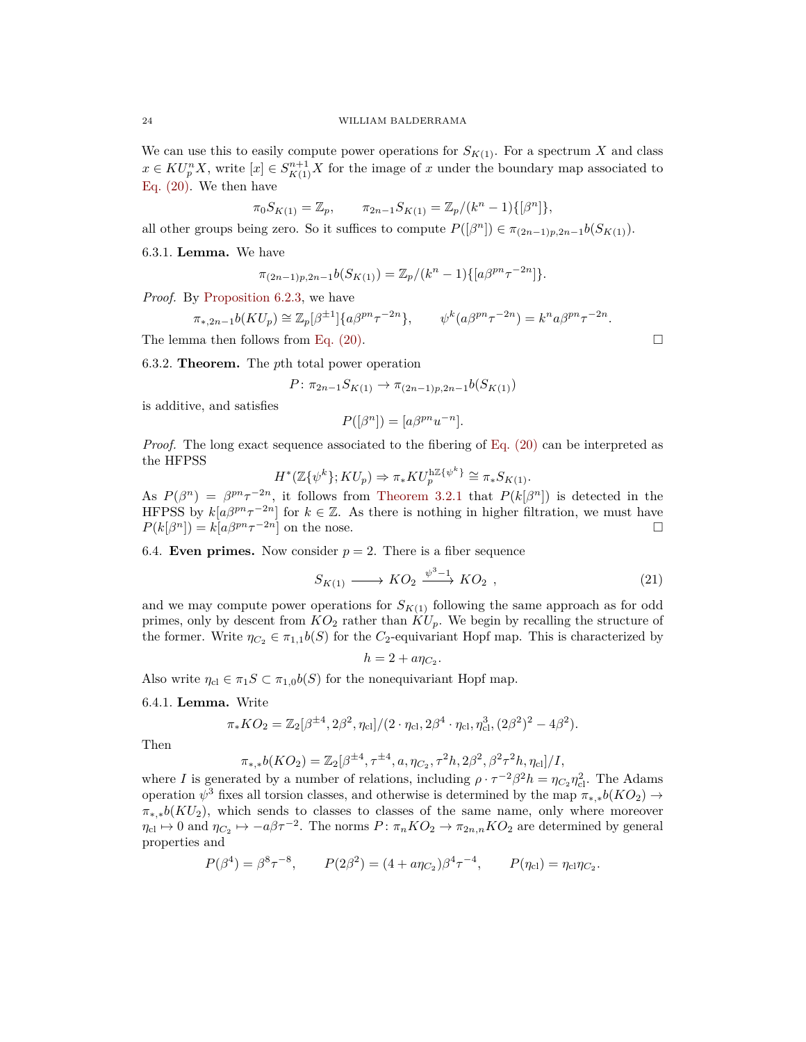We can use this to easily compute power operations for $S_{K(1)}$. For a spectrum $X$ and class $x \in KU_p^n X$, write $[x] \in S_{K(1)}^{n+1} X$ for the image of $x$ under the boundary map associated to Eq. (20). We then have

$$\pi_0 S_{K(1)} = \mathbb{Z}_p, \qquad \pi_{2n-1} S_{K(1)} = \mathbb{Z}_p/(k^n - 1)\{[\beta^n]\},$$

all other groups being zero. So it suffices to compute $P([\beta^n]) \in \pi_{(2n-1)p,2n-1} b(S_{K(1)})$.

**6.3.1. Lemma.** We have

$$\pi_{(2n-1)p,2n-1} b(S_{K(1)}) = \mathbb{Z}_p/(k^n - 1)\{[a\beta^{pn}\tau^{-2n}]\}.$$

*Proof.* By Proposition 6.2.3, we have

$$\pi_{*,2n-1} b(KU_p) \cong \mathbb{Z}_p[\beta^{\pm 1}]\{a\beta^{pn}\tau^{-2n}\}, \qquad \psi^k(a\beta^{pn}\tau^{-2n}) = k^n a\beta^{pn}\tau^{-2n}.$$

The lemma then follows from Eq. (20). $\square$

**6.3.2. Theorem.** The $p$th total power operation

$$P\colon \pi_{2n-1} S_{K(1)} \to \pi_{(2n-1)p,2n-1} b(S_{K(1)})$$

is additive, and satisfies

$$P([\beta^n]) = [a\beta^{pn}u^{-n}].$$

*Proof.* The long exact sequence associated to the fibering of Eq. (20) can be interpreted as the HFPSS

$$H^*(\mathbb{Z}\{\psi^k\}; KU_p) \Rightarrow \pi_* KU_p^{\mathrm{h}\mathbb{Z}\{\psi^k\}} \cong \pi_* S_{K(1)}.$$

As $P(\beta^n) = \beta^{pn}\tau^{-2n}$, it follows from Theorem 3.2.1 that $P(k[\beta^n])$ is detected in the HFPSS by $k[a\beta^{pn}\tau^{-2n}]$ for $k \in \mathbb{Z}$. As there is nothing in higher filtration, we must have $P(k[\beta^n]) = k[a\beta^{pn}\tau^{-2n}]$ on the nose. $\square$

**6.4. Even primes.** Now consider $p = 2$. There is a fiber sequence

$$S_{K(1)} \longrightarrow KO_2 \xrightarrow{\psi^3 - 1} KO_2\ , \tag{21}$$

and we may compute power operations for $S_{K(1)}$ following the same approach as for odd primes, only by descent from $KO_2$ rather than $KU_p$. We begin by recalling the structure of the former. Write $\eta_{C_2} \in \pi_{1,1} b(S)$ for the $C_2$-equivariant Hopf map. This is characterized by

$$h = 2 + a\eta_{C_2}.$$

Also write $\eta_{\mathrm{cl}} \in \pi_1 S \subset \pi_{1,0} b(S)$ for the nonequivariant Hopf map.

**6.4.1. Lemma.** Write

$$\pi_* KO_2 = \mathbb{Z}_2[\beta^{\pm 4}, 2\beta^2, \eta_{\mathrm{cl}}]/(2 \cdot \eta_{\mathrm{cl}}, 2\beta^4 \cdot \eta_{\mathrm{cl}}, \eta_{\mathrm{cl}}^3, (2\beta^2)^2 - 4\beta^2).$$

Then

$$\pi_{*,*} b(KO_2) = \mathbb{Z}_2[\beta^{\pm 4}, \tau^{\pm 4}, a, \eta_{C_2}, \tau^2 h, 2\beta^2, \beta^2\tau^2 h, \eta_{\mathrm{cl}}]/I,$$

where $I$ is generated by a number of relations, including $\rho \cdot \tau^{-2}\beta^2 h = \eta_{C_2}\eta_{\mathrm{cl}}^2$. The Adams operation $\psi^3$ fixes all torsion classes, and otherwise is determined by the map $\pi_{*,*} b(KO_2) \to \pi_{*,*} b(KU_2)$, which sends to classes to classes of the same name, only where moreover $\eta_{\mathrm{cl}} \mapsto 0$ and $\eta_{C_2} \mapsto -a\beta\tau^{-2}$. The norms $P\colon \pi_n KO_2 \to \pi_{2n,n} KO_2$ are determined by general properties and

$$P(\beta^4) = \beta^8\tau^{-8}, \qquad P(2\beta^2) = (4 + a\eta_{C_2})\beta^4\tau^{-4}, \qquad P(\eta_{\mathrm{cl}}) = \eta_{\mathrm{cl}}\eta_{C_2}.$$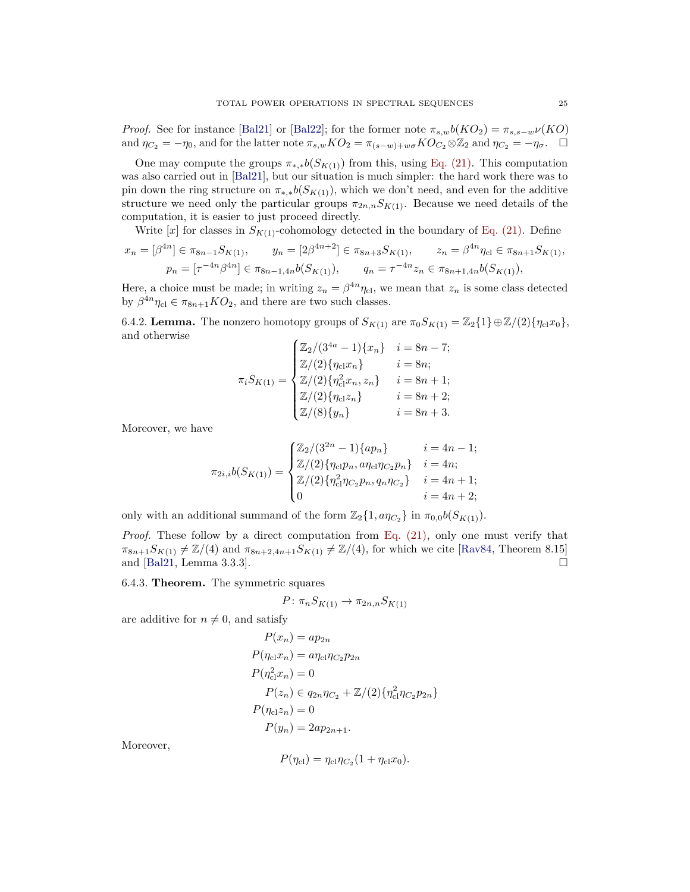*Proof.* See for instance [Bal21] or [Bal22]; for the former note $\pi_{s,w}b(KO_2) = \pi_{s,s-w}\nu(KO)$ and $\eta_{C_2} = -\eta_0$, and for the latter note $\pi_{s,w}KO_2 = \pi_{(s-w)+w\sigma}KO_{C_2}\otimes\mathbb{Z}_2$ and $\eta_{C_2} = -\eta_\sigma$. □

One may compute the groups $\pi_{*,*}b(S_{K(1)})$ from this, using Eq. (21). This computation was also carried out in [Bal21], but our situation is much simpler: the hard work there was to pin down the ring structure on $\pi_{*,*}b(S_{K(1)})$, which we don't need, and even for the additive structure we need only the particular groups $\pi_{2n,n}S_{K(1)}$. Because we need details of the computation, it is easier to just proceed directly.

Write $[x]$ for classes in $S_{K(1)}$-cohomology detected in the boundary of Eq. (21). Define

$$x_n = [\beta^{4n}] \in \pi_{8n-1}S_{K(1)}, \qquad y_n = [2\beta^{4n+2}] \in \pi_{8n+3}S_{K(1)}, \qquad z_n = \beta^{4n}\eta_{\mathrm{cl}} \in \pi_{8n+1}S_{K(1)},$$
$$p_n = [\tau^{-4n}\beta^{4n}] \in \pi_{8n-1,4n}b(S_{K(1)}), \qquad q_n = \tau^{-4n}z_n \in \pi_{8n+1,4n}b(S_{K(1)}),$$

Here, a choice must be made; in writing $z_n = \beta^{4n}\eta_{\mathrm{cl}}$, we mean that $z_n$ is some class detected by $\beta^{4n}\eta_{\mathrm{cl}} \in \pi_{8n+1}KO_2$, and there are two such classes.

6.4.2. **Lemma.** The nonzero homotopy groups of $S_{K(1)}$ are $\pi_0 S_{K(1)} = \mathbb{Z}_2\{1\}\oplus\mathbb{Z}/(2)\{\eta_{\mathrm{cl}}x_0\}$, and otherwise

$$\pi_i S_{K(1)} = \begin{cases} \mathbb{Z}_2/(3^{4a}-1)\{x_n\} & i = 8n-7; \\ \mathbb{Z}/(2)\{\eta_{\mathrm{cl}}x_n\} & i = 8n; \\ \mathbb{Z}/(2)\{\eta_{\mathrm{cl}}^2 x_n, z_n\} & i = 8n+1; \\ \mathbb{Z}/(2)\{\eta_{\mathrm{cl}}z_n\} & i = 8n+2; \\ \mathbb{Z}/(8)\{y_n\} & i = 8n+3. \end{cases}$$

Moreover, we have

$$\pi_{2i,i}b(S_{K(1)}) = \begin{cases} \mathbb{Z}_2/(3^{2n}-1)\{ap_n\} & i = 4n-1; \\ \mathbb{Z}/(2)\{\eta_{\mathrm{cl}}p_n, a\eta_{\mathrm{cl}}\eta_{C_2}p_n\} & i = 4n; \\ \mathbb{Z}/(2)\{\eta_{\mathrm{cl}}^2\eta_{C_2}p_n, q_n\eta_{C_2}\} & i = 4n+1; \\ 0 & i = 4n+2; \end{cases}$$

only with an additional summand of the form $\mathbb{Z}_2\{1, a\eta_{C_2}\}$ in $\pi_{0,0}b(S_{K(1)})$.

*Proof.* These follow by a direct computation from Eq. (21), only one must verify that $\pi_{8n+1}S_{K(1)} \neq \mathbb{Z}/(4)$ and $\pi_{8n+2,4n+1}S_{K(1)} \neq \mathbb{Z}/(4)$, for which we cite [Rav84, Theorem 8.15] and [Bal21, Lemma 3.3.3]. □

6.4.3. **Theorem.** The symmetric squares

$$P\colon \pi_n S_{K(1)} \to \pi_{2n,n}S_{K(1)}$$

are additive for $n \neq 0$, and satisfy

$$\begin{aligned} P(x_n) &= ap_{2n} \\ P(\eta_{\mathrm{cl}}x_n) &= a\eta_{\mathrm{cl}}\eta_{C_2}p_{2n} \\ P(\eta_{\mathrm{cl}}^2 x_n) &= 0 \\ P(z_n) &\in q_{2n}\eta_{C_2} + \mathbb{Z}/(2)\{\eta_{\mathrm{cl}}^2\eta_{C_2}p_{2n}\} \\ P(\eta_{\mathrm{cl}}z_n) &= 0 \\ P(y_n) &= 2ap_{2n+1}. \end{aligned}$$

Moreover,

$$P(\eta_{\mathrm{cl}}) = \eta_{\mathrm{cl}}\eta_{C_2}(1 + \eta_{\mathrm{cl}}x_0).$$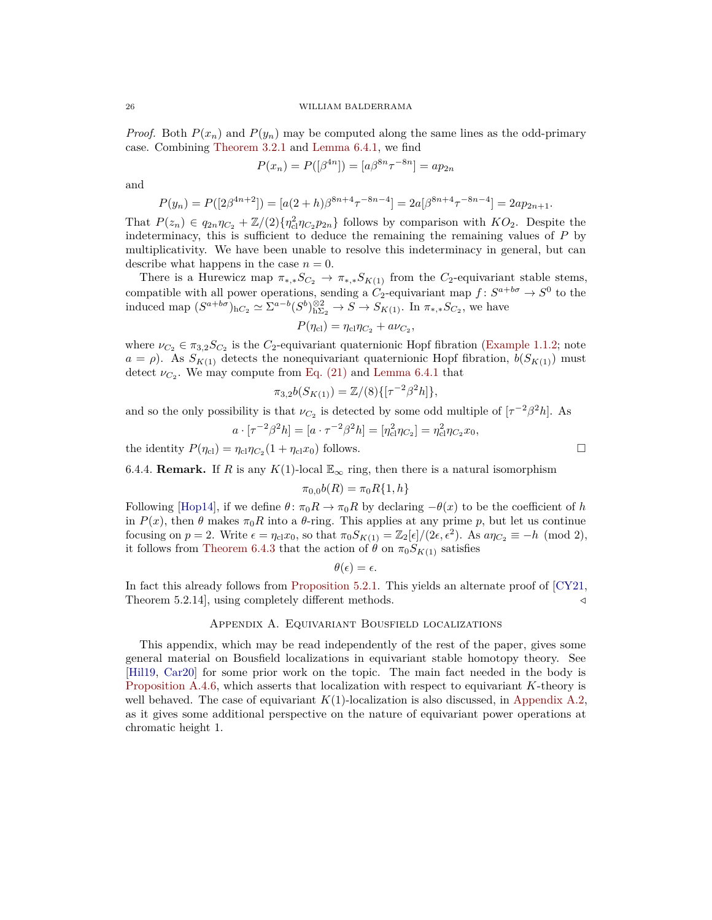*Proof.* Both $P(x_n)$ and $P(y_n)$ may be computed along the same lines as the odd-primary case. Combining Theorem 3.2.1 and Lemma 6.4.1, we find

$$P(x_n) = P([\beta^{4n}]) = [a\beta^{8n}\tau^{-8n}] = ap_{2n}$$

and

$$P(y_n) = P([2\beta^{4n+2}]) = [a(2+h)\beta^{8n+4}\tau^{-8n-4}] = 2a[\beta^{8n+4}\tau^{-8n-4}] = 2ap_{2n+1}.$$

That $P(z_n) \in q_{2n}\eta_{C_2} + \mathbb{Z}/(2)\{\eta_{\mathrm{cl}}^2\eta_{C_2}p_{2n}\}$ follows by comparison with $KO_2$. Despite the indeterminacy, this is sufficient to deduce the remaining the remaining values of $P$ by multiplicativity. We have been unable to resolve this indeterminacy in general, but can describe what happens in the case $n = 0$.

There is a Hurewicz map $\pi_{*,*}S_{C_2} \to \pi_{*,*}S_{K(1)}$ from the $C_2$-equivariant stable stems, compatible with all power operations, sending a $C_2$-equivariant map $f\colon S^{a+b\sigma} \to S^0$ to the induced map $(S^{a+b\sigma})_{\mathrm{h}C_2} \simeq \Sigma^{a-b}(S^b)^{\otimes 2}_{\mathrm{h}\Sigma_2} \to S \to S_{K(1)}$. In $\pi_{*,*}S_{C_2}$, we have

$$P(\eta_{\mathrm{cl}}) = \eta_{\mathrm{cl}}\eta_{C_2} + a\nu_{C_2},$$

where $\nu_{C_2} \in \pi_{3,2}S_{C_2}$ is the $C_2$-equivariant quaternionic Hopf fibration (Example 1.1.2; note $a = \rho$). As $S_{K(1)}$ detects the nonequivariant quaternionic Hopf fibration, $b(S_{K(1)})$ must detect $\nu_{C_2}$. We may compute from Eq. (21) and Lemma 6.4.1 that

$$\pi_{3,2}b(S_{K(1)}) = \mathbb{Z}/(8)\{[\tau^{-2}\beta^2 h]\},$$

and so the only possibility is that $\nu_{C_2}$ is detected by some odd multiple of $[\tau^{-2}\beta^2 h]$. As

$$a \cdot [\tau^{-2}\beta^2 h] = [a \cdot \tau^{-2}\beta^2 h] = [\eta_{\mathrm{cl}}^2\eta_{C_2}] = \eta_{\mathrm{cl}}^2\eta_{C_2}x_0,$$

the identity $P(\eta_{\mathrm{cl}}) = \eta_{\mathrm{cl}}\eta_{C_2}(1 + \eta_{\mathrm{cl}}x_0)$ follows. □

6.4.4. **Remark.** If $R$ is any $K(1)$-local $\mathbb{E}_\infty$ ring, then there is a natural isomorphism

$$\pi_{0,0}b(R) = \pi_0 R\{1, h\}$$

Following [Hop14], if we define $\theta\colon \pi_0 R \to \pi_0 R$ by declaring $-\theta(x)$ to be the coefficient of $h$ in $P(x)$, then $\theta$ makes $\pi_0 R$ into a $\theta$-ring. This applies at any prime $p$, but let us continue focusing on $p = 2$. Write $\epsilon = \eta_{\mathrm{cl}}x_0$, so that $\pi_0 S_{K(1)} = \mathbb{Z}_2[\epsilon]/(2\epsilon, \epsilon^2)$. As $a\eta_{C_2} \equiv -h \pmod 2$, it follows from Theorem 6.4.3 that the action of $\theta$ on $\pi_0 S_{K(1)}$ satisfies

$$\theta(\epsilon) = \epsilon.$$

In fact this already follows from Proposition 5.2.1. This yields an alternate proof of [CY21, Theorem 5.2.14], using completely different methods. ◁

## Appendix A. Equivariant Bousfield localizations

This appendix, which may be read independently of the rest of the paper, gives some general material on Bousfield localizations in equivariant stable homotopy theory. See [Hil19, Car20] for some prior work on the topic. The main fact needed in the body is Proposition A.4.6, which asserts that localization with respect to equivariant $K$-theory is well behaved. The case of equivariant $K(1)$-localization is also discussed, in Appendix A.2, as it gives some additional perspective on the nature of equivariant power operations at chromatic height 1.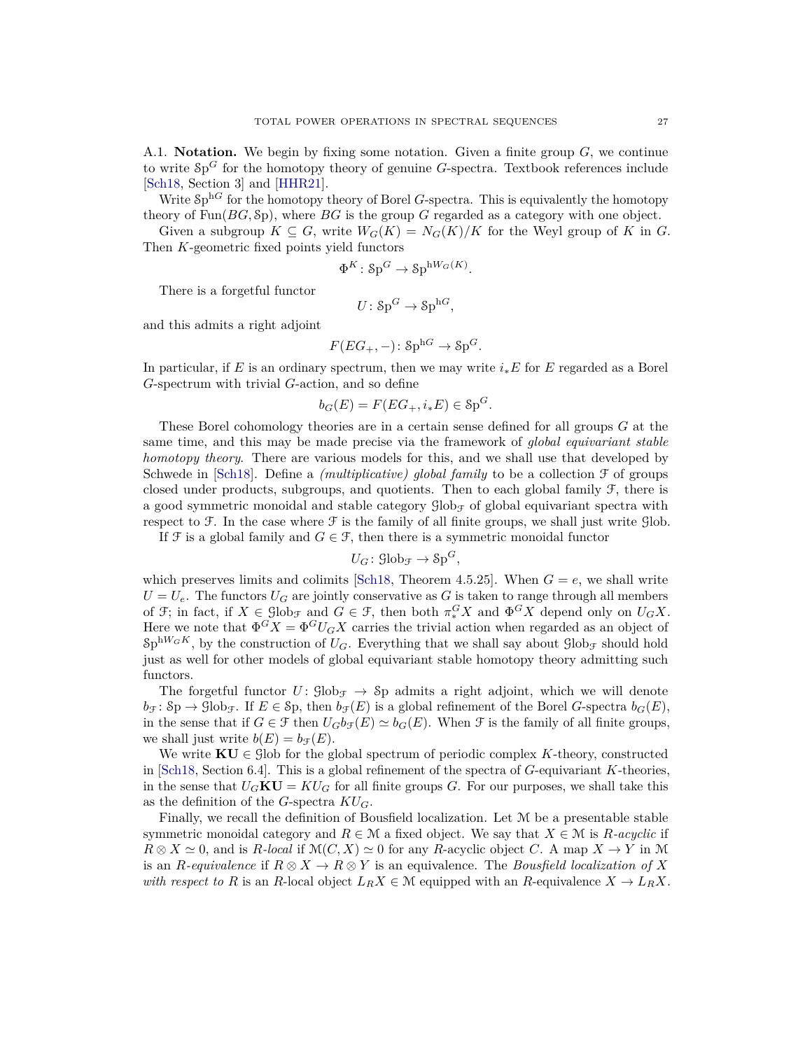**A.1. Notation.** We begin by fixing some notation. Given a finite group $G$, we continue to write $\mathcal{S}\mathrm{p}^G$ for the homotopy theory of genuine $G$-spectra. Textbook references include [Sch18, Section 3] and [HHR21].

Write $\mathcal{S}\mathrm{p}^{\mathrm{h}G}$ for the homotopy theory of Borel $G$-spectra. This is equivalently the homotopy theory of $\mathrm{Fun}(BG, \mathcal{S}\mathrm{p})$, where $BG$ is the group $G$ regarded as a category with one object.

Given a subgroup $K \subseteq G$, write $W_G(K) = N_G(K)/K$ for the Weyl group of $K$ in $G$. Then $K$-geometric fixed points yield functors

$$\Phi^K \colon \mathcal{S}\mathrm{p}^G \to \mathcal{S}\mathrm{p}^{\mathrm{h}W_G(K)}.$$

There is a forgetful functor

$$U \colon \mathcal{S}\mathrm{p}^G \to \mathcal{S}\mathrm{p}^{\mathrm{h}G},$$

and this admits a right adjoint

$$F(EG_+, -) \colon \mathcal{S}\mathrm{p}^{\mathrm{h}G} \to \mathcal{S}\mathrm{p}^G.$$

In particular, if $E$ is an ordinary spectrum, then we may write $i_*E$ for $E$ regarded as a Borel $G$-spectrum with trivial $G$-action, and so define

$$b_G(E) = F(EG_+, i_*E) \in \mathcal{S}\mathrm{p}^G.$$

These Borel cohomology theories are in a certain sense defined for all groups $G$ at the same time, and this may be made precise via the framework of *global equivariant stable homotopy theory*. There are various models for this, and we shall use that developed by Schwede in [Sch18]. Define a *(multiplicative) global family* to be a collection $\mathcal{F}$ of groups closed under products, subgroups, and quotients. Then to each global family $\mathcal{F}$, there is a good symmetric monoidal and stable category $\mathcal{G}\mathrm{lob}_{\mathcal{F}}$ of global equivariant spectra with respect to $\mathcal{F}$. In the case where $\mathcal{F}$ is the family of all finite groups, we shall just write $\mathcal{G}\mathrm{lob}$.

If $\mathcal{F}$ is a global family and $G \in \mathcal{F}$, then there is a symmetric monoidal functor

$$U_G \colon \mathcal{G}\mathrm{lob}_{\mathcal{F}} \to \mathcal{S}\mathrm{p}^G,$$

which preserves limits and colimits [Sch18, Theorem 4.5.25]. When $G = e$, we shall write $U = U_e$. The functors $U_G$ are jointly conservative as $G$ is taken to range through all members of $\mathcal{F}$; in fact, if $X \in \mathcal{G}\mathrm{lob}_{\mathcal{F}}$ and $G \in \mathcal{F}$, then both $\pi_*^G X$ and $\Phi^G X$ depend only on $U_G X$. Here we note that $\Phi^G X = \Phi^G U_G X$ carries the trivial action when regarded as an object of $\mathcal{S}\mathrm{p}^{\mathrm{h}W_G K}$, by the construction of $U_G$. Everything that we shall say about $\mathcal{G}\mathrm{lob}_{\mathcal{F}}$ should hold just as well for other models of global equivariant stable homotopy theory admitting such functors.

The forgetful functor $U \colon \mathcal{G}\mathrm{lob}_{\mathcal{F}} \to \mathcal{S}\mathrm{p}$ admits a right adjoint, which we will denote $b_{\mathcal{F}} \colon \mathcal{S}\mathrm{p} \to \mathcal{G}\mathrm{lob}_{\mathcal{F}}$. If $E \in \mathcal{S}\mathrm{p}$, then $b_{\mathcal{F}}(E)$ is a global refinement of the Borel $G$-spectra $b_G(E)$, in the sense that if $G \in \mathcal{F}$ then $U_G b_{\mathcal{F}}(E) \simeq b_G(E)$. When $\mathcal{F}$ is the family of all finite groups, we shall just write $b(E) = b_{\mathcal{F}}(E)$.

We write $\mathbf{KU} \in \mathcal{G}\mathrm{lob}$ for the global spectrum of periodic complex $K$-theory, constructed in [Sch18, Section 6.4]. This is a global refinement of the spectra of $G$-equivariant $K$-theories, in the sense that $U_G\mathbf{KU} = KU_G$ for all finite groups $G$. For our purposes, we shall take this as the definition of the $G$-spectra $KU_G$.

Finally, we recall the definition of Bousfield localization. Let $\mathcal{M}$ be a presentable stable symmetric monoidal category and $R \in \mathcal{M}$ a fixed object. We say that $X \in \mathcal{M}$ is *$R$-acyclic* if $R \otimes X \simeq 0$, and is *$R$-local* if $\mathcal{M}(C, X) \simeq 0$ for any $R$-acyclic object $C$. A map $X \to Y$ in $\mathcal{M}$ is an *$R$-equivalence* if $R \otimes X \to R \otimes Y$ is an equivalence. The *Bousfield localization of $X$ with respect to $R$* is an $R$-local object $L_R X \in \mathcal{M}$ equipped with an $R$-equivalence $X \to L_R X$.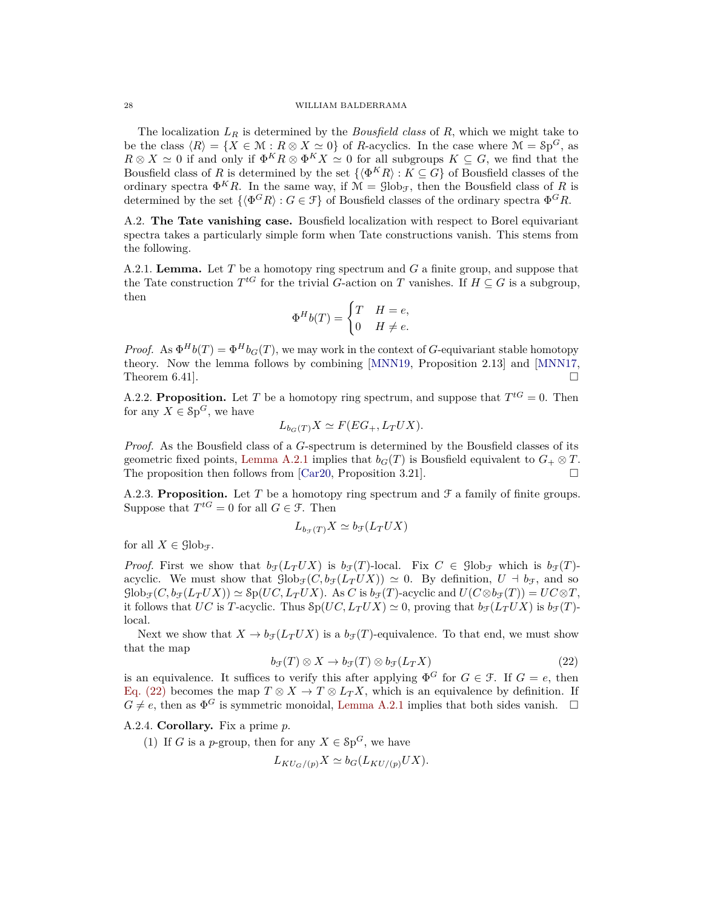The localization $L_R$ is determined by the *Bousfield class* of $R$, which we might take to be the class $\langle R \rangle = \{X \in \mathcal{M} : R \otimes X \simeq 0\}$ of $R$-acyclics. In the case where $\mathcal{M} = \mathcal{S}\mathrm{p}^G$, as $R \otimes X \simeq 0$ if and only if $\Phi^K R \otimes \Phi^K X \simeq 0$ for all subgroups $K \subseteq G$, we find that the Bousfield class of $R$ is determined by the set $\{\langle \Phi^K R \rangle : K \subseteq G\}$ of Bousfield classes of the ordinary spectra $\Phi^K R$. In the same way, if $\mathcal{M} = \mathcal{G}\mathrm{lob}_{\mathcal{F}}$, then the Bousfield class of $R$ is determined by the set $\{\langle \Phi^G R \rangle : G \in \mathcal{F}\}$ of Bousfield classes of the ordinary spectra $\Phi^G R$.

A.2. **The Tate vanishing case.** Bousfield localization with respect to Borel equivariant spectra takes a particularly simple form when Tate constructions vanish. This stems from the following.

A.2.1. **Lemma.** Let $T$ be a homotopy ring spectrum and $G$ a finite group, and suppose that the Tate construction $T^{tG}$ for the trivial $G$-action on $T$ vanishes. If $H \subseteq G$ is a subgroup, then

$$\Phi^H b(T) = \begin{cases} T & H = e, \\ 0 & H \neq e. \end{cases}$$

*Proof.* As $\Phi^H b(T) = \Phi^H b_G(T)$, we may work in the context of $G$-equivariant stable homotopy theory. Now the lemma follows by combining [MNN19, Proposition 2.13] and [MNN17, Theorem 6.41]. □

A.2.2. **Proposition.** Let $T$ be a homotopy ring spectrum, and suppose that $T^{tG} = 0$. Then for any $X \in \mathcal{S}\mathrm{p}^G$, we have

$$L_{b_G(T)} X \simeq F(EG_+, L_T UX).$$

*Proof.* As the Bousfield class of a $G$-spectrum is determined by the Bousfield classes of its geometric fixed points, Lemma A.2.1 implies that $b_G(T)$ is Bousfield equivalent to $G_+ \otimes T$. The proposition then follows from [Car20, Proposition 3.21]. □

A.2.3. **Proposition.** Let $T$ be a homotopy ring spectrum and $\mathcal{F}$ a family of finite groups. Suppose that $T^{tG} = 0$ for all $G \in \mathcal{F}$. Then

$$L_{b_{\mathcal{F}}(T)} X \simeq b_{\mathcal{F}}(L_T UX)$$

for all $X \in \mathcal{G}\mathrm{lob}_{\mathcal{F}}$.

*Proof.* First we show that $b_{\mathcal{F}}(L_T UX)$ is $b_{\mathcal{F}}(T)$-local. Fix $C \in \mathcal{G}\mathrm{lob}_{\mathcal{F}}$ which is $b_{\mathcal{F}}(T)$-acyclic. We must show that $\mathcal{G}\mathrm{lob}_{\mathcal{F}}(C, b_{\mathcal{F}}(L_T UX)) \simeq 0$. By definition, $U \dashv b_{\mathcal{F}}$, and so $\mathcal{G}\mathrm{lob}_{\mathcal{F}}(C, b_{\mathcal{F}}(L_T UX)) \simeq \mathcal{S}\mathrm{p}(UC, L_T UX)$. As $C$ is $b_{\mathcal{F}}(T)$-acyclic and $U(C \otimes b_{\mathcal{F}}(T)) = UC \otimes T$, it follows that $UC$ is $T$-acyclic. Thus $\mathcal{S}\mathrm{p}(UC, L_T UX) \simeq 0$, proving that $b_{\mathcal{F}}(L_T UX)$ is $b_{\mathcal{F}}(T)$-local.

Next we show that $X \to b_{\mathcal{F}}(L_T UX)$ is a $b_{\mathcal{F}}(T)$-equivalence. To that end, we must show that the map

$$b_{\mathcal{F}}(T) \otimes X \to b_{\mathcal{F}}(T) \otimes b_{\mathcal{F}}(L_T X) \tag{22}$$

is an equivalence. It suffices to verify this after applying $\Phi^G$ for $G \in \mathcal{F}$. If $G = e$, then Eq. (22) becomes the map $T \otimes X \to T \otimes L_T X$, which is an equivalence by definition. If $G \neq e$, then as $\Phi^G$ is symmetric monoidal, Lemma A.2.1 implies that both sides vanish. □

A.2.4. **Corollary.** Fix a prime $p$.

(1) If $G$ is a $p$-group, then for any $X \in \mathcal{S}\mathrm{p}^G$, we have

$$L_{KU_G/(p)} X \simeq b_G(L_{KU/(p)} UX).$$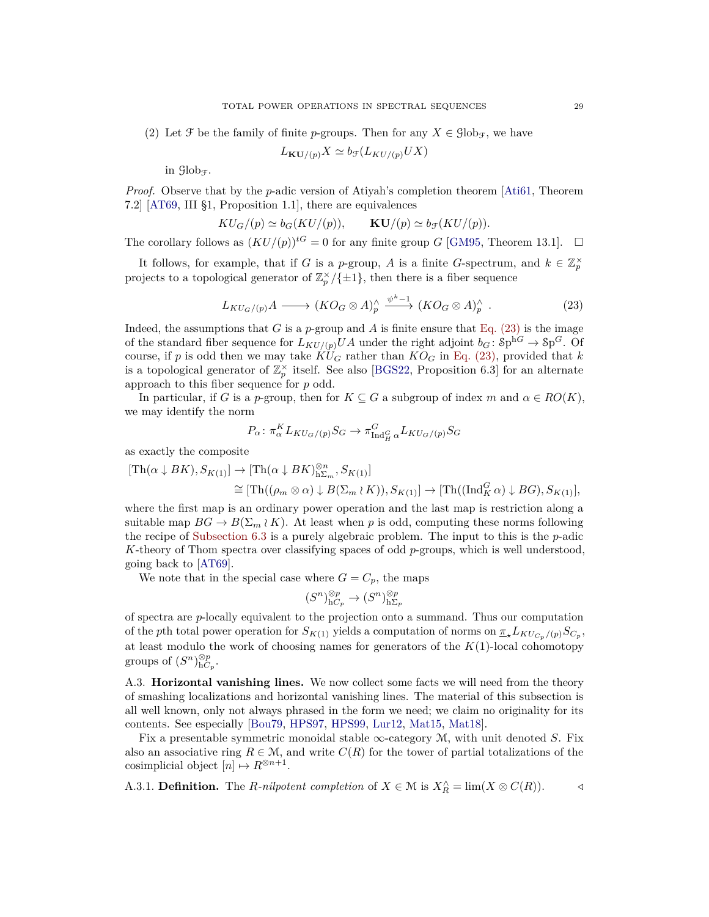(2) Let $\mathcal{F}$ be the family of finite $p$-groups. Then for any $X \in \mathcal{G}\mathrm{lob}_{\mathcal{F}}$, we have

$$L_{\mathbf{KU}/(p)}X \simeq b_{\mathcal{F}}(L_{KU/(p)}UX)$$

in $\mathcal{G}\mathrm{lob}_{\mathcal{F}}$.

*Proof.* Observe that by the $p$-adic version of Atiyah's completion theorem [Ati61, Theorem 7.2] [AT69, III §1, Proposition 1.1], there are equivalences

$$KU_G/(p) \simeq b_G(KU/(p)), \qquad \mathbf{KU}/(p) \simeq b_{\mathcal{F}}(KU/(p)).$$

The corollary follows as $(KU/(p))^{tG} = 0$ for any finite group $G$ [GM95, Theorem 13.1]. $\square$

It follows, for example, that if $G$ is a $p$-group, $A$ is a finite $G$-spectrum, and $k \in \mathbb{Z}_p^\times$ projects to a topological generator of $\mathbb{Z}_p^\times/\{\pm 1\}$, then there is a fiber sequence

$$L_{KU_G/(p)}A \longrightarrow (KO_G \otimes A)_p^\wedge \xrightarrow{\psi^k - 1} (KO_G \otimes A)_p^\wedge \ . \tag{23}$$

Indeed, the assumptions that $G$ is a $p$-group and $A$ is finite ensure that Eq. (23) is the image of the standard fiber sequence for $L_{KU/(p)}UA$ under the right adjoint $b_G \colon \mathcal{S}\mathrm{p}^{\mathrm{h}G} \to \mathcal{S}\mathrm{p}^G$. Of course, if $p$ is odd then we may take $KU_G$ rather than $KO_G$ in Eq. (23), provided that $k$ is a topological generator of $\mathbb{Z}_p^\times$ itself. See also [BGS22, Proposition 6.3] for an alternate approach to this fiber sequence for $p$ odd.

In particular, if $G$ is a $p$-group, then for $K \subseteq G$ a subgroup of index $m$ and $\alpha \in RO(K)$, we may identify the norm

$$P_\alpha \colon \pi_\alpha^K L_{KU_G/(p)} S_G \to \pi^G_{\mathrm{Ind}_H^G \alpha} L_{KU_G/(p)} S_G$$

as exactly the composite

$$\begin{aligned}
[\mathrm{Th}(\alpha \downarrow BK), S_{K(1)}] &\to [\mathrm{Th}(\alpha \downarrow BK)^{\otimes n}_{\mathrm{h}\Sigma_m}, S_{K(1)}] \\
&\cong [\mathrm{Th}((\rho_m \otimes \alpha) \downarrow B(\Sigma_m \wr K)), S_{K(1)}] \to [\mathrm{Th}((\mathrm{Ind}_K^G \alpha) \downarrow BG), S_{K(1)}],
\end{aligned}$$

where the first map is an ordinary power operation and the last map is restriction along a suitable map $BG \to B(\Sigma_m \wr K)$. At least when $p$ is odd, computing these norms following the recipe of Subsection 6.3 is a purely algebraic problem. The input to this is the $p$-adic $K$-theory of Thom spectra over classifying spaces of odd $p$-groups, which is well understood, going back to [AT69].

We note that in the special case where $G = C_p$, the maps

$$(S^n)^{\otimes p}_{\mathrm{h}C_p} \to (S^n)^{\otimes p}_{\mathrm{h}\Sigma_p}$$

of spectra are $p$-locally equivalent to the projection onto a summand. Thus our computation of the $p$th total power operation for $S_{K(1)}$ yields a computation of norms on $\underline{\pi}_\star L_{KU_{C_p}/(p)} S_{C_p}$, at least modulo the work of choosing names for generators of the $K(1)$-local cohomotopy groups of $(S^n)^{\otimes p}_{\mathrm{h}C_p}$.

A.3. **Horizontal vanishing lines.** We now collect some facts we will need from the theory of smashing localizations and horizontal vanishing lines. The material of this subsection is all well known, only not always phrased in the form we need; we claim no originality for its contents. See especially [Bou79, HPS97, HPS99, Lur12, Mat15, Mat18].

Fix a presentable symmetric monoidal stable $\infty$-category $\mathcal{M}$, with unit denoted $S$. Fix also an associative ring $R \in \mathcal{M}$, and write $C(R)$ for the tower of partial totalizations of the cosimplicial object $[n] \mapsto R^{\otimes n+1}$.

A.3.1. **Definition.** The *$R$-nilpotent completion* of $X \in \mathcal{M}$ is $X_R^\wedge = \lim(X \otimes C(R))$. $\triangleleft$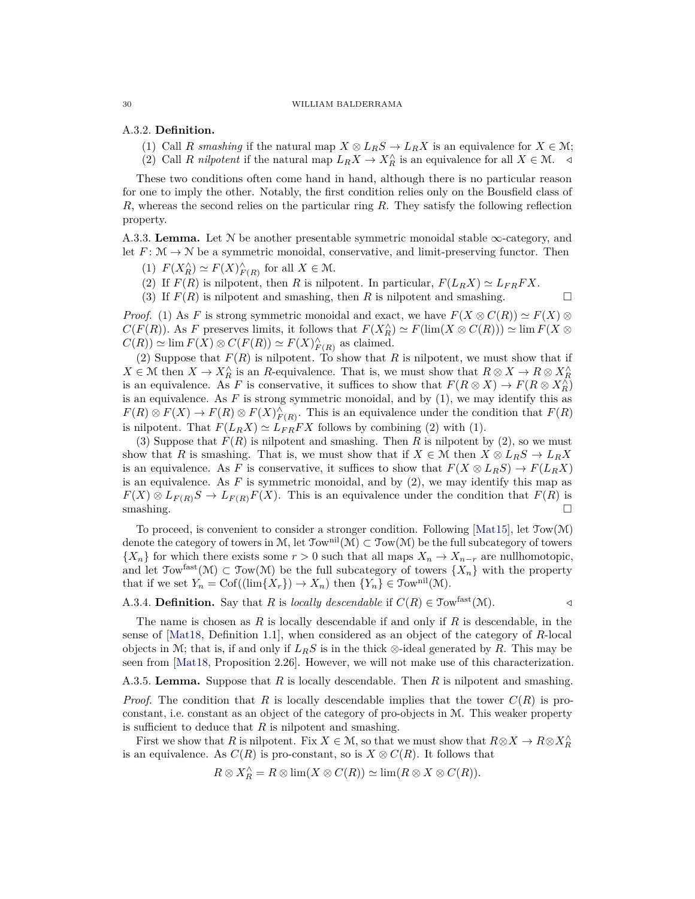**A.3.2. Definition.**

(1) Call $R$ *smashing* if the natural map $X \otimes L_R S \to L_R X$ is an equivalence for $X \in \mathcal{M}$;
(2) Call $R$ *nilpotent* if the natural map $L_R X \to X_R^\wedge$ is an equivalence for all $X \in \mathcal{M}$. ◁

These two conditions often come hand in hand, although there is no particular reason for one to imply the other. Notably, the first condition relies only on the Bousfield class of $R$, whereas the second relies on the particular ring $R$. They satisfy the following reflection property.

**A.3.3. Lemma.** Let $\mathcal{N}$ be another presentable symmetric monoidal stable $\infty$-category, and let $F\colon \mathcal{M} \to \mathcal{N}$ be a symmetric monoidal, conservative, and limit-preserving functor. Then

(1) $F(X_R^\wedge) \simeq F(X)_{F(R)}^\wedge$ for all $X \in \mathcal{M}$.
(2) If $F(R)$ is nilpotent, then $R$ is nilpotent. In particular, $F(L_R X) \simeq L_{FR} FX$.
(3) If $F(R)$ is nilpotent and smashing, then $R$ is nilpotent and smashing. □

*Proof.* (1) As $F$ is strong symmetric monoidal and exact, we have $F(X \otimes C(R)) \simeq F(X) \otimes C(F(R))$. As $F$ preserves limits, it follows that $F(X_R^\wedge) \simeq F(\lim(X \otimes C(R))) \simeq \lim F(X \otimes C(R)) \simeq \lim F(X) \otimes C(F(R)) \simeq F(X)_{F(R)}^\wedge$ as claimed.

(2) Suppose that $F(R)$ is nilpotent. To show that $R$ is nilpotent, we must show that if $X \in \mathcal{M}$ then $X \to X_R^\wedge$ is an $R$-equivalence. That is, we must show that $R \otimes X \to R \otimes X_R^\wedge$ is an equivalence. As $F$ is conservative, it suffices to show that $F(R \otimes X) \to F(R \otimes X_R^\wedge)$ is an equivalence. As $F$ is strong symmetric monoidal, and by (1), we may identify this as $F(R) \otimes F(X) \to F(R) \otimes F(X)_{F(R)}^\wedge$. This is an equivalence under the condition that $F(R)$ is nilpotent. That $F(L_R X) \simeq L_{FR} FX$ follows by combining (2) with (1).

(3) Suppose that $F(R)$ is nilpotent and smashing. Then $R$ is nilpotent by (2), so we must show that $R$ is smashing. That is, we must show that if $X \in \mathcal{M}$ then $X \otimes L_R S \to L_R X$ is an equivalence. As $F$ is conservative, it suffices to show that $F(X \otimes L_R S) \to F(L_R X)$ is an equivalence. As $F$ is symmetric monoidal, and by (2), we may identify this map as $F(X) \otimes L_{F(R)} S \to L_{F(R)} F(X)$. This is an equivalence under the condition that $F(R)$ is smashing. □

To proceed, is convenient to consider a stronger condition. Following [Mat15], let $\mathcal{T}\mathrm{ow}(\mathcal{M})$ denote the category of towers in $\mathcal{M}$, let $\mathcal{T}\mathrm{ow}^{\mathrm{nil}}(\mathcal{M}) \subset \mathcal{T}\mathrm{ow}(\mathcal{M})$ be the full subcategory of towers $\{X_n\}$ for which there exists some $r > 0$ such that all maps $X_n \to X_{n-r}$ are nullhomotopic, and let $\mathcal{T}\mathrm{ow}^{\mathrm{fast}}(\mathcal{M}) \subset \mathcal{T}\mathrm{ow}(\mathcal{M})$ be the full subcategory of towers $\{X_n\}$ with the property that if we set $Y_n = \mathrm{Cof}((\lim\{X_r\}) \to X_n)$ then $\{Y_n\} \in \mathcal{T}\mathrm{ow}^{\mathrm{nil}}(\mathcal{M})$.

**A.3.4. Definition.** Say that $R$ is *locally descendable* if $C(R) \in \mathcal{T}\mathrm{ow}^{\mathrm{fast}}(\mathcal{M})$. ◁

The name is chosen as $R$ is locally descendable if and only if $R$ is descendable, in the sense of [Mat18, Definition 1.1], when considered as an object of the category of $R$-local objects in $\mathcal{M}$; that is, if and only if $L_R S$ is in the thick $\otimes$-ideal generated by $R$. This may be seen from [Mat18, Proposition 2.26]. However, we will not make use of this characterization.

**A.3.5. Lemma.** Suppose that $R$ is locally descendable. Then $R$ is nilpotent and smashing.

*Proof.* The condition that $R$ is locally descendable implies that the tower $C(R)$ is pro-constant, i.e. constant as an object of the category of pro-objects in $\mathcal{M}$. This weaker property is sufficient to deduce that $R$ is nilpotent and smashing.

First we show that $R$ is nilpotent. Fix $X \in \mathcal{M}$, so that we must show that $R \otimes X \to R \otimes X_R^\wedge$ is an equivalence. As $C(R)$ is pro-constant, so is $X \otimes C(R)$. It follows that

$$R \otimes X_R^\wedge = R \otimes \lim(X \otimes C(R)) \simeq \lim(R \otimes X \otimes C(R)).$$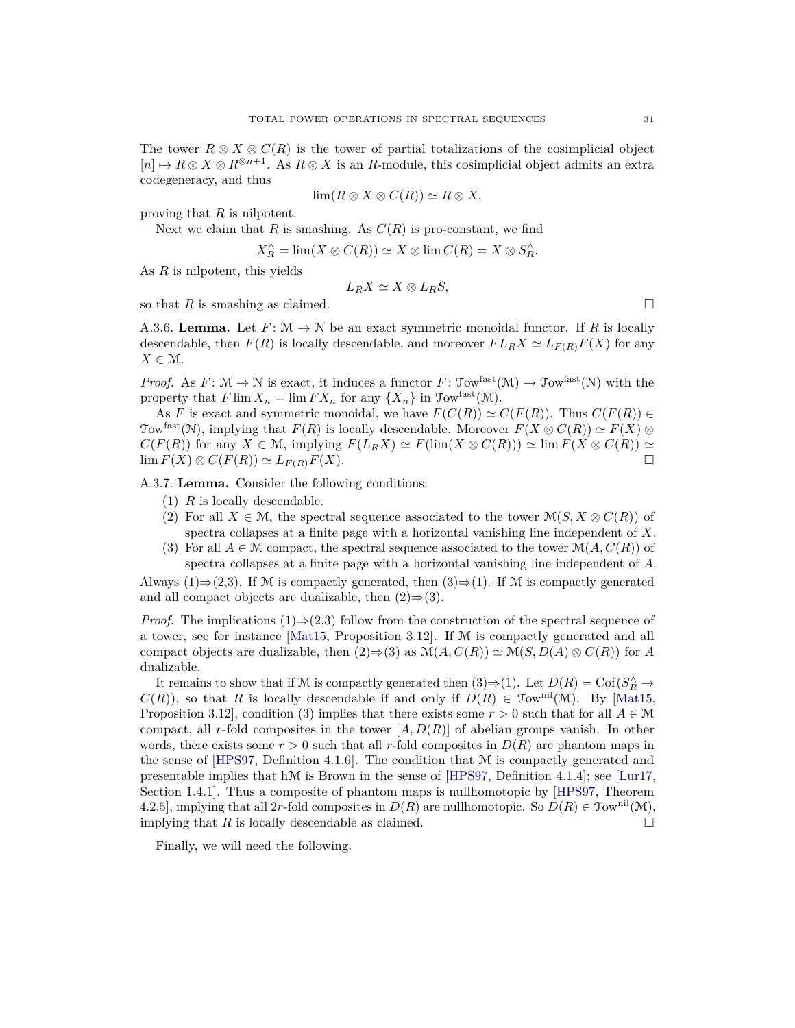The tower $R \otimes X \otimes C(R)$ is the tower of partial totalizations of the cosimplicial object $[n] \mapsto R \otimes X \otimes R^{\otimes n+1}$. As $R \otimes X$ is an $R$-module, this cosimplicial object admits an extra codegeneracy, and thus

$$\lim(R \otimes X \otimes C(R)) \simeq R \otimes X,$$

proving that $R$ is nilpotent.

Next we claim that $R$ is smashing. As $C(R)$ is pro-constant, we find

$$X_R^\wedge = \lim(X \otimes C(R)) \simeq X \otimes \lim C(R) = X \otimes S_R^\wedge.$$

As $R$ is nilpotent, this yields

$$L_R X \simeq X \otimes L_R S,$$

so that $R$ is smashing as claimed. □

A.3.6. **Lemma.** Let $F \colon \mathcal{M} \to \mathcal{N}$ be an exact symmetric monoidal functor. If $R$ is locally descendable, then $F(R)$ is locally descendable, and moreover $FL_R X \simeq L_{F(R)}F(X)$ for any $X \in \mathcal{M}$.

*Proof.* As $F \colon \mathcal{M} \to \mathcal{N}$ is exact, it induces a functor $F \colon \mathcal{T}\mathrm{ow}^{\mathrm{fast}}(\mathcal{M}) \to \mathcal{T}\mathrm{ow}^{\mathrm{fast}}(\mathcal{N})$ with the property that $F \lim X_n = \lim FX_n$ for any $\{X_n\}$ in $\mathcal{T}\mathrm{ow}^{\mathrm{fast}}(\mathcal{M})$.

As $F$ is exact and symmetric monoidal, we have $F(C(R)) \simeq C(F(R))$. Thus $C(F(R)) \in \mathcal{T}\mathrm{ow}^{\mathrm{fast}}(\mathcal{N})$, implying that $F(R)$ is locally descendable. Moreover $F(X \otimes C(R)) \simeq F(X) \otimes C(F(R))$ for any $X \in \mathcal{M}$, implying $F(L_R X) \simeq F(\lim(X \otimes C(R))) \simeq \lim F(X \otimes C(R)) \simeq \lim F(X) \otimes C(F(R)) \simeq L_{F(R)}F(X)$. □

A.3.7. **Lemma.** Consider the following conditions:

1. $R$ is locally descendable.
2. For all $X \in \mathcal{M}$, the spectral sequence associated to the tower $\mathcal{M}(S, X \otimes C(R))$ of spectra collapses at a finite page with a horizontal vanishing line independent of $X$.
3. For all $A \in \mathcal{M}$ compact, the spectral sequence associated to the tower $\mathcal{M}(A, C(R))$ of spectra collapses at a finite page with a horizontal vanishing line independent of $A$.

Always (1)⇒(2,3). If $\mathcal{M}$ is compactly generated, then (3)⇒(1). If $\mathcal{M}$ is compactly generated and all compact objects are dualizable, then (2)⇒(3).

*Proof.* The implications (1)⇒(2,3) follow from the construction of the spectral sequence of a tower, see for instance [Mat15, Proposition 3.12]. If $\mathcal{M}$ is compactly generated and all compact objects are dualizable, then (2)⇒(3) as $\mathcal{M}(A, C(R)) \simeq \mathcal{M}(S, D(A) \otimes C(R))$ for $A$ dualizable.

It remains to show that if $\mathcal{M}$ is compactly generated then (3)⇒(1). Let $D(R) = \mathrm{Cof}(S_R^\wedge \to C(R))$, so that $R$ is locally descendable if and only if $D(R) \in \mathcal{T}\mathrm{ow}^{\mathrm{nil}}(\mathcal{M})$. By [Mat15, Proposition 3.12], condition (3) implies that there exists some $r > 0$ such that for all $A \in \mathcal{M}$ compact, all $r$-fold composites in the tower $[A, D(R)]$ of abelian groups vanish. In other words, there exists some $r > 0$ such that all $r$-fold composites in $D(R)$ are phantom maps in the sense of [HPS97, Definition 4.1.6]. The condition that $\mathcal{M}$ is compactly generated and presentable implies that $\mathrm{h}\mathcal{M}$ is Brown in the sense of [HPS97, Definition 4.1.4]; see [Lur17, Section 1.4.1]. Thus a composite of phantom maps is nullhomotopic by [HPS97, Theorem 4.2.5], implying that all $2r$-fold composites in $D(R)$ are nullhomotopic. So $D(R) \in \mathcal{T}\mathrm{ow}^{\mathrm{nil}}(\mathcal{M})$, implying that $R$ is locally descendable as claimed. □

Finally, we will need the following.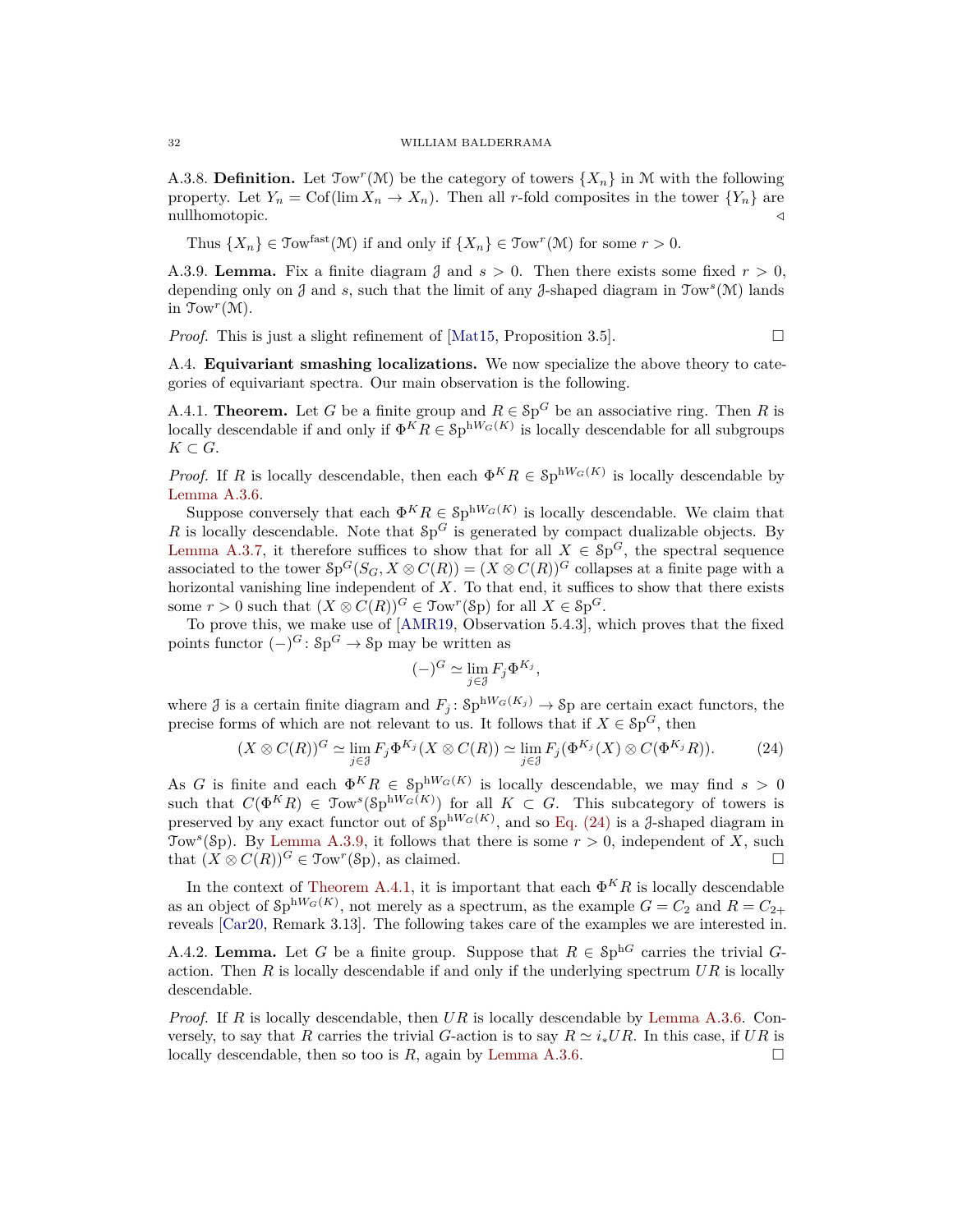A.3.8. **Definition.** Let $\mathcal{T}\mathrm{ow}^r(\mathcal{M})$ be the category of towers $\{X_n\}$ in $\mathcal{M}$ with the following property. Let $Y_n = \mathrm{Cof}(\lim X_n \to X_n)$. Then all $r$-fold composites in the tower $\{Y_n\}$ are nullhomotopic. ◁

Thus $\{X_n\} \in \mathcal{T}\mathrm{ow}^{\mathrm{fast}}(\mathcal{M})$ if and only if $\{X_n\} \in \mathcal{T}\mathrm{ow}^r(\mathcal{M})$ for some $r > 0$.

A.3.9. **Lemma.** Fix a finite diagram $\mathcal{J}$ and $s > 0$. Then there exists some fixed $r > 0$, depending only on $\mathcal{J}$ and $s$, such that the limit of any $\mathcal{J}$-shaped diagram in $\mathcal{T}\mathrm{ow}^s(\mathcal{M})$ lands in $\mathcal{T}\mathrm{ow}^r(\mathcal{M})$.

*Proof.* This is just a slight refinement of [Mat15, Proposition 3.5]. □

A.4. **Equivariant smashing localizations.** We now specialize the above theory to categories of equivariant spectra. Our main observation is the following.

A.4.1. **Theorem.** Let $G$ be a finite group and $R \in \mathcal{S}\mathrm{p}^G$ be an associative ring. Then $R$ is locally descendable if and only if $\Phi^K R \in \mathcal{S}\mathrm{p}^{\mathrm{h}W_G(K)}$ is locally descendable for all subgroups $K \subset G$.

*Proof.* If $R$ is locally descendable, then each $\Phi^K R \in \mathcal{S}\mathrm{p}^{\mathrm{h}W_G(K)}$ is locally descendable by Lemma A.3.6.

Suppose conversely that each $\Phi^K R \in \mathcal{S}\mathrm{p}^{\mathrm{h}W_G(K)}$ is locally descendable. We claim that $R$ is locally descendable. Note that $\mathcal{S}\mathrm{p}^G$ is generated by compact dualizable objects. By Lemma A.3.7, it therefore suffices to show that for all $X \in \mathcal{S}\mathrm{p}^G$, the spectral sequence associated to the tower $\mathcal{S}\mathrm{p}^G(S_G, X \otimes C(R)) = (X \otimes C(R))^G$ collapses at a finite page with a horizontal vanishing line independent of $X$. To that end, it suffices to show that there exists some $r > 0$ such that $(X \otimes C(R))^G \in \mathcal{T}\mathrm{ow}^r(\mathcal{S}\mathrm{p})$ for all $X \in \mathcal{S}\mathrm{p}^G$.

To prove this, we make use of [AMR19, Observation 5.4.3], which proves that the fixed points functor $(-)^G \colon \mathcal{S}\mathrm{p}^G \to \mathcal{S}\mathrm{p}$ may be written as

$$(-)^G \simeq \lim_{j \in \mathcal{J}} F_j \Phi^{K_j},$$

where $\mathcal{J}$ is a certain finite diagram and $F_j \colon \mathcal{S}\mathrm{p}^{\mathrm{h}W_G(K_j)} \to \mathcal{S}\mathrm{p}$ are certain exact functors, the precise forms of which are not relevant to us. It follows that if $X \in \mathcal{S}\mathrm{p}^G$, then

$$(X \otimes C(R))^G \simeq \lim_{j \in \mathcal{J}} F_j \Phi^{K_j}(X \otimes C(R)) \simeq \lim_{j \in \mathcal{J}} F_j(\Phi^{K_j}(X) \otimes C(\Phi^{K_j} R)). \tag{24}$$

As $G$ is finite and each $\Phi^K R \in \mathcal{S}\mathrm{p}^{\mathrm{h}W_G(K)}$ is locally descendable, we may find $s > 0$ such that $C(\Phi^K R) \in \mathcal{T}\mathrm{ow}^s(\mathcal{S}\mathrm{p}^{\mathrm{h}W_G(K)})$ for all $K \subset G$. This subcategory of towers is preserved by any exact functor out of $\mathcal{S}\mathrm{p}^{\mathrm{h}W_G(K)}$, and so Eq. (24) is a $\mathcal{J}$-shaped diagram in $\mathcal{T}\mathrm{ow}^s(\mathcal{S}\mathrm{p})$. By Lemma A.3.9, it follows that there is some $r > 0$, independent of $X$, such that $(X \otimes C(R))^G \in \mathcal{T}\mathrm{ow}^r(\mathcal{S}\mathrm{p})$, as claimed. □

In the context of Theorem A.4.1, it is important that each $\Phi^K R$ is locally descendable as an object of $\mathcal{S}\mathrm{p}^{\mathrm{h}W_G(K)}$, not merely as a spectrum, as the example $G = C_2$ and $R = C_{2+}$ reveals [Car20, Remark 3.13]. The following takes care of the examples we are interested in.

A.4.2. **Lemma.** Let $G$ be a finite group. Suppose that $R \in \mathcal{S}\mathrm{p}^{\mathrm{h}G}$ carries the trivial $G$-action. Then $R$ is locally descendable if and only if the underlying spectrum $UR$ is locally descendable.

*Proof.* If $R$ is locally descendable, then $UR$ is locally descendable by Lemma A.3.6. Conversely, to say that $R$ carries the trivial $G$-action is to say $R \simeq i_* UR$. In this case, if $UR$ is locally descendable, then so too is $R$, again by Lemma A.3.6. □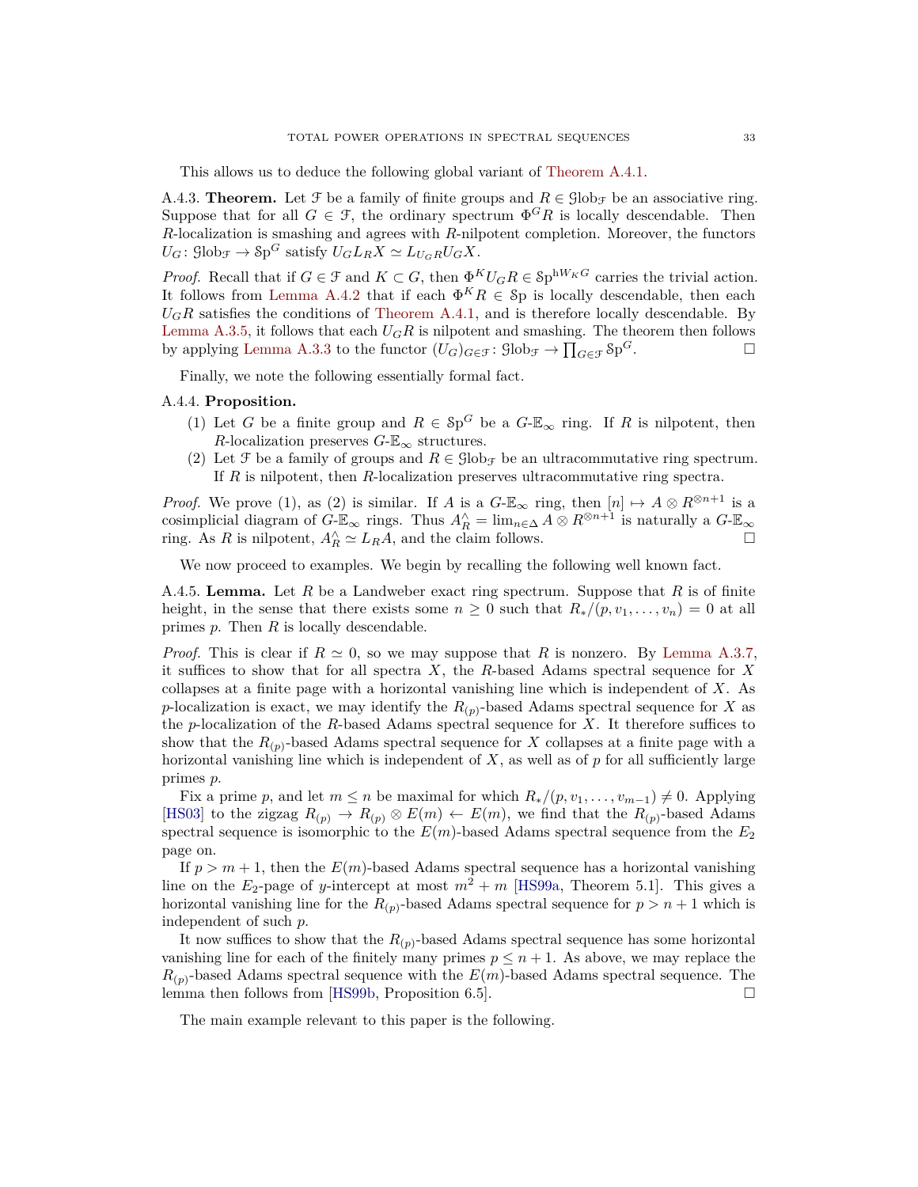This allows us to deduce the following global variant of Theorem A.4.1.

A.4.3. **Theorem.** Let $\mathcal{F}$ be a family of finite groups and $R \in \mathcal{G}\mathrm{lob}_{\mathcal{F}}$ be an associative ring. Suppose that for all $G \in \mathcal{F}$, the ordinary spectrum $\Phi^G R$ is locally descendable. Then $R$-localization is smashing and agrees with $R$-nilpotent completion. Moreover, the functors $U_G \colon \mathcal{G}\mathrm{lob}_{\mathcal{F}} \to \mathcal{S}\mathrm{p}^G$ satisfy $U_G L_R X \simeq L_{U_G R} U_G X$.

*Proof.* Recall that if $G \in \mathcal{F}$ and $K \subset G$, then $\Phi^K U_G R \in \mathcal{S}\mathrm{p}^{\mathrm{h}W_K G}$ carries the trivial action. It follows from Lemma A.4.2 that if each $\Phi^K R \in \mathcal{S}\mathrm{p}$ is locally descendable, then each $U_G R$ satisfies the conditions of Theorem A.4.1, and is therefore locally descendable. By Lemma A.3.5, it follows that each $U_G R$ is nilpotent and smashing. The theorem then follows by applying Lemma A.3.3 to the functor $(U_G)_{G \in \mathcal{F}} \colon \mathcal{G}\mathrm{lob}_{\mathcal{F}} \to \prod_{G \in \mathcal{F}} \mathcal{S}\mathrm{p}^G$. □

Finally, we note the following essentially formal fact.

A.4.4. **Proposition.**

1. Let $G$ be a finite group and $R \in \mathcal{S}\mathrm{p}^G$ be a $G$-$\mathbb{E}_\infty$ ring. If $R$ is nilpotent, then $R$-localization preserves $G$-$\mathbb{E}_\infty$ structures.
2. Let $\mathcal{F}$ be a family of groups and $R \in \mathcal{G}\mathrm{lob}_{\mathcal{F}}$ be an ultracommutative ring spectrum. If $R$ is nilpotent, then $R$-localization preserves ultracommutative ring spectra.

*Proof.* We prove (1), as (2) is similar. If $A$ is a $G$-$\mathbb{E}_\infty$ ring, then $[n] \mapsto A \otimes R^{\otimes n+1}$ is a cosimplicial diagram of $G$-$\mathbb{E}_\infty$ rings. Thus $A^\wedge_R = \lim_{n \in \Delta} A \otimes R^{\otimes n+1}$ is naturally a $G$-$\mathbb{E}_\infty$ ring. As $R$ is nilpotent, $A^\wedge_R \simeq L_R A$, and the claim follows. □

We now proceed to examples. We begin by recalling the following well known fact.

A.4.5. **Lemma.** Let $R$ be a Landweber exact ring spectrum. Suppose that $R$ is of finite height, in the sense that there exists some $n \geq 0$ such that $R_*/(p, v_1, \ldots, v_n) = 0$ at all primes $p$. Then $R$ is locally descendable.

*Proof.* This is clear if $R \simeq 0$, so we may suppose that $R$ is nonzero. By Lemma A.3.7, it suffices to show that for all spectra $X$, the $R$-based Adams spectral sequence for $X$ collapses at a finite page with a horizontal vanishing line which is independent of $X$. As $p$-localization is exact, we may identify the $R_{(p)}$-based Adams spectral sequence for $X$ as the $p$-localization of the $R$-based Adams spectral sequence for $X$. It therefore suffices to show that the $R_{(p)}$-based Adams spectral sequence for $X$ collapses at a finite page with a horizontal vanishing line which is independent of $X$, as well as of $p$ for all sufficiently large primes $p$.

Fix a prime $p$, and let $m \leq n$ be maximal for which $R_*/(p, v_1, \ldots, v_{m-1}) \neq 0$. Applying [HS03] to the zigzag $R_{(p)} \to R_{(p)} \otimes E(m) \leftarrow E(m)$, we find that the $R_{(p)}$-based Adams spectral sequence is isomorphic to the $E(m)$-based Adams spectral sequence from the $E_2$ page on.

If $p > m+1$, then the $E(m)$-based Adams spectral sequence has a horizontal vanishing line on the $E_2$-page of $y$-intercept at most $m^2 + m$ [HS99a, Theorem 5.1]. This gives a horizontal vanishing line for the $R_{(p)}$-based Adams spectral sequence for $p > n+1$ which is independent of such $p$.

It now suffices to show that the $R_{(p)}$-based Adams spectral sequence has some horizontal vanishing line for each of the finitely many primes $p \leq n+1$. As above, we may replace the $R_{(p)}$-based Adams spectral sequence with the $E(m)$-based Adams spectral sequence. The lemma then follows from [HS99b, Proposition 6.5]. □

The main example relevant to this paper is the following.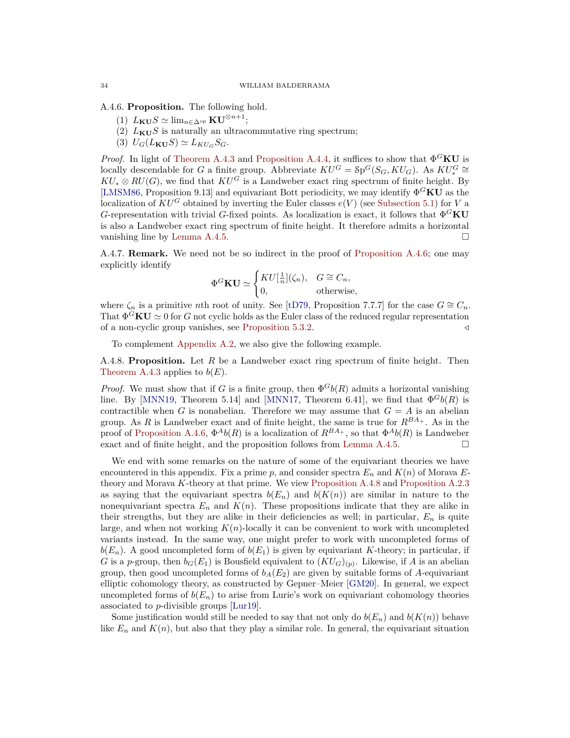A.4.6. **Proposition.** The following hold.

1. $L_{\mathbf{KU}}S \simeq \lim_{n\in\Delta^{\mathrm{op}}} \mathbf{KU}^{\otimes n+1}$;
2. $L_{\mathbf{KU}}S$ is naturally an ultracommutative ring spectrum;
3. $U_G(L_{\mathbf{KU}}S) \simeq L_{KU_G}S_G$.

*Proof.* In light of Theorem A.4.3 and Proposition A.4.4, it suffices to show that $\Phi^G\mathbf{KU}$ is locally descendable for $G$ a finite group. Abbreviate $KU^G = \mathcal{S}\mathrm{p}^G(S_G, KU_G)$. As $KU^G_* \cong KU_* \otimes RU(G)$, we find that $KU^G$ is a Landweber exact ring spectrum of finite height. By [LMSM86, Proposition 9.13] and equivariant Bott periodicity, we may identify $\Phi^G\mathbf{KU}$ as the localization of $KU^G$ obtained by inverting the Euler classes $e(V)$ (see Subsection 5.1) for $V$ a $G$-representation with trivial $G$-fixed points. As localization is exact, it follows that $\Phi^G\mathbf{KU}$ is also a Landweber exact ring spectrum of finite height. It therefore admits a horizontal vanishing line by Lemma A.4.5. □

A.4.7. **Remark.** We need not be so indirect in the proof of Proposition A.4.6; one may explicitly identify

$$\Phi^G\mathbf{KU} \simeq \begin{cases} KU[\tfrac{1}{n}](\zeta_n), & G \cong C_n, \\ 0, & \text{otherwise,} \end{cases}$$

where $\zeta_n$ is a primitive $n$th root of unity. See [tD79, Proposition 7.7.7] for the case $G \cong C_n$. That $\Phi^G\mathbf{KU} \simeq 0$ for $G$ not cyclic holds as the Euler class of the reduced regular representation of a non-cyclic group vanishes, see Proposition 5.3.2. ◁

To complement Appendix A.2, we also give the following example.

A.4.8. **Proposition.** Let $R$ be a Landweber exact ring spectrum of finite height. Then Theorem A.4.3 applies to $b(E)$.

*Proof.* We must show that if $G$ is a finite group, then $\Phi^G b(R)$ admits a horizontal vanishing line. By [MNN19, Theorem 5.14] and [MNN17, Theorem 6.41], we find that $\Phi^G b(R)$ is contractible when $G$ is nonabelian. Therefore we may assume that $G = A$ is an abelian group. As $R$ is Landweber exact and of finite height, the same is true for $R^{BA_+}$. As in the proof of Proposition A.4.6, $\Phi^A b(R)$ is a localization of $R^{BA_+}$, so that $\Phi^A b(R)$ is Landweber exact and of finite height, and the proposition follows from Lemma A.4.5. □

We end with some remarks on the nature of some of the equivariant theories we have encountered in this appendix. Fix a prime $p$, and consider spectra $E_n$ and $K(n)$ of Morava $E$-theory and Morava $K$-theory at that prime. We view Proposition A.4.8 and Proposition A.2.3 as saying that the equivariant spectra $b(E_n)$ and $b(K(n))$ are similar in nature to the nonequivariant spectra $E_n$ and $K(n)$. These propositions indicate that they are alike in their strengths, but they are alike in their deficiencies as well; in particular, $E_n$ is quite large, and when not working $K(n)$-locally it can be convenient to work with uncompleted variants instead. In the same way, one might prefer to work with uncompleted forms of $b(E_n)$. A good uncompleted form of $b(E_1)$ is given by equivariant $K$-theory; in particular, if $G$ is a $p$-group, then $b_G(E_1)$ is Bousfield equivalent to $(KU_G)_{(p)}$. Likewise, if $A$ is an abelian group, then good uncompleted forms of $b_A(E_2)$ are given by suitable forms of $A$-equivariant elliptic cohomology theory, as constructed by Gepner–Meier [GM20]. In general, we expect uncompleted forms of $b(E_n)$ to arise from Lurie's work on equivariant cohomology theories associated to $p$-divisible groups [Lur19].

Some justification would still be needed to say that not only do $b(E_n)$ and $b(K(n))$ behave like $E_n$ and $K(n)$, but also that they play a similar role. In general, the equivariant situation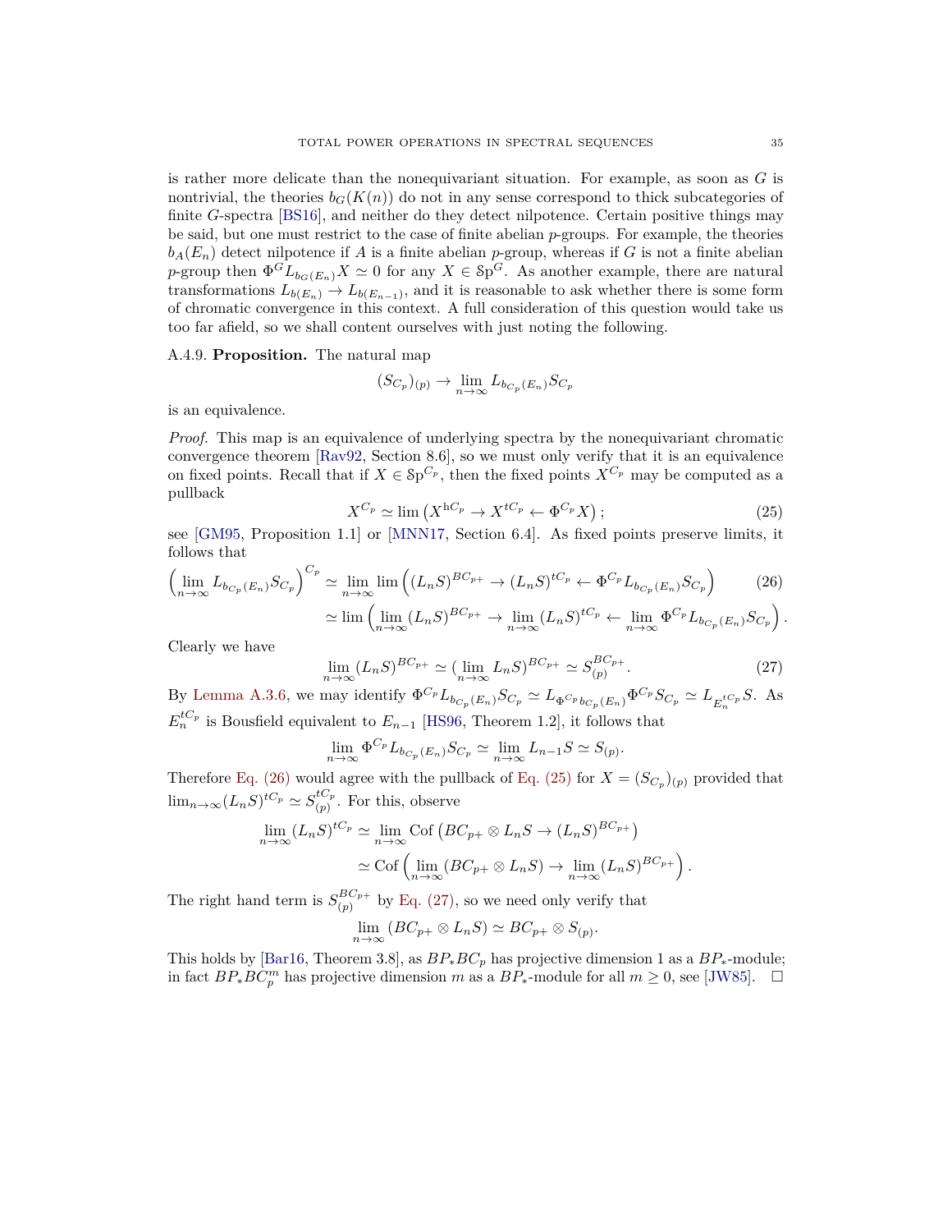is rather more delicate than the nonequivariant situation. For example, as soon as $G$ is nontrivial, the theories $b_G(K(n))$ do not in any sense correspond to thick subcategories of finite $G$-spectra [BS16], and neither do they detect nilpotence. Certain positive things may be said, but one must restrict to the case of finite abelian $p$-groups. For example, the theories $b_A(E_n)$ detect nilpotence if $A$ is a finite abelian $p$-group, whereas if $G$ is not a finite abelian $p$-group then $\Phi^G L_{b_G(E_n)} X \simeq 0$ for any $X \in \mathcal{S}\mathrm{p}^G$. As another example, there are natural transformations $L_{b(E_n)} \to L_{b(E_{n-1})}$, and it is reasonable to ask whether there is some form of chromatic convergence in this context. A full consideration of this question would take us too far afield, so we shall content ourselves with just noting the following.

A.4.9. **Proposition.** The natural map

$$(S_{C_p})_{(p)} \to \lim_{n\to\infty} L_{b_{C_p}(E_n)} S_{C_p}$$

is an equivalence.

*Proof.* This map is an equivalence of underlying spectra by the nonequivariant chromatic convergence theorem [Rav92, Section 8.6], so we must only verify that it is an equivalence on fixed points. Recall that if $X \in \mathcal{S}\mathrm{p}^{C_p}$, then the fixed points $X^{C_p}$ may be computed as a pullback

$$X^{C_p} \simeq \lim\left(X^{\mathrm{h}C_p} \to X^{tC_p} \leftarrow \Phi^{C_p} X\right); \tag{25}$$

see [GM95, Proposition 1.1] or [MNN17, Section 6.4]. As fixed points preserve limits, it follows that

$$\begin{aligned}\left(\lim_{n\to\infty} L_{b_{C_p}(E_n)} S_{C_p}\right)^{C_p} &\simeq \lim_{n\to\infty} \lim\left((L_n S)^{BC_{p+}} \to (L_n S)^{tC_p} \leftarrow \Phi^{C_p} L_{b_{C_p}(E_n)} S_{C_p}\right) \qquad (26)\\ &\simeq \lim\left(\lim_{n\to\infty} (L_n S)^{BC_{p+}} \to \lim_{n\to\infty} (L_n S)^{tC_p} \leftarrow \lim_{n\to\infty} \Phi^{C_p} L_{b_{C_p}(E_n)} S_{C_p}\right).\end{aligned}$$

Clearly we have

$$\lim_{n\to\infty} (L_n S)^{BC_{p+}} \simeq (\lim_{n\to\infty} L_n S)^{BC_{p+}} \simeq S_{(p)}^{BC_{p+}}. \tag{27}$$

By Lemma A.3.6, we may identify $\Phi^{C_p} L_{b_{C_p}(E_n)} S_{C_p} \simeq L_{\Phi^{C_p} b_{C_p}(E_n)} \Phi^{C_p} S_{C_p} \simeq L_{E_n^{tC_p}} S$. As $E_n^{tC_p}$ is Bousfield equivalent to $E_{n-1}$ [HS96, Theorem 1.2], it follows that

$$\lim_{n\to\infty} \Phi^{C_p} L_{b_{C_p}(E_n)} S_{C_p} \simeq \lim_{n\to\infty} L_{n-1} S \simeq S_{(p)}.$$

Therefore Eq. (26) would agree with the pullback of Eq. (25) for $X = (S_{C_p})_{(p)}$ provided that $\lim_{n\to\infty} (L_n S)^{tC_p} \simeq S_{(p)}^{tC_p}$. For this, observe

$$\begin{aligned}\lim_{n\to\infty} (L_n S)^{tC_p} &\simeq \lim_{n\to\infty} \mathrm{Cof}\left(BC_{p+} \otimes L_n S \to (L_n S)^{BC_{p+}}\right)\\ &\simeq \mathrm{Cof}\left(\lim_{n\to\infty} (BC_{p+} \otimes L_n S) \to \lim_{n\to\infty} (L_n S)^{BC_{p+}}\right).\end{aligned}$$

The right hand term is $S_{(p)}^{BC_{p+}}$ by Eq. (27), so we need only verify that

$$\lim_{n\to\infty} (BC_{p+} \otimes L_n S) \simeq BC_{p+} \otimes S_{(p)}.$$

This holds by [Bar16, Theorem 3.8], as $BP_* BC_p$ has projective dimension 1 as a $BP_*$-module; in fact $BP_* BC_p^m$ has projective dimension $m$ as a $BP_*$-module for all $m \geq 0$, see [JW85]. $\square$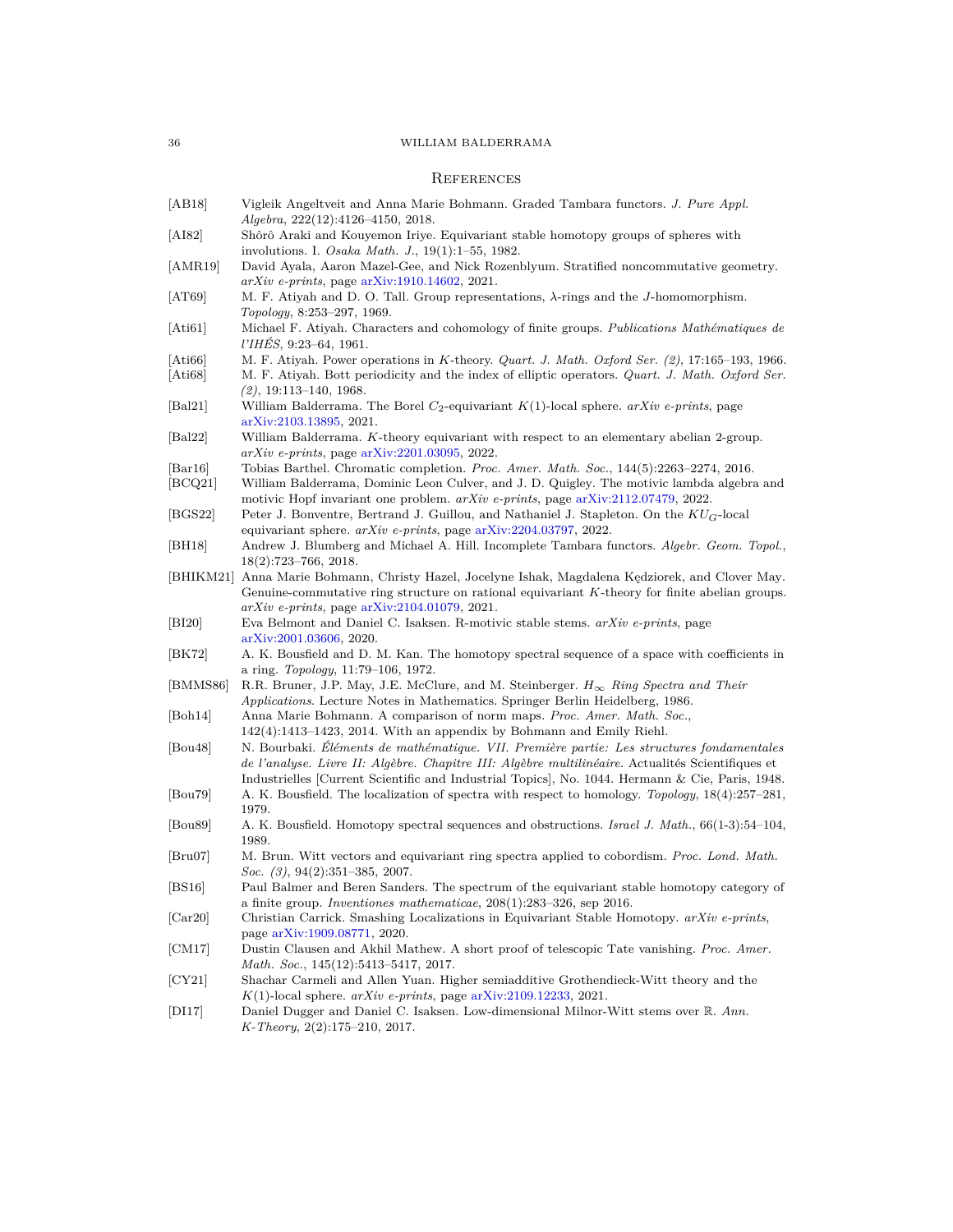## References

[AB18] Vigleik Angeltveit and Anna Marie Bohmann. Graded Tambara functors. *J. Pure Appl. Algebra*, 222(12):4126–4150, 2018.

[AI82] Shôrô Araki and Kouyemon Iriye. Equivariant stable homotopy groups of spheres with involutions. I. *Osaka Math. J.*, 19(1):1–55, 1982.

[AMR19] David Ayala, Aaron Mazel-Gee, and Nick Rozenblyum. Stratified noncommutative geometry. *arXiv e-prints*, page arXiv:1910.14602, 2021.

[AT69] M. F. Atiyah and D. O. Tall. Group representations, $\lambda$-rings and the $J$-homomorphism. *Topology*, 8:253–297, 1969.

[Ati61] Michael F. Atiyah. Characters and cohomology of finite groups. *Publications Mathématiques de l'IHÉS*, 9:23–64, 1961.

[Ati66] M. F. Atiyah. Power operations in $K$-theory. *Quart. J. Math. Oxford Ser. (2)*, 17:165–193, 1966.

[Ati68] M. F. Atiyah. Bott periodicity and the index of elliptic operators. *Quart. J. Math. Oxford Ser. (2)*, 19:113–140, 1968.

[Bal21] William Balderrama. The Borel $C_2$-equivariant $K(1)$-local sphere. *arXiv e-prints*, page arXiv:2103.13895, 2021.

[Bal22] William Balderrama. $K$-theory equivariant with respect to an elementary abelian 2-group. *arXiv e-prints*, page arXiv:2201.03095, 2022.

[Bar16] Tobias Barthel. Chromatic completion. *Proc. Amer. Math. Soc.*, 144(5):2263–2274, 2016.

[BCQ21] William Balderrama, Dominic Leon Culver, and J. D. Quigley. The motivic lambda algebra and motivic Hopf invariant one problem. *arXiv e-prints*, page arXiv:2112.07479, 2022.

[BGS22] Peter J. Bonventre, Bertrand J. Guillou, and Nathaniel J. Stapleton. On the $KU_G$-local equivariant sphere. *arXiv e-prints*, page arXiv:2204.03797, 2022.

[BH18] Andrew J. Blumberg and Michael A. Hill. Incomplete Tambara functors. *Algebr. Geom. Topol.*, 18(2):723–766, 2018.

[BHIKM21] Anna Marie Bohmann, Christy Hazel, Jocelyne Ishak, Magdalena Kędziorek, and Clover May. Genuine-commutative ring structure on rational equivariant $K$-theory for finite abelian groups. *arXiv e-prints*, page arXiv:2104.01079, 2021.

[BI20] Eva Belmont and Daniel C. Isaksen. R-motivic stable stems. *arXiv e-prints*, page arXiv:2001.03606, 2020.

[BK72] A. K. Bousfield and D. M. Kan. The homotopy spectral sequence of a space with coefficients in a ring. *Topology*, 11:79–106, 1972.

[BMMS86] R.R. Bruner, J.P. May, J.E. McClure, and M. Steinberger. *$H_\infty$ Ring Spectra and Their Applications*. Lecture Notes in Mathematics. Springer Berlin Heidelberg, 1986.

[Boh14] Anna Marie Bohmann. A comparison of norm maps. *Proc. Amer. Math. Soc.*, 142(4):1413–1423, 2014. With an appendix by Bohmann and Emily Riehl.

[Bou48] N. Bourbaki. *Éléments de mathématique. VII. Première partie: Les structures fondamentales de l'analyse. Livre II: Algèbre. Chapitre III: Algèbre multilinéaire.* Actualités Scientifiques et Industrielles [Current Scientific and Industrial Topics], No. 1044. Hermann & Cie, Paris, 1948.

[Bou79] A. K. Bousfield. The localization of spectra with respect to homology. *Topology*, 18(4):257–281, 1979.

[Bou89] A. K. Bousfield. Homotopy spectral sequences and obstructions. *Israel J. Math.*, 66(1-3):54–104, 1989.

[Bru07] M. Brun. Witt vectors and equivariant ring spectra applied to cobordism. *Proc. Lond. Math. Soc. (3)*, 94(2):351–385, 2007.

[BS16] Paul Balmer and Beren Sanders. The spectrum of the equivariant stable homotopy category of a finite group. *Inventiones mathematicae*, 208(1):283–326, sep 2016.

[Car20] Christian Carrick. Smashing Localizations in Equivariant Stable Homotopy. *arXiv e-prints*, page arXiv:1909.08771, 2020.

[CM17] Dustin Clausen and Akhil Mathew. A short proof of telescopic Tate vanishing. *Proc. Amer. Math. Soc.*, 145(12):5413–5417, 2017.

[CY21] Shachar Carmeli and Allen Yuan. Higher semiadditive Grothendieck-Witt theory and the $K(1)$-local sphere. *arXiv e-prints*, page arXiv:2109.12233, 2021.

[DI17] Daniel Dugger and Daniel C. Isaksen. Low-dimensional Milnor-Witt stems over $\mathbb{R}$. *Ann. K-Theory*, 2(2):175–210, 2017.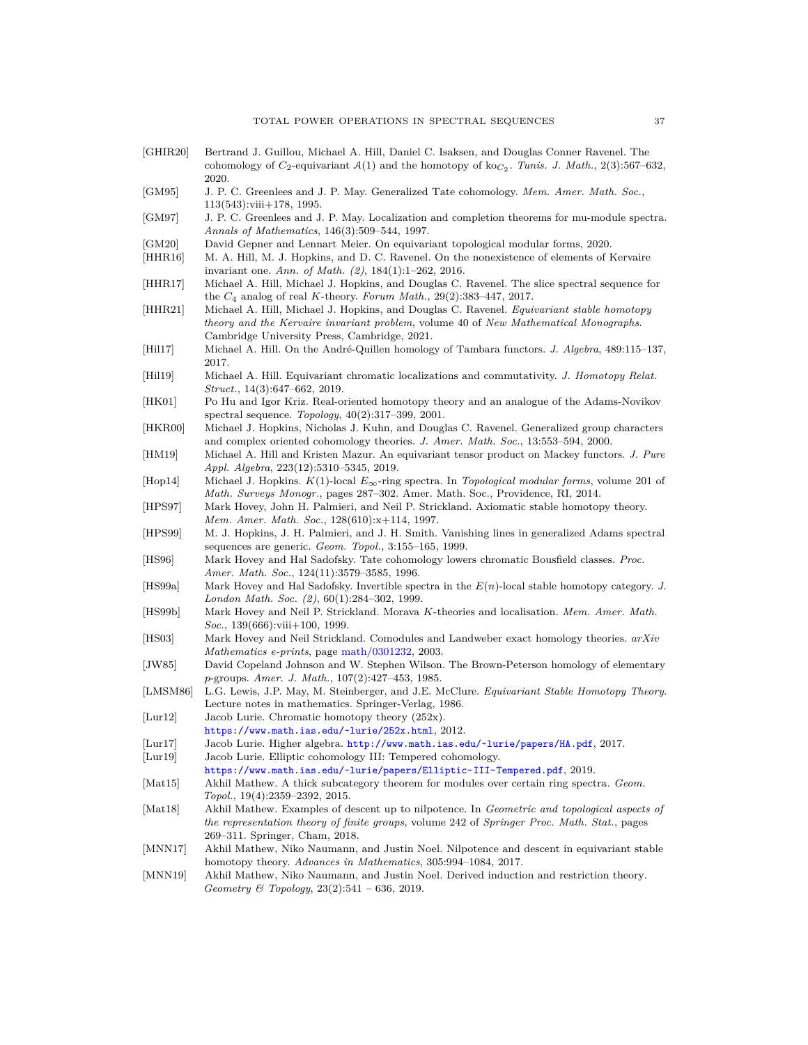[GHIR20] Bertrand J. Guillou, Michael A. Hill, Daniel C. Isaksen, and Douglas Conner Ravenel. The cohomology of $C_2$-equivariant $\mathcal{A}(1)$ and the homotopy of $\mathrm{ko}_{C_2}$. *Tunis. J. Math.*, 2(3):567–632, 2020.

[GM95] J. P. C. Greenlees and J. P. May. Generalized Tate cohomology. *Mem. Amer. Math. Soc.*, 113(543):viii+178, 1995.

[GM97] J. P. C. Greenlees and J. P. May. Localization and completion theorems for mu-module spectra. *Annals of Mathematics*, 146(3):509–544, 1997.

[GM20] David Gepner and Lennart Meier. On equivariant topological modular forms, 2020.

[HHR16] M. A. Hill, M. J. Hopkins, and D. C. Ravenel. On the nonexistence of elements of Kervaire invariant one. *Ann. of Math. (2)*, 184(1):1–262, 2016.

[HHR17] Michael A. Hill, Michael J. Hopkins, and Douglas C. Ravenel. The slice spectral sequence for the $C_4$ analog of real $K$-theory. *Forum Math.*, 29(2):383–447, 2017.

[HHR21] Michael A. Hill, Michael J. Hopkins, and Douglas C. Ravenel. *Equivariant stable homotopy theory and the Kervaire invariant problem*, volume 40 of *New Mathematical Monographs*. Cambridge University Press, Cambridge, 2021.

[Hil17] Michael A. Hill. On the André-Quillen homology of Tambara functors. *J. Algebra*, 489:115–137, 2017.

[Hil19] Michael A. Hill. Equivariant chromatic localizations and commutativity. *J. Homotopy Relat. Struct.*, 14(3):647–662, 2019.

[HK01] Po Hu and Igor Kriz. Real-oriented homotopy theory and an analogue of the Adams-Novikov spectral sequence. *Topology*, 40(2):317–399, 2001.

[HKR00] Michael J. Hopkins, Nicholas J. Kuhn, and Douglas C. Ravenel. Generalized group characters and complex oriented cohomology theories. *J. Amer. Math. Soc.*, 13:553–594, 2000.

[HM19] Michael A. Hill and Kristen Mazur. An equivariant tensor product on Mackey functors. *J. Pure Appl. Algebra*, 223(12):5310–5345, 2019.

[Hop14] Michael J. Hopkins. $K(1)$-local $E_\infty$-ring spectra. In *Topological modular forms*, volume 201 of *Math. Surveys Monogr.*, pages 287–302. Amer. Math. Soc., Providence, RI, 2014.

[HPS97] Mark Hovey, John H. Palmieri, and Neil P. Strickland. Axiomatic stable homotopy theory. *Mem. Amer. Math. Soc.*, 128(610):x+114, 1997.

[HPS99] M. J. Hopkins, J. H. Palmieri, and J. H. Smith. Vanishing lines in generalized Adams spectral sequences are generic. *Geom. Topol.*, 3:155–165, 1999.

[HS96] Mark Hovey and Hal Sadofsky. Tate cohomology lowers chromatic Bousfield classes. *Proc. Amer. Math. Soc.*, 124(11):3579–3585, 1996.

[HS99a] Mark Hovey and Hal Sadofsky. Invertible spectra in the $E(n)$-local stable homotopy category. *J. London Math. Soc. (2)*, 60(1):284–302, 1999.

[HS99b] Mark Hovey and Neil P. Strickland. Morava $K$-theories and localisation. *Mem. Amer. Math. Soc.*, 139(666):viii+100, 1999.

[HS03] Mark Hovey and Neil Strickland. Comodules and Landweber exact homology theories. *arXiv Mathematics e-prints*, page math/0301232, 2003.

[JW85] David Copeland Johnson and W. Stephen Wilson. The Brown-Peterson homology of elementary $p$-groups. *Amer. J. Math.*, 107(2):427–453, 1985.

[LMSM86] L.G. Lewis, J.P. May, M. Steinberger, and J.E. McClure. *Equivariant Stable Homotopy Theory*. Lecture notes in mathematics. Springer-Verlag, 1986.

[Lur12] Jacob Lurie. Chromatic homotopy theory (252x). https://www.math.ias.edu/~lurie/252x.html, 2012.

[Lur17] Jacob Lurie. Higher algebra. http://www.math.ias.edu/~lurie/papers/HA.pdf, 2017.

[Lur19] Jacob Lurie. Elliptic cohomology III: Tempered cohomology. https://www.math.ias.edu/~lurie/papers/Elliptic-III-Tempered.pdf, 2019.

[Mat15] Akhil Mathew. A thick subcategory theorem for modules over certain ring spectra. *Geom. Topol.*, 19(4):2359–2392, 2015.

[Mat18] Akhil Mathew. Examples of descent up to nilpotence. In *Geometric and topological aspects of the representation theory of finite groups*, volume 242 of *Springer Proc. Math. Stat.*, pages 269–311. Springer, Cham, 2018.

[MNN17] Akhil Mathew, Niko Naumann, and Justin Noel. Nilpotence and descent in equivariant stable homotopy theory. *Advances in Mathematics*, 305:994–1084, 2017.

[MNN19] Akhil Mathew, Niko Naumann, and Justin Noel. Derived induction and restriction theory. *Geometry & Topology*, 23(2):541 – 636, 2019.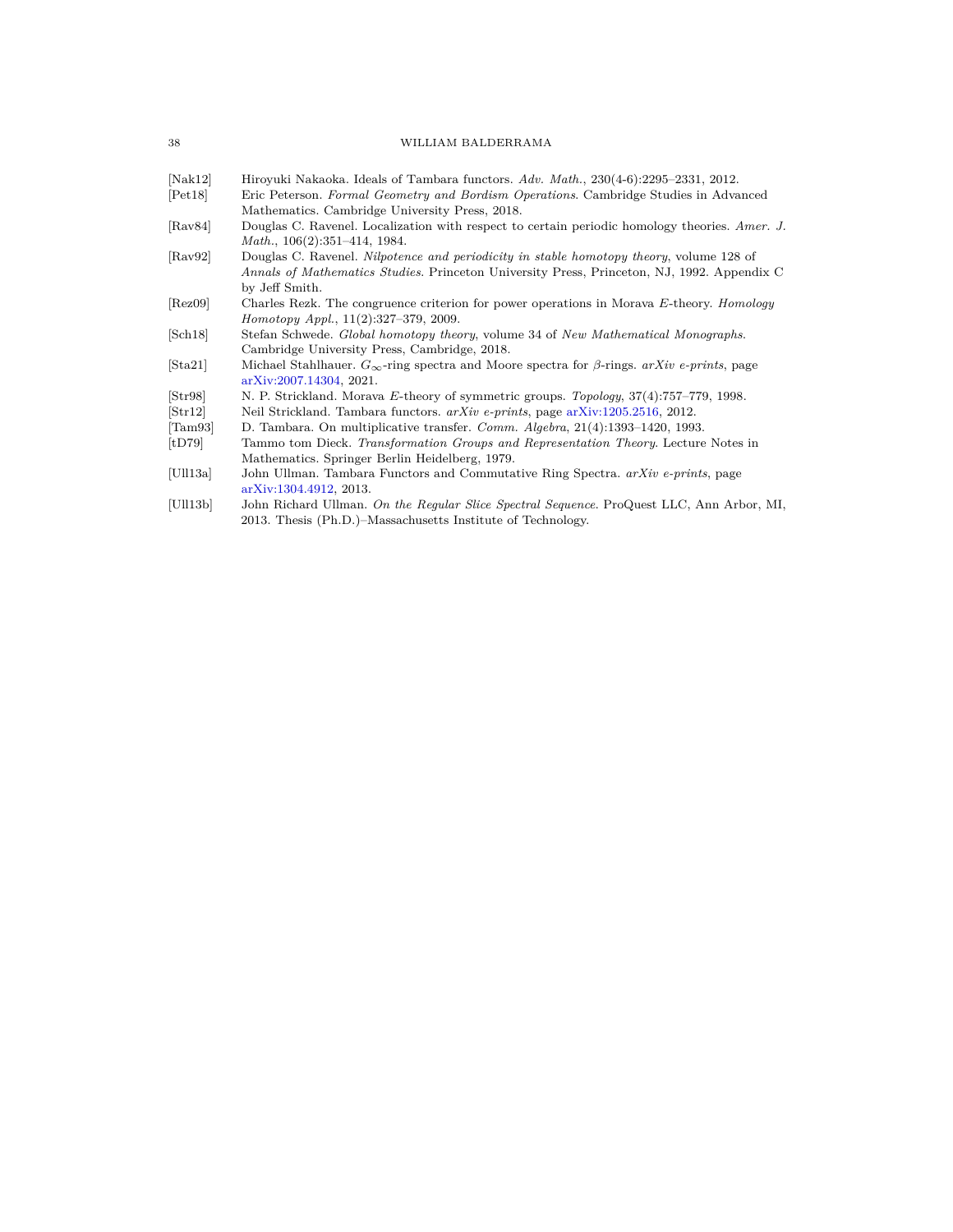[Nak12] Hiroyuki Nakaoka. Ideals of Tambara functors. *Adv. Math.*, 230(4-6):2295–2331, 2012.

[Pet18] Eric Peterson. *Formal Geometry and Bordism Operations*. Cambridge Studies in Advanced Mathematics. Cambridge University Press, 2018.

[Rav84] Douglas C. Ravenel. Localization with respect to certain periodic homology theories. *Amer. J. Math.*, 106(2):351–414, 1984.

[Rav92] Douglas C. Ravenel. *Nilpotence and periodicity in stable homotopy theory*, volume 128 of *Annals of Mathematics Studies*. Princeton University Press, Princeton, NJ, 1992. Appendix C by Jeff Smith.

[Rez09] Charles Rezk. The congruence criterion for power operations in Morava $E$-theory. *Homology Homotopy Appl.*, 11(2):327–379, 2009.

[Sch18] Stefan Schwede. *Global homotopy theory*, volume 34 of *New Mathematical Monographs*. Cambridge University Press, Cambridge, 2018.

[Sta21] Michael Stahlhauer. $G_\infty$-ring spectra and Moore spectra for $\beta$-rings. *arXiv e-prints*, page arXiv:2007.14304, 2021.

[Str98] N. P. Strickland. Morava $E$-theory of symmetric groups. *Topology*, 37(4):757–779, 1998.

[Str12] Neil Strickland. Tambara functors. *arXiv e-prints*, page arXiv:1205.2516, 2012.

[Tam93] D. Tambara. On multiplicative transfer. *Comm. Algebra*, 21(4):1393–1420, 1993.

[tD79] Tammo tom Dieck. *Transformation Groups and Representation Theory*. Lecture Notes in Mathematics. Springer Berlin Heidelberg, 1979.

[Ull13a] John Ullman. Tambara Functors and Commutative Ring Spectra. *arXiv e-prints*, page arXiv:1304.4912, 2013.

[Ull13b] John Richard Ullman. *On the Regular Slice Spectral Sequence*. ProQuest LLC, Ann Arbor, MI, 2013. Thesis (Ph.D.)–Massachusetts Institute of Technology.